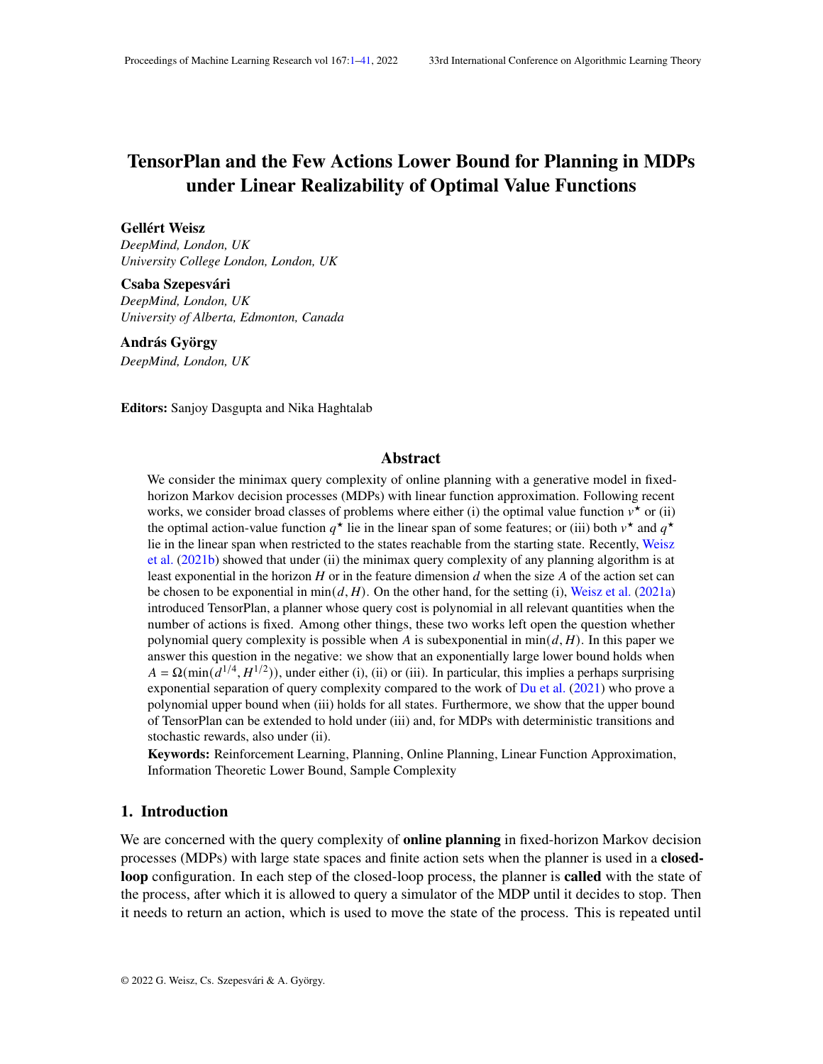# TensorPlan and the Few Actions Lower Bound for Planning in MDPs under Linear Realizability of Optimal Value Functions

**Gellért Weisz**
*DeepMind, London, UK*
*University College London, London, UK*

**Csaba Szepesvári**
*DeepMind, London, UK*
*University of Alberta, Edmonton, Canada*

**András György**
*DeepMind, London, UK*

**Editors:** Sanjoy Dasgupta and Nika Haghtalab

## Abstract

We consider the minimax query complexity of online planning with a generative model in fixed-horizon Markov decision processes (MDPs) with linear function approximation. Following recent works, we consider broad classes of problems where either (i) the optimal value function $v^\star$ or (ii) the optimal action-value function $q^\star$ lie in the linear span of some features; or (iii) both $v^\star$ and $q^\star$ lie in the linear span when restricted to the states reachable from the starting state. Recently, Weisz et al. (2021b) showed that under (ii) the minimax query complexity of any planning algorithm is at least exponential in the horizon $H$ or in the feature dimension $d$ when the size $A$ of the action set can be chosen to be exponential in $\min(d, H)$. On the other hand, for the setting (i), Weisz et al. (2021a) introduced TensorPlan, a planner whose query cost is polynomial in all relevant quantities when the number of actions is fixed. Among other things, these two works left open the question whether polynomial query complexity is possible when $A$ is subexponential in $\min(d, H)$. In this paper we answer this question in the negative: we show that an exponentially large lower bound holds when $A = \Omega(\min(d^{1/4}, H^{1/2}))$, under either (i), (ii) or (iii). In particular, this implies a perhaps surprising exponential separation of query complexity compared to the work of Du et al. (2021) who prove a polynomial upper bound when (iii) holds for all states. Furthermore, we show that the upper bound of TensorPlan can be extended to hold under (iii) and, for MDPs with deterministic transitions and stochastic rewards, also under (ii).

**Keywords:** Reinforcement Learning, Planning, Online Planning, Linear Function Approximation, Information Theoretic Lower Bound, Sample Complexity

## 1. Introduction

We are concerned with the query complexity of **online planning** in fixed-horizon Markov decision processes (MDPs) with large state spaces and finite action sets when the planner is used in a **closed-loop** configuration. In each step of the closed-loop process, the planner is **called** with the state of the process, after which it is allowed to query a simulator of the MDP until it decides to stop. Then it needs to return an action, which is used to move the state of the process. This is repeated until

© 2022 G. Weisz, Cs. Szepesvári & A. György.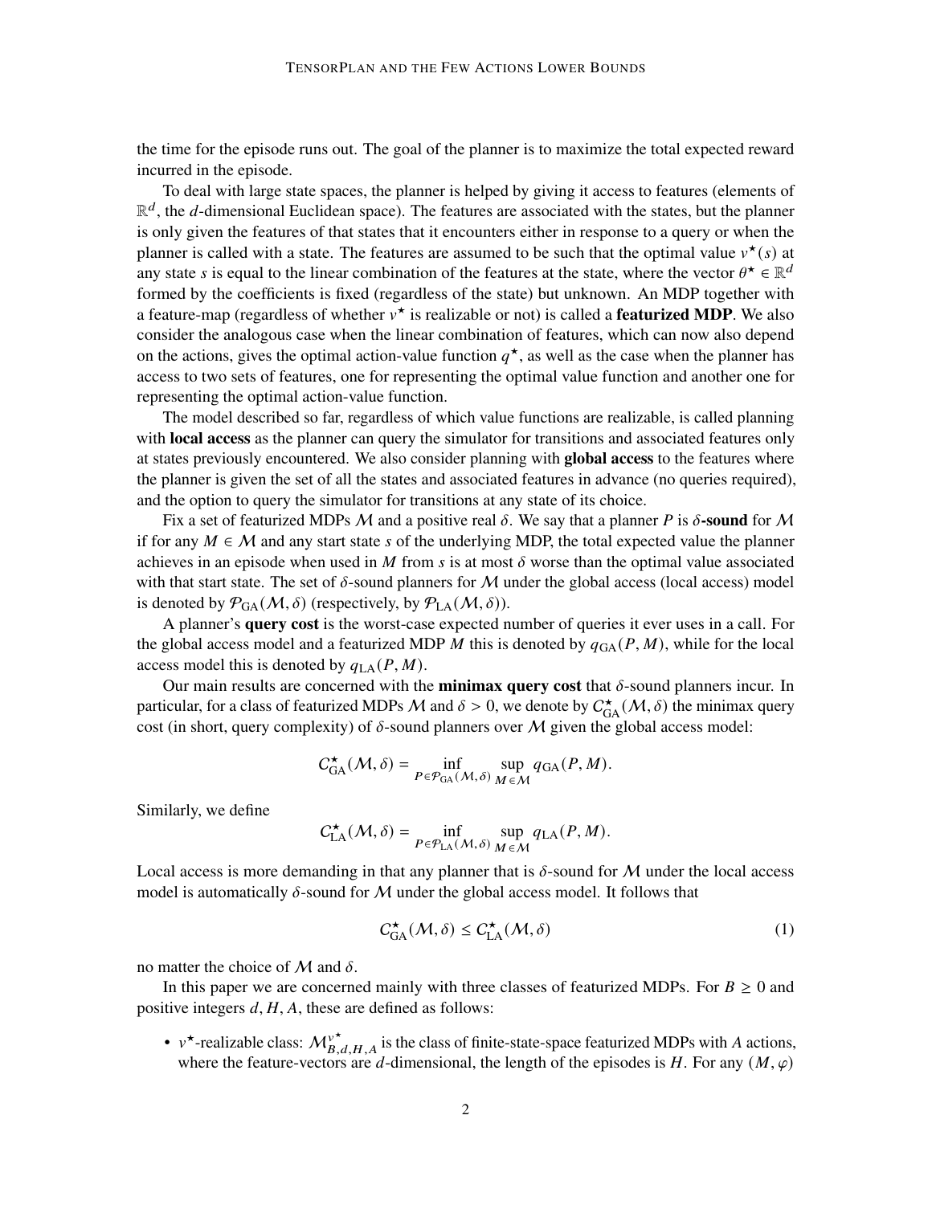the time for the episode runs out. The goal of the planner is to maximize the total expected reward incurred in the episode.

To deal with large state spaces, the planner is helped by giving it access to features (elements of $\mathbb{R}^d$, the $d$-dimensional Euclidean space). The features are associated with the states, but the planner is only given the features of that states that it encounters either in response to a query or when the planner is called with a state. The features are assumed to be such that the optimal value $v^\star(s)$ at any state $s$ is equal to the linear combination of the features at the state, where the vector $\theta^\star \in \mathbb{R}^d$ formed by the coefficients is fixed (regardless of the state) but unknown. An MDP together with a feature-map (regardless of whether $v^\star$ is realizable or not) is called a **featurized MDP**. We also consider the analogous case when the linear combination of features, which can now also depend on the actions, gives the optimal action-value function $q^\star$, as well as the case when the planner has access to two sets of features, one for representing the optimal value function and another one for representing the optimal action-value function.

The model described so far, regardless of which value functions are realizable, is called planning with **local access** as the planner can query the simulator for transitions and associated features only at states previously encountered. We also consider planning with **global access** to the features where the planner is given the set of all the states and associated features in advance (no queries required), and the option to query the simulator for transitions at any state of its choice.

Fix a set of featurized MDPs $\mathcal{M}$ and a positive real $\delta$. We say that a planner $P$ is $\delta$**-sound** for $\mathcal{M}$ if for any $M \in \mathcal{M}$ and any start state $s$ of the underlying MDP, the total expected value the planner achieves in an episode when used in $M$ from $s$ is at most $\delta$ worse than the optimal value associated with that start state. The set of $\delta$-sound planners for $\mathcal{M}$ under the global access (local access) model is denoted by $\mathcal{P}_{\text{GA}}(\mathcal{M}, \delta)$ (respectively, by $\mathcal{P}_{\text{LA}}(\mathcal{M}, \delta)$).

A planner's **query cost** is the worst-case expected number of queries it ever uses in a call. For the global access model and a featurized MDP $M$ this is denoted by $q_{\text{GA}}(P, M)$, while for the local access model this is denoted by $q_{\text{LA}}(P, M)$.

Our main results are concerned with the **minimax query cost** that $\delta$-sound planners incur. In particular, for a class of featurized MDPs $\mathcal{M}$ and $\delta > 0$, we denote by $C^\star_{\text{GA}}(\mathcal{M}, \delta)$ the minimax query cost (in short, query complexity) of $\delta$-sound planners over $\mathcal{M}$ given the global access model:

$$C^\star_{\text{GA}}(\mathcal{M}, \delta) = \inf_{P \in \mathcal{P}_{\text{GA}}(\mathcal{M}, \delta)} \sup_{M \in \mathcal{M}} q_{\text{GA}}(P, M).$$

Similarly, we define

$$C^\star_{\text{LA}}(\mathcal{M}, \delta) = \inf_{P \in \mathcal{P}_{\text{LA}}(\mathcal{M}, \delta)} \sup_{M \in \mathcal{M}} q_{\text{LA}}(P, M).$$

Local access is more demanding in that any planner that is $\delta$-sound for $\mathcal{M}$ under the local access model is automatically $\delta$-sound for $\mathcal{M}$ under the global access model. It follows that

$$C^\star_{\text{GA}}(\mathcal{M}, \delta) \le C^\star_{\text{LA}}(\mathcal{M}, \delta) \tag{1}$$

no matter the choice of $\mathcal{M}$ and $\delta$.

In this paper we are concerned mainly with three classes of featurized MDPs. For $B \ge 0$ and positive integers $d, H, A$, these are defined as follows:

- $v^\star$-realizable class: $\mathcal{M}^{v^\star}_{B,d,H,A}$ is the class of finite-state-space featurized MDPs with $A$ actions, where the feature-vectors are $d$-dimensional, the length of the episodes is $H$. For any $(M, \varphi)$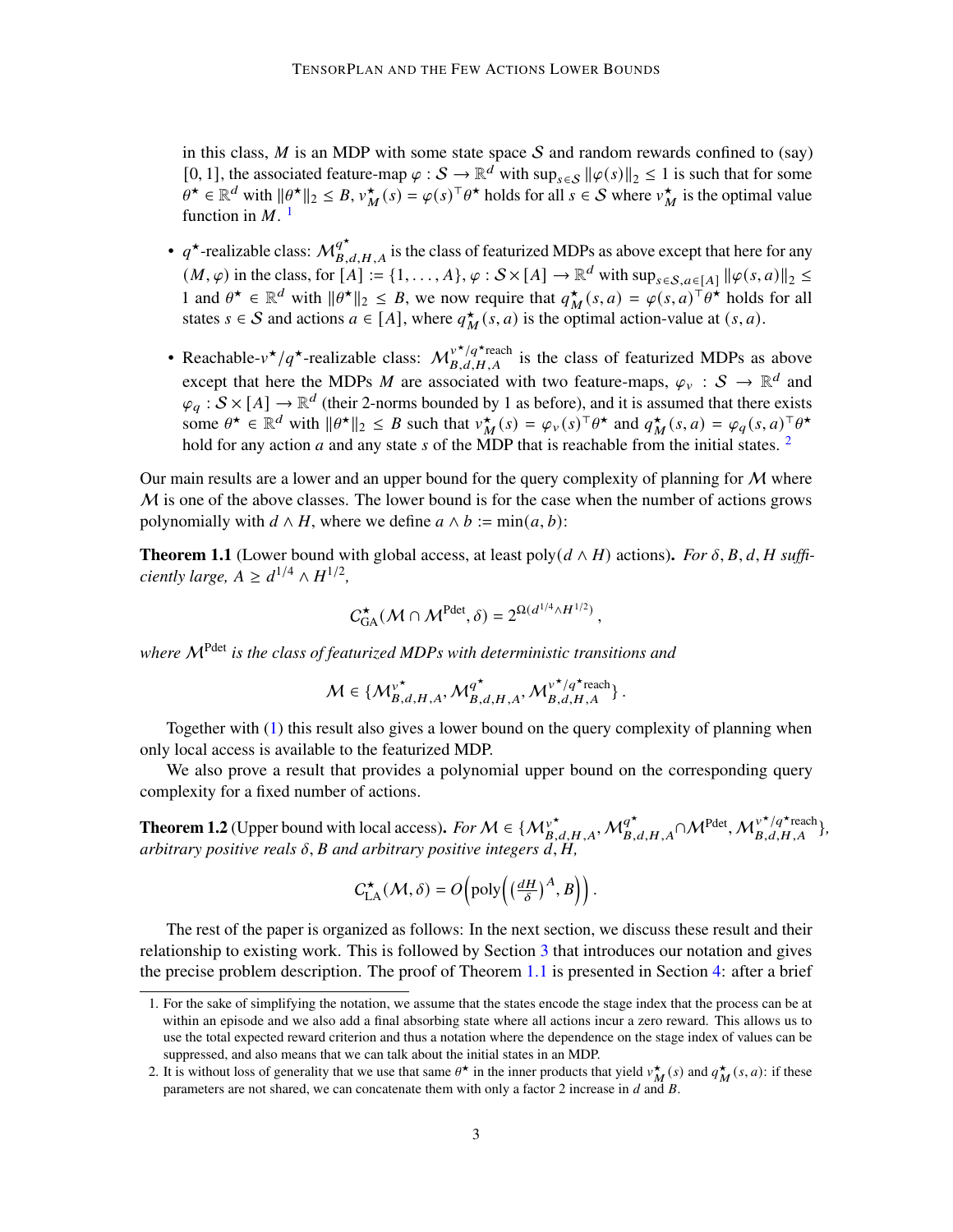in this class, $M$ is an MDP with some state space $\mathcal{S}$ and random rewards confined to (say) $[0, 1]$, the associated feature-map $\varphi : \mathcal{S} \to \mathbb{R}^d$ with $\sup_{s\in\mathcal{S}} \|\varphi(s)\|_2 \le 1$ is such that for some $\theta^\star \in \mathbb{R}^d$ with $\|\theta^\star\|_2 \le B$, $v^\star_M(s) = \varphi(s)^\top \theta^\star$ holds for all $s \in \mathcal{S}$ where $v^\star_M$ is the optimal value function in $M$. [1]

- $q^\star$-realizable class: $\mathcal{M}^{q^\star}_{B,d,H,A}$ is the class of featurized MDPs as above except that here for any $(M, \varphi)$ in the class, for $[A] := \{1, \dots, A\}$, $\varphi : \mathcal{S} \times [A] \to \mathbb{R}^d$ with $\sup_{s\in\mathcal{S}, a\in[A]} \|\varphi(s, a)\|_2 \le 1$ and $\theta^\star \in \mathbb{R}^d$ with $\|\theta^\star\|_2 \le B$, we now require that $q^\star_M(s, a) = \varphi(s, a)^\top \theta^\star$ holds for all states $s \in \mathcal{S}$ and actions $a \in [A]$, where $q^\star_M(s, a)$ is the optimal action-value at $(s, a)$.
- Reachable-$v^\star/q^\star$-realizable class: $\mathcal{M}^{v^\star/q^\star\text{reach}}_{B,d,H,A}$ is the class of featurized MDPs as above except that here the MDPs $M$ are associated with two feature-maps, $\varphi_v : \mathcal{S} \to \mathbb{R}^d$ and $\varphi_q : \mathcal{S} \times [A] \to \mathbb{R}^d$ (their 2-norms bounded by 1 as before), and it is assumed that there exists some $\theta^\star \in \mathbb{R}^d$ with $\|\theta^\star\|_2 \le B$ such that $v^\star_M(s) = \varphi_v(s)^\top \theta^\star$ and $q^\star_M(s, a) = \varphi_q(s, a)^\top \theta^\star$ hold for any action $a$ and any state $s$ of the MDP that is reachable from the initial states. [2]

Our main results are a lower and an upper bound for the query complexity of planning for $\mathcal{M}$ where $\mathcal{M}$ is one of the above classes. The lower bound is for the case when the number of actions grows polynomially with $d \wedge H$, where we define $a \wedge b := \min(a, b)$:

**Theorem 1.1** (Lower bound with global access, at least $\text{poly}(d \wedge H)$ actions)**.** *For $\delta, B, d, H$ sufficiently large, $A \ge d^{1/4} \wedge H^{1/2}$,*

$$
C^\star_{\text{GA}}(\mathcal{M} \cap \mathcal{M}^{\text{Pdet}}, \delta) = 2^{\Omega(d^{1/4} \wedge H^{1/2})} ,
$$

*where $\mathcal{M}^{\text{Pdet}}$ is the class of featurized MDPs with deterministic transitions and*

$$
\mathcal{M} \in \{\mathcal{M}^{v^\star}_{B,d,H,A}, \mathcal{M}^{q^\star}_{B,d,H,A}, \mathcal{M}^{v^\star/q^\star\text{reach}}_{B,d,H,A}\} .
$$

Together with (1) this result also gives a lower bound on the query complexity of planning when only local access is available to the featurized MDP.

We also prove a result that provides a polynomial upper bound on the corresponding query complexity for a fixed number of actions.

**Theorem 1.2** (Upper bound with local access)**.** *For $\mathcal{M} \in \{\mathcal{M}^{v^\star}_{B,d,H,A}, \mathcal{M}^{q^\star}_{B,d,H,A} \cap \mathcal{M}^{\text{Pdet}}, \mathcal{M}^{v^\star/q^\star\text{reach}}_{B,d,H,A}\}$, arbitrary positive reals $\delta, B$ and arbitrary positive integers $d, H$,*

$$
C^\star_{\text{LA}}(\mathcal{M}, \delta) = O\Big(\text{poly}\Big(\big(\tfrac{dH}{\delta}\big)^A, B\Big)\Big) .
$$

The rest of the paper is organized as follows: In the next section, we discuss these result and their relationship to existing work. This is followed by Section 3 that introduces our notation and gives the precise problem description. The proof of Theorem 1.1 is presented in Section 4: after a brief

---

1. For the sake of simplifying the notation, we assume that the states encode the stage index that the process can be at within an episode and we also add a final absorbing state where all actions incur a zero reward. This allows us to use the total expected reward criterion and thus a notation where the dependence on the stage index of values can be suppressed, and also means that we can talk about the initial states in an MDP.
2. It is without loss of generality that we use that same $\theta^\star$ in the inner products that yield $v^\star_M(s)$ and $q^\star_M(s, a)$: if these parameters are not shared, we can concatenate them with only a factor 2 increase in $d$ and $B$.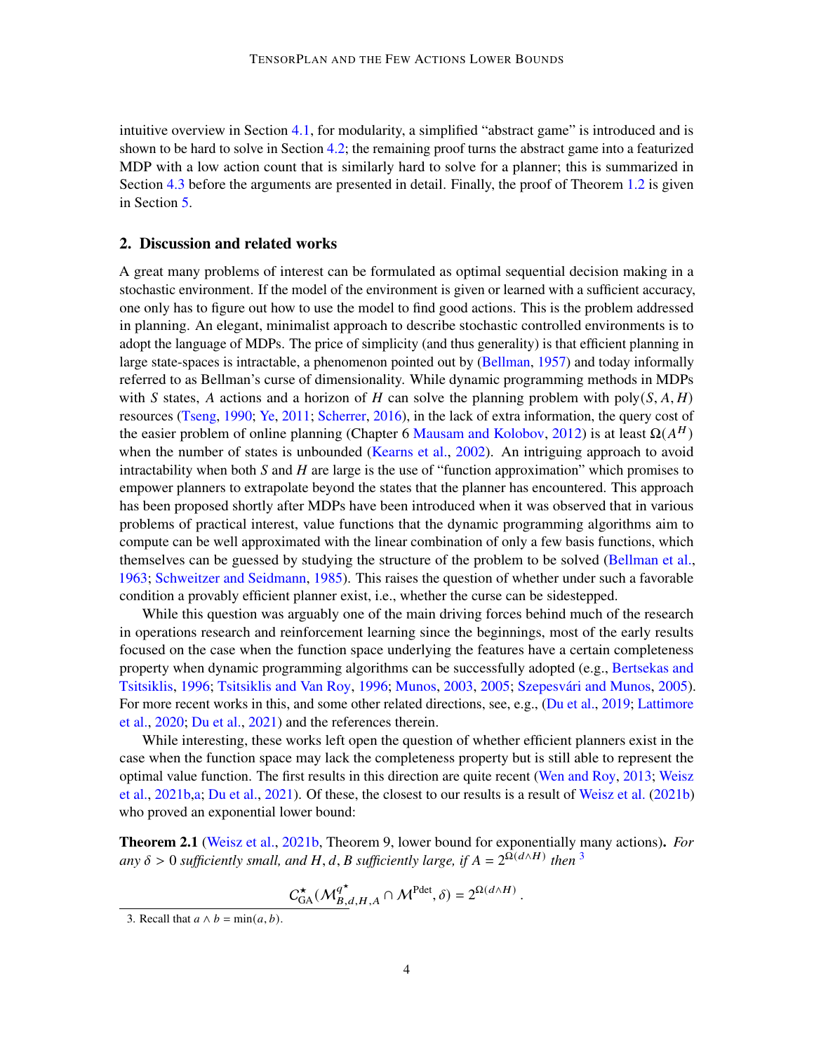intuitive overview in Section 4.1, for modularity, a simplified "abstract game" is introduced and is shown to be hard to solve in Section 4.2; the remaining proof turns the abstract game into a featurized MDP with a low action count that is similarly hard to solve for a planner; this is summarized in Section 4.3 before the arguments are presented in detail. Finally, the proof of Theorem 1.2 is given in Section 5.

## 2. Discussion and related works

A great many problems of interest can be formulated as optimal sequential decision making in a stochastic environment. If the model of the environment is given or learned with a sufficient accuracy, one only has to figure out how to use the model to find good actions. This is the problem addressed in planning. An elegant, minimalist approach to describe stochastic controlled environments is to adopt the language of MDPs. The price of simplicity (and thus generality) is that efficient planning in large state-spaces is intractable, a phenomenon pointed out by (Bellman, 1957) and today informally referred to as Bellman's curse of dimensionality. While dynamic programming methods in MDPs with $S$ states, $A$ actions and a horizon of $H$ can solve the planning problem with $\mathrm{poly}(S, A, H)$ resources (Tseng, 1990; Ye, 2011; Scherrer, 2016), in the lack of extra information, the query cost of the easier problem of online planning (Chapter 6 Mausam and Kolobov, 2012) is at least $\Omega(A^H)$ when the number of states is unbounded (Kearns et al., 2002). An intriguing approach to avoid intractability when both $S$ and $H$ are large is the use of "function approximation" which promises to empower planners to extrapolate beyond the states that the planner has encountered. This approach has been proposed shortly after MDPs have been introduced when it was observed that in various problems of practical interest, value functions that the dynamic programming algorithms aim to compute can be well approximated with the linear combination of only a few basis functions, which themselves can be guessed by studying the structure of the problem to be solved (Bellman et al., 1963; Schweitzer and Seidmann, 1985). This raises the question of whether under such a favorable condition a provably efficient planner exist, i.e., whether the curse can be sidestepped.

While this question was arguably one of the main driving forces behind much of the research in operations research and reinforcement learning since the beginnings, most of the early results focused on the case when the function space underlying the features have a certain completeness property when dynamic programming algorithms can be successfully adopted (e.g., Bertsekas and Tsitsiklis, 1996; Tsitsiklis and Van Roy, 1996; Munos, 2003, 2005; Szepesvári and Munos, 2005). For more recent works in this, and some other related directions, see, e.g., (Du et al., 2019; Lattimore et al., 2020; Du et al., 2021) and the references therein.

While interesting, these works left open the question of whether efficient planners exist in the case when the function space may lack the completeness property but is still able to represent the optimal value function. The first results in this direction are quite recent (Wen and Roy, 2013; Weisz et al., 2021b,a; Du et al., 2021). Of these, the closest to our results is a result of Weisz et al. (2021b) who proved an exponential lower bound:

**Theorem 2.1** (Weisz et al., 2021b, Theorem 9, lower bound for exponentially many actions). *For any $\delta > 0$ sufficiently small, and $H, d, B$ sufficiently large, if $A = 2^{\Omega(d \wedge H)}$ then* [3]

$$C^{\star}_{\mathrm{GA}}(\mathcal{M}^{q^\star}_{B,d,H,A} \cap \mathcal{M}^{\mathrm{Pdet}}, \delta) = 2^{\Omega(d \wedge H)}\,.$$

3. Recall that $a \wedge b = \min(a, b)$.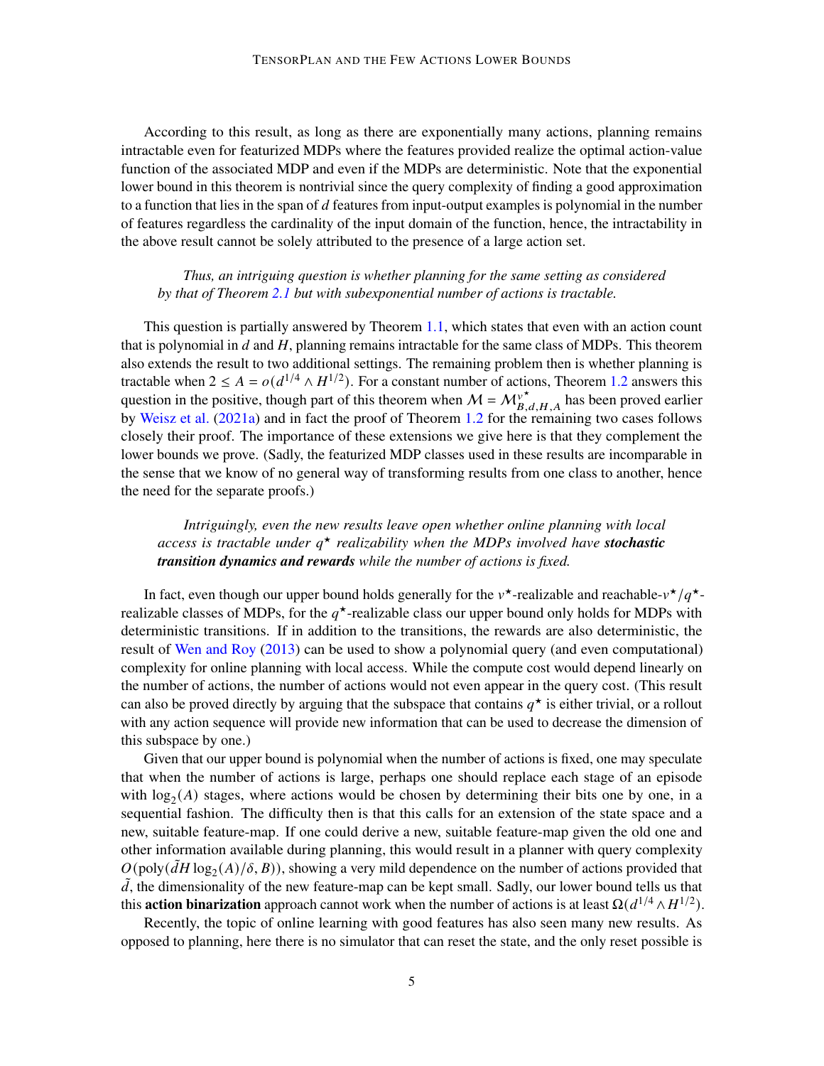According to this result, as long as there are exponentially many actions, planning remains intractable even for featurized MDPs where the features provided realize the optimal action-value function of the associated MDP and even if the MDPs are deterministic. Note that the exponential lower bound in this theorem is nontrivial since the query complexity of finding a good approximation to a function that lies in the span of $d$ features from input-output examples is polynomial in the number of features regardless the cardinality of the input domain of the function, hence, the intractability in the above result cannot be solely attributed to the presence of a large action set.

> *Thus, an intriguing question is whether planning for the same setting as considered by that of Theorem 2.1 but with subexponential number of actions is tractable.*

This question is partially answered by Theorem 1.1, which states that even with an action count that is polynomial in $d$ and $H$, planning remains intractable for the same class of MDPs. This theorem also extends the result to two additional settings. The remaining problem then is whether planning is tractable when $2 \leq A = o(d^{1/4} \wedge H^{1/2})$. For a constant number of actions, Theorem 1.2 answers this question in the positive, though part of this theorem when $\mathcal{M} = \mathcal{M}^{v^\star}_{B,d,H,A}$ has been proved earlier by Weisz et al. (2021a) and in fact the proof of Theorem 1.2 for the remaining two cases follows closely their proof. The importance of these extensions we give here is that they complement the lower bounds we prove. (Sadly, the featurized MDP classes used in these results are incomparable in the sense that we know of no general way of transforming results from one class to another, hence the need for the separate proofs.)

> *Intriguingly, even the new results leave open whether online planning with local access is tractable under $q^\star$ realizability when the MDPs involved have **stochastic transition dynamics and rewards** while the number of actions is fixed.*

In fact, even though our upper bound holds generally for the $v^\star$-realizable and reachable-$v^\star/q^\star$-realizable classes of MDPs, for the $q^\star$-realizable class our upper bound only holds for MDPs with deterministic transitions. If in addition to the transitions, the rewards are also deterministic, the result of Wen and Roy (2013) can be used to show a polynomial query (and even computational) complexity for online planning with local access. While the compute cost would depend linearly on the number of actions, the number of actions would not even appear in the query cost. (This result can also be proved directly by arguing that the subspace that contains $q^\star$ is either trivial, or a rollout with any action sequence will provide new information that can be used to decrease the dimension of this subspace by one.)

Given that our upper bound is polynomial when the number of actions is fixed, one may speculate that when the number of actions is large, perhaps one should replace each stage of an episode with $\log_2(A)$ stages, where actions would be chosen by determining their bits one by one, in a sequential fashion. The difficulty then is that this calls for an extension of the state space and a new, suitable feature-map. If one could derive a new, suitable feature-map given the old one and other information available during planning, this would result in a planner with query complexity $O(\text{poly}(\tilde{d}H \log_2(A)/\delta, B))$, showing a very mild dependence on the number of actions provided that $\tilde{d}$, the dimensionality of the new feature-map can be kept small. Sadly, our lower bound tells us that this **action binarization** approach cannot work when the number of actions is at least $\Omega(d^{1/4} \wedge H^{1/2})$.

Recently, the topic of online learning with good features has also seen many new results. As opposed to planning, here there is no simulator that can reset the state, and the only reset possible is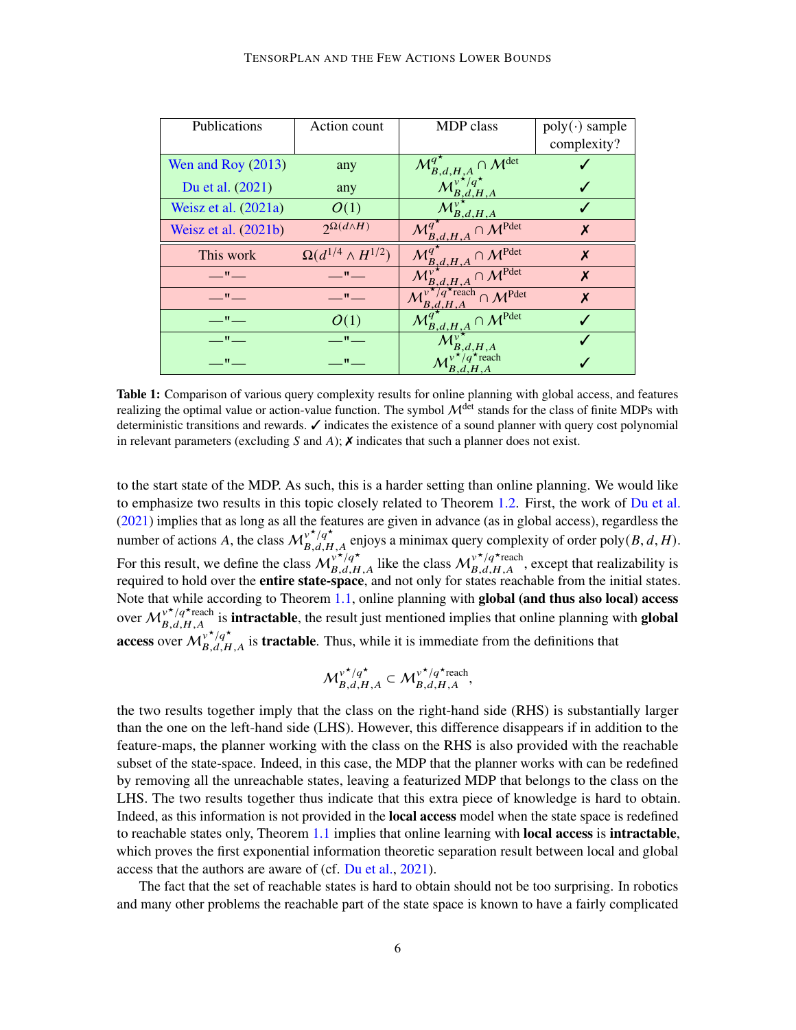| Publications | Action count | MDP class | poly(·) sample complexity? |
|---|---|---|---|
| Wen and Roy (2013) | any | $\mathcal{M}^{q^\star}_{B,d,H,A} \cap \mathcal{M}^{\text{det}}$ | ✓ |
| Du et al. (2021) | any | $\mathcal{M}^{v^\star/q^\star}_{B,d,H,A}$ | ✓ |
| Weisz et al. (2021a) | $O(1)$ | $\mathcal{M}^{v^\star}_{B,d,H,A}$ | ✓ |
| Weisz et al. (2021b) | $2^{\Omega(d \wedge H)}$ | $\mathcal{M}^{q^\star}_{B,d,H,A} \cap \mathcal{M}^{\text{Pdet}}$ | ✗ |
| This work | $\Omega(d^{1/4} \wedge H^{1/2})$ | $\mathcal{M}^{q^\star}_{B,d,H,A} \cap \mathcal{M}^{\text{Pdet}}$ | ✗ |
| —"— | —"— | $\mathcal{M}^{v^\star}_{B,d,H,A} \cap \mathcal{M}^{\text{Pdet}}$ | ✗ |
| —"— | —"— | $\mathcal{M}^{v^\star/q^\star\text{reach}}_{B,d,H,A} \cap \mathcal{M}^{\text{Pdet}}$ | ✗ |
| —"— | $O(1)$ | $\mathcal{M}^{q^\star}_{B,d,H,A} \cap \mathcal{M}^{\text{Pdet}}$ | ✓ |
| —"— | —"— | $\mathcal{M}^{v^\star}_{B,d,H,A}$ | ✓ |
| —"— | —"— | $\mathcal{M}^{v^\star/q^\star\text{reach}}_{B,d,H,A}$ | ✓ |

**Table 1:** Comparison of various query complexity results for online planning with global access, and features realizing the optimal value or action-value function. The symbol $\mathcal{M}^{\text{det}}$ stands for the class of finite MDPs with deterministic transitions and rewards. ✓ indicates the existence of a sound planner with query cost polynomial in relevant parameters (excluding $S$ and $A$); ✗ indicates that such a planner does not exist.

to the start state of the MDP. As such, this is a harder setting than online planning. We would like to emphasize two results in this topic closely related to Theorem 1.2. First, the work of Du et al. (2021) implies that as long as all the features are given in advance (as in global access), regardless the number of actions $A$, the class $\mathcal{M}^{v^\star/q^\star}_{B,d,H,A}$ enjoys a minimax query complexity of order $\text{poly}(B,d,H)$. For this result, we define the class $\mathcal{M}^{v^\star/q^\star}_{B,d,H,A}$ like the class $\mathcal{M}^{v^\star/q^\star\text{reach}}_{B,d,H,A}$, except that realizability is required to hold over the **entire state-space**, and not only for states reachable from the initial states. Note that while according to Theorem 1.1, online planning with **global (and thus also local) access** over $\mathcal{M}^{v^\star/q^\star\text{reach}}_{B,d,H,A}$ is **intractable**, the result just mentioned implies that online planning with **global access** over $\mathcal{M}^{v^\star/q^\star}_{B,d,H,A}$ is **tractable**. Thus, while it is immediate from the definitions that

$$\mathcal{M}^{v^\star/q^\star}_{B,d,H,A} \subset \mathcal{M}^{v^\star/q^\star\text{reach}}_{B,d,H,A},$$

the two results together imply that the class on the right-hand side (RHS) is substantially larger than the one on the left-hand side (LHS). However, this difference disappears if in addition to the feature-maps, the planner working with the class on the RHS is also provided with the reachable subset of the state-space. Indeed, in this case, the MDP that the planner works with can be redefined by removing all the unreachable states, leaving a featurized MDP that belongs to the class on the LHS. The two results together thus indicate that this extra piece of knowledge is hard to obtain. Indeed, as this information is not provided in the **local access** model when the state space is redefined to reachable states only, Theorem 1.1 implies that online learning with **local access** is **intractable**, which proves the first exponential information theoretic separation result between local and global access that the authors are aware of (cf. Du et al., 2021).

The fact that the set of reachable states is hard to obtain should not be too surprising. In robotics and many other problems the reachable part of the state space is known to have a fairly complicated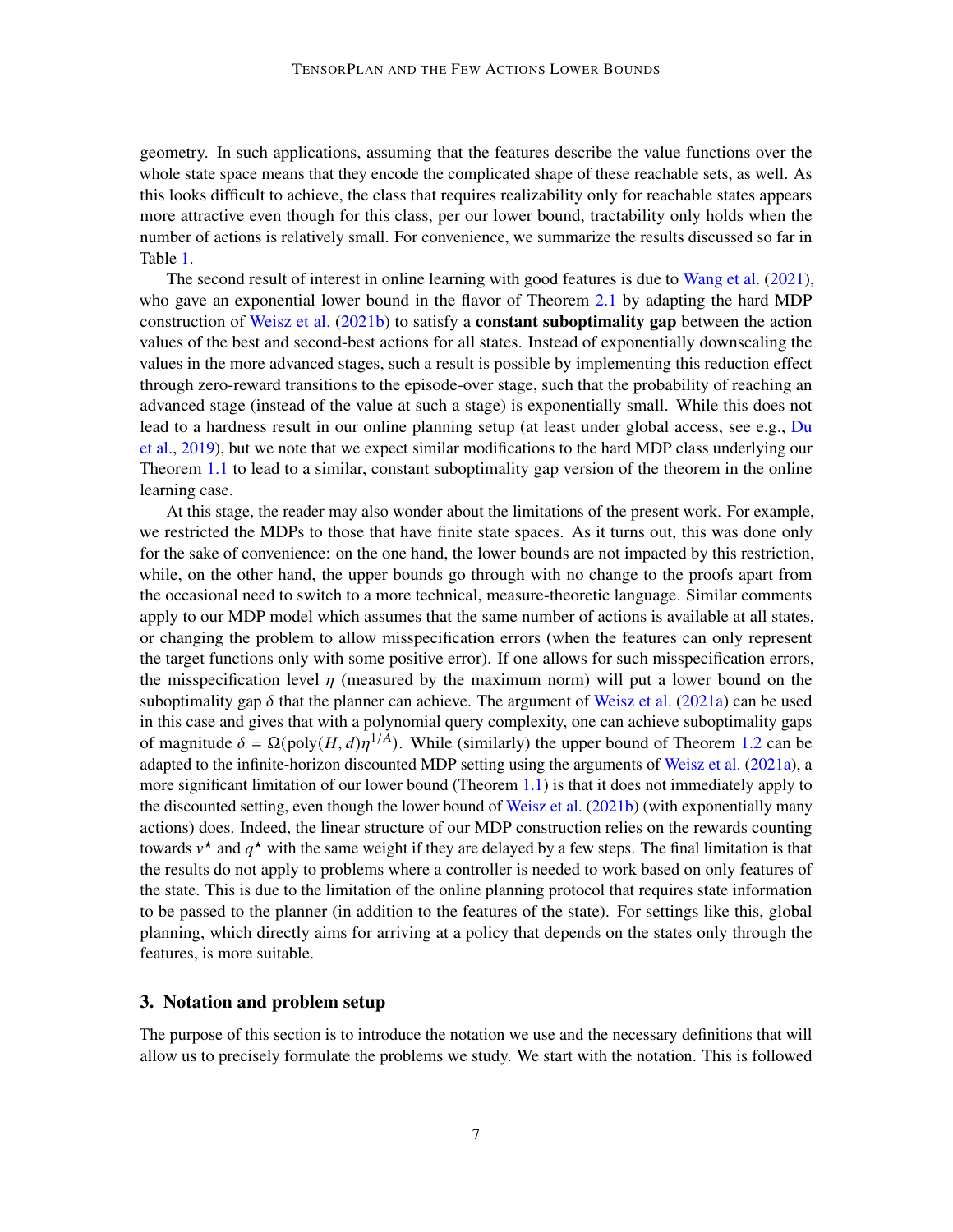geometry. In such applications, assuming that the features describe the value functions over the whole state space means that they encode the complicated shape of these reachable sets, as well. As this looks difficult to achieve, the class that requires realizability only for reachable states appears more attractive even though for this class, per our lower bound, tractability only holds when the number of actions is relatively small. For convenience, we summarize the results discussed so far in Table 1.

The second result of interest in online learning with good features is due to Wang et al. (2021), who gave an exponential lower bound in the flavor of Theorem 2.1 by adapting the hard MDP construction of Weisz et al. (2021b) to satisfy a **constant suboptimality gap** between the action values of the best and second-best actions for all states. Instead of exponentially downscaling the values in the more advanced stages, such a result is possible by implementing this reduction effect through zero-reward transitions to the episode-over stage, such that the probability of reaching an advanced stage (instead of the value at such a stage) is exponentially small. While this does not lead to a hardness result in our online planning setup (at least under global access, see e.g., Du et al., 2019), but we note that we expect similar modifications to the hard MDP class underlying our Theorem 1.1 to lead to a similar, constant suboptimality gap version of the theorem in the online learning case.

At this stage, the reader may also wonder about the limitations of the present work. For example, we restricted the MDPs to those that have finite state spaces. As it turns out, this was done only for the sake of convenience: on the one hand, the lower bounds are not impacted by this restriction, while, on the other hand, the upper bounds go through with no change to the proofs apart from the occasional need to switch to a more technical, measure-theoretic language. Similar comments apply to our MDP model which assumes that the same number of actions is available at all states, or changing the problem to allow misspecification errors (when the features can only represent the target functions only with some positive error). If one allows for such misspecification errors, the misspecification level $\eta$ (measured by the maximum norm) will put a lower bound on the suboptimality gap $\delta$ that the planner can achieve. The argument of Weisz et al. (2021a) can be used in this case and gives that with a polynomial query complexity, one can achieve suboptimality gaps of magnitude $\delta = \Omega(\text{poly}(H, d)\eta^{1/A})$. While (similarly) the upper bound of Theorem 1.2 can be adapted to the infinite-horizon discounted MDP setting using the arguments of Weisz et al. (2021a), a more significant limitation of our lower bound (Theorem 1.1) is that it does not immediately apply to the discounted setting, even though the lower bound of Weisz et al. (2021b) (with exponentially many actions) does. Indeed, the linear structure of our MDP construction relies on the rewards counting towards $v^\star$ and $q^\star$ with the same weight if they are delayed by a few steps. The final limitation is that the results do not apply to problems where a controller is needed to work based on only features of the state. This is due to the limitation of the online planning protocol that requires state information to be passed to the planner (in addition to the features of the state). For settings like this, global planning, which directly aims for arriving at a policy that depends on the states only through the features, is more suitable.

## 3. Notation and problem setup

The purpose of this section is to introduce the notation we use and the necessary definitions that will allow us to precisely formulate the problems we study. We start with the notation. This is followed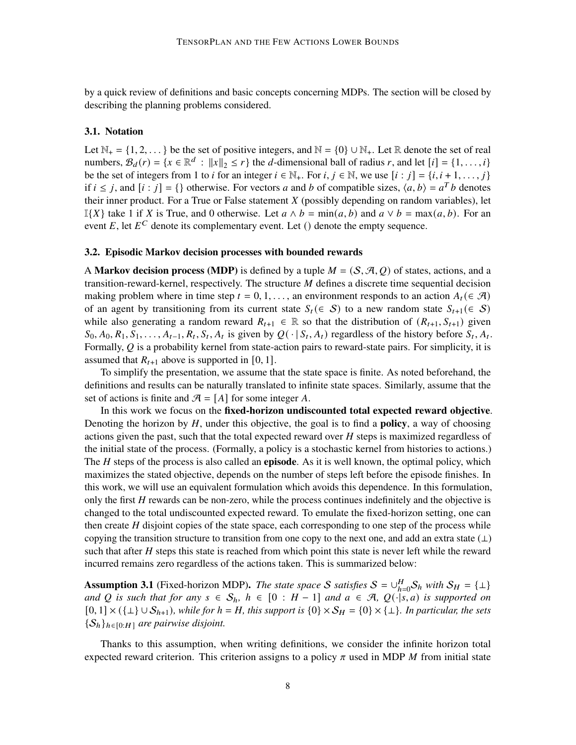by a quick review of definitions and basic concepts concerning MDPs. The section will be closed by describing the planning problems considered.

### 3.1. Notation

Let $\mathbb{N}_+ = \{1, 2, \dots\}$ be the set of positive integers, and $\mathbb{N} = \{0\} \cup \mathbb{N}_+$. Let $\mathbb{R}$ denote the set of real numbers, $\mathcal{B}_d(r) = \{x \in \mathbb{R}^d : \|x\|_2 \leq r\}$ the $d$-dimensional ball of radius $r$, and let $[i] = \{1, \dots, i\}$ be the set of integers from 1 to $i$ for an integer $i \in \mathbb{N}_+$. For $i, j \in \mathbb{N}$, we use $[i : j] = \{i, i+1, \dots, j\}$ if $i \leq j$, and $[i : j] = \{\}$ otherwise. For vectors $a$ and $b$ of compatible sizes, $\langle a, b \rangle = a^T b$ denotes their inner product. For a True or False statement $X$ (possibly depending on random variables), let $\mathbb{I}\{X\}$ take 1 if $X$ is True, and 0 otherwise. Let $a \wedge b = \min(a, b)$ and $a \vee b = \max(a, b)$. For an event $E$, let $E^C$ denote its complementary event. Let () denote the empty sequence.

### 3.2. Episodic Markov decision processes with bounded rewards

A **Markov decision process (MDP)** is defined by a tuple $M = (\mathcal{S}, \mathcal{A}, Q)$ of states, actions, and a transition-reward-kernel, respectively. The structure $M$ defines a discrete time sequential decision making problem where in time step $t = 0, 1, \dots,$ an environment responds to an action $A_t (\in \mathcal{A})$ of an agent by transitioning from its current state $S_t (\in \mathcal{S})$ to a new random state $S_{t+1} (\in \mathcal{S})$ while also generating a random reward $R_{t+1} \in \mathbb{R}$ so that the distribution of $(R_{t+1}, S_{t+1})$ given $S_0, A_0, R_1, S_1, \dots, A_{t-1}, R_t, S_t, A_t$ is given by $Q(\cdot \mid S_t, A_t)$ regardless of the history before $S_t, A_t$. Formally, $Q$ is a probability kernel from state-action pairs to reward-state pairs. For simplicity, it is assumed that $R_{t+1}$ above is supported in $[0, 1]$.

To simplify the presentation, we assume that the state space is finite. As noted beforehand, the definitions and results can be naturally translated to infinite state spaces. Similarly, assume that the set of actions is finite and $\mathcal{A} = [A]$ for some integer $A$.

In this work we focus on the **fixed-horizon undiscounted total expected reward objective**. Denoting the horizon by $H$, under this objective, the goal is to find a **policy**, a way of choosing actions given the past, such that the total expected reward over $H$ steps is maximized regardless of the initial state of the process. (Formally, a policy is a stochastic kernel from histories to actions.) The $H$ steps of the process is also called an **episode**. As it is well known, the optimal policy, which maximizes the stated objective, depends on the number of steps left before the episode finishes. In this work, we will use an equivalent formulation which avoids this dependence. In this formulation, only the first $H$ rewards can be non-zero, while the process continues indefinitely and the objective is changed to the total undiscounted expected reward. To emulate the fixed-horizon setting, one can then create $H$ disjoint copies of the state space, each corresponding to one step of the process while copying the transition structure to transition from one copy to the next one, and add an extra state ($\perp$) such that after $H$ steps this state is reached from which point this state is never left while the reward incurred remains zero regardless of the actions taken. This is summarized below:

**Assumption 3.1** (Fixed-horizon MDP). *The state space $\mathcal{S}$ satisfies $\mathcal{S} = \cup_{h=0}^{H} \mathcal{S}_h$ with $\mathcal{S}_H = \{\perp\}$ and $Q$ is such that for any $s \in \mathcal{S}_h$, $h \in [0 : H-1]$ and $a \in \mathcal{A}$, $Q(\cdot|s, a)$ is supported on $[0, 1] \times (\{\perp\} \cup \mathcal{S}_{h+1})$, while for $h = H$, this support is $\{0\} \times \mathcal{S}_H = \{0\} \times \{\perp\}$. In particular, the sets $\{\mathcal{S}_h\}_{h \in [0:H]}$ are pairwise disjoint.*

Thanks to this assumption, when writing definitions, we consider the infinite horizon total expected reward criterion. This criterion assigns to a policy $\pi$ used in MDP $M$ from initial state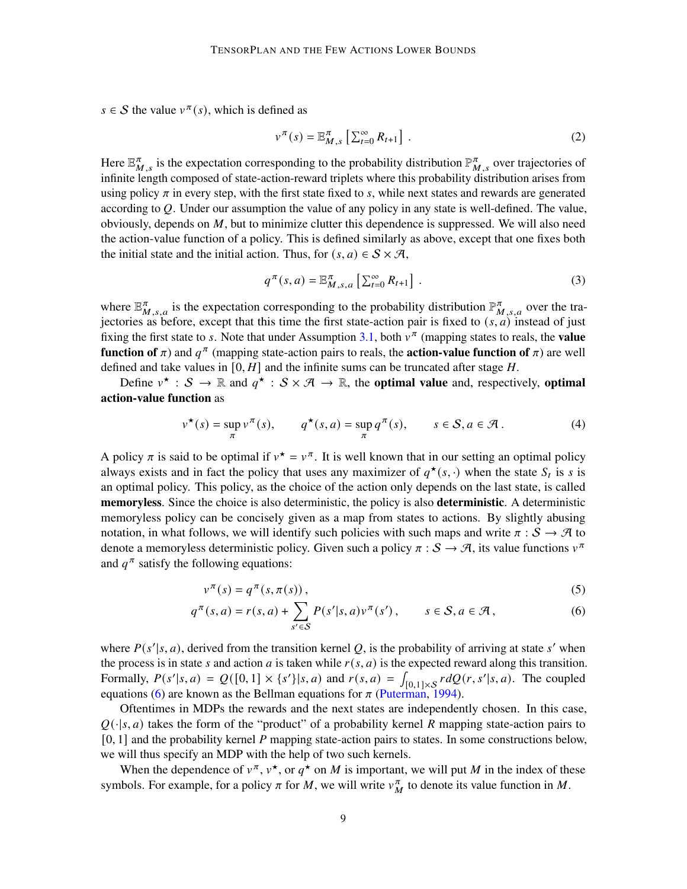$s \in \mathcal{S}$ the value $v^\pi(s)$, which is defined as

$$v^\pi(s) = \mathbb{E}^\pi_{M,s}\left[\sum_{t=0}^\infty R_{t+1}\right]. \tag{2}$$

Here $\mathbb{E}^\pi_{M,s}$ is the expectation corresponding to the probability distribution $\mathbb{P}^\pi_{M,s}$ over trajectories of infinite length composed of state-action-reward triplets where this probability distribution arises from using policy $\pi$ in every step, with the first state fixed to $s$, while next states and rewards are generated according to $Q$. Under our assumption the value of any policy in any state is well-defined. The value, obviously, depends on $M$, but to minimize clutter this dependence is suppressed. We will also need the action-value function of a policy. This is defined similarly as above, except that one fixes both the initial state and the initial action. Thus, for $(s,a) \in \mathcal{S} \times \mathcal{A}$,

$$q^\pi(s,a) = \mathbb{E}^\pi_{M,s,a}\left[\sum_{t=0}^\infty R_{t+1}\right]. \tag{3}$$

where $\mathbb{E}^\pi_{M,s,a}$ is the expectation corresponding to the probability distribution $\mathbb{P}^\pi_{M,s,a}$ over the trajectories as before, except that this time the first state-action pair is fixed to $(s,a)$ instead of just fixing the first state to $s$. Note that under Assumption 3.1, both $v^\pi$ (mapping states to reals, the **value function of** $\pi$) and $q^\pi$ (mapping state-action pairs to reals, the **action-value function of** $\pi$) are well defined and take values in $[0,H]$ and the infinite sums can be truncated after stage $H$.

Define $v^\star : \mathcal{S} \to \mathbb{R}$ and $q^\star : \mathcal{S} \times \mathcal{A} \to \mathbb{R}$, the **optimal value** and, respectively, **optimal action-value function** as

$$v^\star(s) = \sup_\pi v^\pi(s), \qquad q^\star(s,a) = \sup_\pi q^\pi(s), \qquad s \in \mathcal{S}, a \in \mathcal{A}. \tag{4}$$

A policy $\pi$ is said to be optimal if $v^\star = v^\pi$. It is well known that in our setting an optimal policy always exists and in fact the policy that uses any maximizer of $q^\star(s,\cdot)$ when the state $S_t$ is $s$ is an optimal policy. This policy, as the choice of the action only depends on the last state, is called **memoryless**. Since the choice is also deterministic, the policy is also **deterministic**. A deterministic memoryless policy can be concisely given as a map from states to actions. By slightly abusing notation, in what follows, we will identify such policies with such maps and write $\pi : \mathcal{S} \to \mathcal{A}$ to denote a memoryless deterministic policy. Given such a policy $\pi : \mathcal{S} \to \mathcal{A}$, its value functions $v^\pi$ and $q^\pi$ satisfy the following equations:

$$v^\pi(s) = q^\pi(s, \pi(s)), \tag{5}$$

$$q^\pi(s,a) = r(s,a) + \sum_{s' \in \mathcal{S}} P(s'|s,a) v^\pi(s'), \qquad s \in \mathcal{S}, a \in \mathcal{A}, \tag{6}$$

where $P(s'|s,a)$, derived from the transition kernel $Q$, is the probability of arriving at state $s'$ when the process is in state $s$ and action $a$ is taken while $r(s,a)$ is the expected reward along this transition. Formally, $P(s'|s,a) = Q([0,1] \times \{s'\}|s,a)$ and $r(s,a) = \int_{[0,1]\times\mathcal{S}} r dQ(r,s'|s,a)$. The coupled equations (6) are known as the Bellman equations for $\pi$ (Puterman, 1994).

Oftentimes in MDPs the rewards and the next states are independently chosen. In this case, $Q(\cdot|s,a)$ takes the form of the "product" of a probability kernel $R$ mapping state-action pairs to $[0,1]$ and the probability kernel $P$ mapping state-action pairs to states. In some constructions below, we will thus specify an MDP with the help of two such kernels.

When the dependence of $v^\pi$, $v^\star$, or $q^\star$ on $M$ is important, we will put $M$ in the index of these symbols. For example, for a policy $\pi$ for $M$, we will write $v^\pi_M$ to denote its value function in $M$.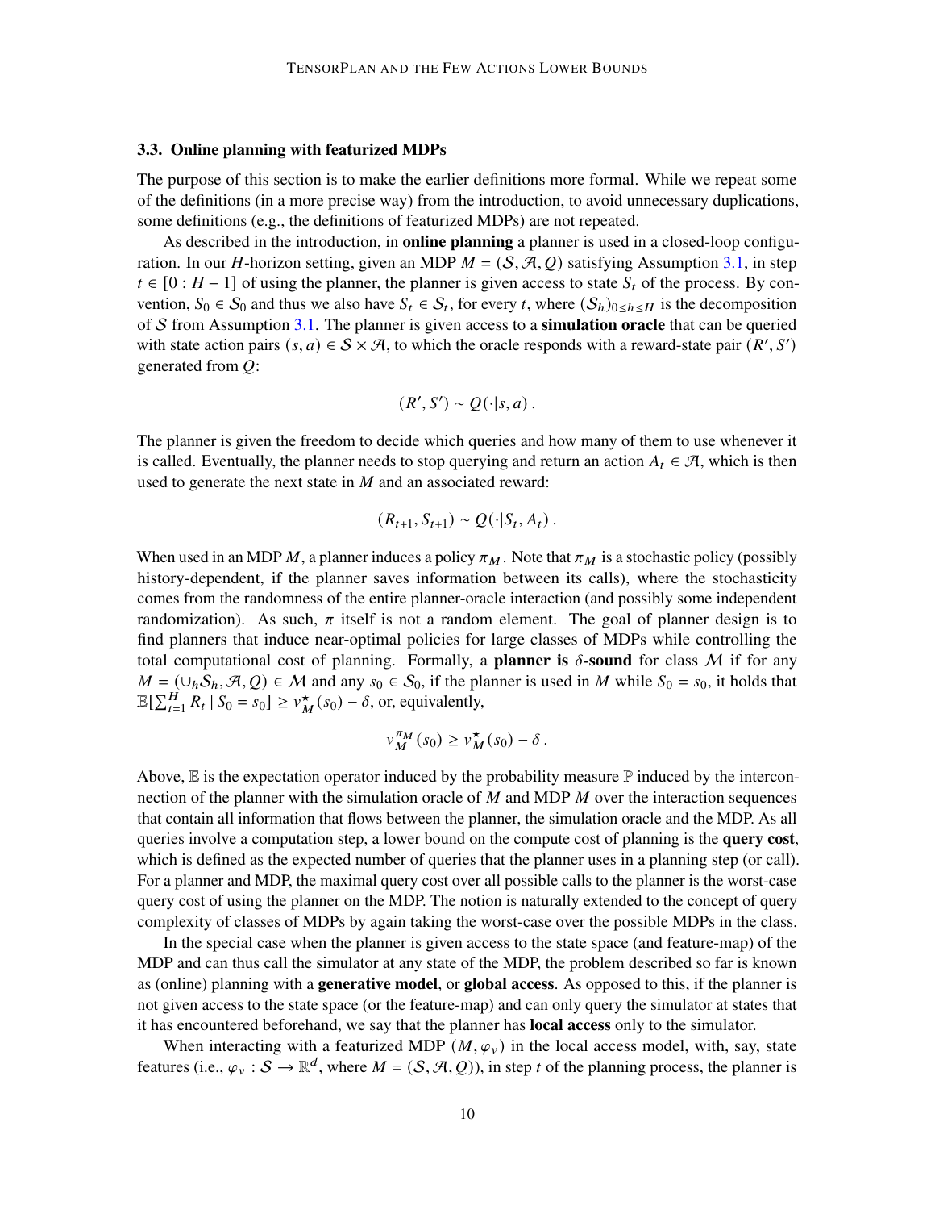### 3.3. Online planning with featurized MDPs

The purpose of this section is to make the earlier definitions more formal. While we repeat some of the definitions (in a more precise way) from the introduction, to avoid unnecessary duplications, some definitions (e.g., the definitions of featurized MDPs) are not repeated.

As described in the introduction, in **online planning** a planner is used in a closed-loop configuration. In our $H$-horizon setting, given an MDP $M = (\mathcal{S}, \mathcal{A}, Q)$ satisfying Assumption 3.1, in step $t \in [0 : H-1]$ of using the planner, the planner is given access to state $S_t$ of the process. By convention, $S_0 \in \mathcal{S}_0$ and thus we also have $S_t \in \mathcal{S}_t$, for every $t$, where $(\mathcal{S}_h)_{0 \le h \le H}$ is the decomposition of $\mathcal{S}$ from Assumption 3.1. The planner is given access to a **simulation oracle** that can be queried with state action pairs $(s, a) \in \mathcal{S} \times \mathcal{A}$, to which the oracle responds with a reward-state pair $(R', S')$ generated from $Q$:

$$(R', S') \sim Q(\cdot|s, a)\,.$$

The planner is given the freedom to decide which queries and how many of them to use whenever it is called. Eventually, the planner needs to stop querying and return an action $A_t \in \mathcal{A}$, which is then used to generate the next state in $M$ and an associated reward:

$$(R_{t+1}, S_{t+1}) \sim Q(\cdot|S_t, A_t)\,.$$

When used in an MDP $M$, a planner induces a policy $\pi_M$. Note that $\pi_M$ is a stochastic policy (possibly history-dependent, if the planner saves information between its calls), where the stochasticity comes from the randomness of the entire planner-oracle interaction (and possibly some independent randomization). As such, $\pi$ itself is not a random element. The goal of planner design is to find planners that induce near-optimal policies for large classes of MDPs while controlling the total computational cost of planning. Formally, a **planner is $\delta$-sound** for class $\mathcal{M}$ if for any $M = (\cup_h \mathcal{S}_h, \mathcal{A}, Q) \in \mathcal{M}$ and any $s_0 \in \mathcal{S}_0$, if the planner is used in $M$ while $S_0 = s_0$, it holds that $\mathbb{E}[\sum_{t=1}^{H} R_t \mid S_0 = s_0] \ge v_M^\star(s_0) - \delta$, or, equivalently,

$$v_M^{\pi_M}(s_0) \ge v_M^\star(s_0) - \delta\,.$$

Above, $\mathbb{E}$ is the expectation operator induced by the probability measure $\mathbb{P}$ induced by the interconnection of the planner with the simulation oracle of $M$ and MDP $M$ over the interaction sequences that contain all information that flows between the planner, the simulation oracle and the MDP. As all queries involve a computation step, a lower bound on the compute cost of planning is the **query cost**, which is defined as the expected number of queries that the planner uses in a planning step (or call). For a planner and MDP, the maximal query cost over all possible calls to the planner is the worst-case query cost of using the planner on the MDP. The notion is naturally extended to the concept of query complexity of classes of MDPs by again taking the worst-case over the possible MDPs in the class.

In the special case when the planner is given access to the state space (and feature-map) of the MDP and can thus call the simulator at any state of the MDP, the problem described so far is known as (online) planning with a **generative model**, or **global access**. As opposed to this, if the planner is not given access to the state space (or the feature-map) and can only query the simulator at states that it has encountered beforehand, we say that the planner has **local access** only to the simulator.

When interacting with a featurized MDP $(M, \varphi_v)$ in the local access model, with, say, state features (i.e., $\varphi_v : \mathcal{S} \to \mathbb{R}^d$, where $M = (\mathcal{S}, \mathcal{A}, Q)$), in step $t$ of the planning process, the planner is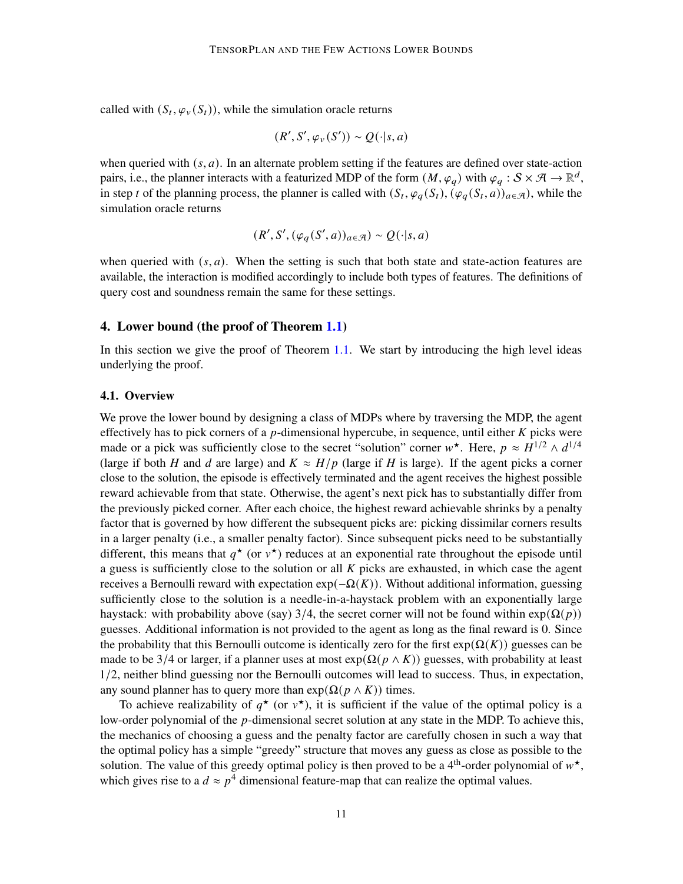called with $(S_t, \varphi_v(S_t))$, while the simulation oracle returns

$$(R', S', \varphi_v(S')) \sim Q(\cdot|s, a)$$

when queried with $(s, a)$. In an alternate problem setting if the features are defined over state-action pairs, i.e., the planner interacts with a featurized MDP of the form $(M, \varphi_q)$ with $\varphi_q : \mathcal{S} \times \mathcal{A} \to \mathbb{R}^d$, in step $t$ of the planning process, the planner is called with $(S_t, \varphi_q(S_t), (\varphi_q(S_t, a))_{a \in \mathcal{A}})$, while the simulation oracle returns

$$(R', S', (\varphi_q(S', a))_{a \in \mathcal{A}}) \sim Q(\cdot|s, a)$$

when queried with $(s, a)$. When the setting is such that both state and state-action features are available, the interaction is modified accordingly to include both types of features. The definitions of query cost and soundness remain the same for these settings.

## 4. Lower bound (the proof of Theorem 1.1)

In this section we give the proof of Theorem 1.1. We start by introducing the high level ideas underlying the proof.

### 4.1. Overview

We prove the lower bound by designing a class of MDPs where by traversing the MDP, the agent effectively has to pick corners of a $p$-dimensional hypercube, in sequence, until either $K$ picks were made or a pick was sufficiently close to the secret "solution" corner $w^\star$. Here, $p \approx H^{1/2} \wedge d^{1/4}$ (large if both $H$ and $d$ are large) and $K \approx H/p$ (large if $H$ is large). If the agent picks a corner close to the solution, the episode is effectively terminated and the agent receives the highest possible reward achievable from that state. Otherwise, the agent's next pick has to substantially differ from the previously picked corner. After each choice, the highest reward achievable shrinks by a penalty factor that is governed by how different the subsequent picks are: picking dissimilar corners results in a larger penalty (i.e., a smaller penalty factor). Since subsequent picks need to be substantially different, this means that $q^\star$ (or $v^\star$) reduces at an exponential rate throughout the episode until a guess is sufficiently close to the solution or all $K$ picks are exhausted, in which case the agent receives a Bernoulli reward with expectation $\exp(-\Omega(K))$. Without additional information, guessing sufficiently close to the solution is a needle-in-a-haystack problem with an exponentially large haystack: with probability above (say) $3/4$, the secret corner will not be found within $\exp(\Omega(p))$ guesses. Additional information is not provided to the agent as long as the final reward is 0. Since the probability that this Bernoulli outcome is identically zero for the first $\exp(\Omega(K))$ guesses can be made to be $3/4$ or larger, if a planner uses at most $\exp(\Omega(p \wedge K))$ guesses, with probability at least $1/2$, neither blind guessing nor the Bernoulli outcomes will lead to success. Thus, in expectation, any sound planner has to query more than $\exp(\Omega(p \wedge K))$ times.

To achieve realizability of $q^\star$ (or $v^\star$), it is sufficient if the value of the optimal policy is a low-order polynomial of the $p$-dimensional secret solution at any state in the MDP. To achieve this, the mechanics of choosing a guess and the penalty factor are carefully chosen in such a way that the optimal policy has a simple "greedy" structure that moves any guess as close as possible to the solution. The value of this greedy optimal policy is then proved to be a $4^{\text{th}}$-order polynomial of $w^\star$, which gives rise to a $d \approx p^4$ dimensional feature-map that can realize the optimal values.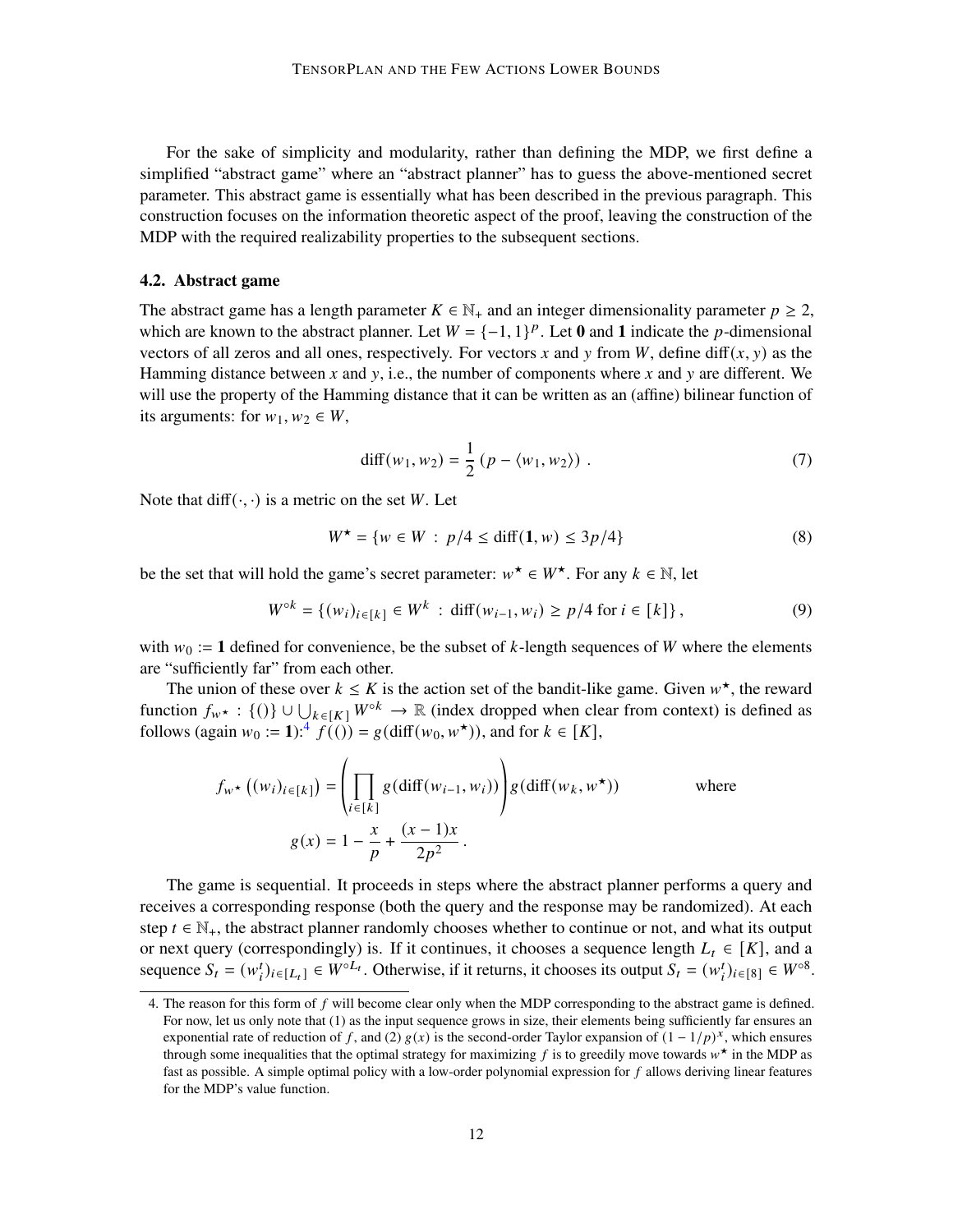For the sake of simplicity and modularity, rather than defining the MDP, we first define a simplified "abstract game" where an "abstract planner" has to guess the above-mentioned secret parameter. This abstract game is essentially what has been described in the previous paragraph. This construction focuses on the information theoretic aspect of the proof, leaving the construction of the MDP with the required realizability properties to the subsequent sections.

### 4.2. Abstract game

The abstract game has a length parameter $K \in \mathbb{N}_+$ and an integer dimensionality parameter $p \geq 2$, which are known to the abstract planner. Let $W = \{-1, 1\}^p$. Let $\mathbf{0}$ and $\mathbf{1}$ indicate the $p$-dimensional vectors of all zeros and all ones, respectively. For vectors $x$ and $y$ from $W$, define $\text{diff}(x, y)$ as the Hamming distance between $x$ and $y$, i.e., the number of components where $x$ and $y$ are different. We will use the property of the Hamming distance that it can be written as an (affine) bilinear function of its arguments: for $w_1, w_2 \in W$,

$$\text{diff}(w_1, w_2) = \frac{1}{2}\left(p - \langle w_1, w_2 \rangle\right) . \tag{7}$$

Note that $\text{diff}(\cdot, \cdot)$ is a metric on the set $W$. Let

$$W^\star = \{w \in W \,:\, p/4 \leq \text{diff}(\mathbf{1}, w) \leq 3p/4\} \tag{8}$$

be the set that will hold the game's secret parameter: $w^\star \in W^\star$. For any $k \in \mathbb{N}$, let

$$W^{\circ k} = \{(w_i)_{i \in [k]} \in W^k \,:\, \text{diff}(w_{i-1}, w_i) \geq p/4 \text{ for } i \in [k]\} , \tag{9}$$

with $w_0 := \mathbf{1}$ defined for convenience, be the subset of $k$-length sequences of $W$ where the elements are "sufficiently far" from each other.

The union of these over $k \leq K$ is the action set of the bandit-like game. Given $w^\star$, the reward function $f_{w^\star} : \{()\} \cup \bigcup_{k \in [K]} W^{\circ k} \to \mathbb{R}$ (index dropped when clear from context) is defined as follows (again $w_0 := \mathbf{1}$):[4] $f(()) = g(\text{diff}(w_0, w^\star))$, and for $k \in [K]$,

$$f_{w^\star}\left((w_i)_{i \in [k]}\right) = \left(\prod_{i \in [k]} g(\text{diff}(w_{i-1}, w_i))\right) g(\text{diff}(w_k, w^\star)) \qquad \text{where}$$

$$g(x) = 1 - \frac{x}{p} + \frac{(x-1)x}{2p^2} .$$

The game is sequential. It proceeds in steps where the abstract planner performs a query and receives a corresponding response (both the query and the response may be randomized). At each step $t \in \mathbb{N}_+$, the abstract planner randomly chooses whether to continue or not, and what its output or next query (correspondingly) is. If it continues, it chooses a sequence length $L_t \in [K]$, and a sequence $S_t = (w_i^t)_{i \in [L_t]} \in W^{\circ L_t}$. Otherwise, if it returns, it chooses its output $S_t = (w_i^t)_{i \in [8]} \in W^{\circ 8}$.

4. The reason for this form of $f$ will become clear only when the MDP corresponding to the abstract game is defined. For now, let us only note that (1) as the input sequence grows in size, their elements being sufficiently far ensures an exponential rate of reduction of $f$, and (2) $g(x)$ is the second-order Taylor expansion of $(1 - 1/p)^x$, which ensures through some inequalities that the optimal strategy for maximizing $f$ is to greedily move towards $w^\star$ in the MDP as fast as possible. A simple optimal policy with a low-order polynomial expression for $f$ allows deriving linear features for the MDP's value function.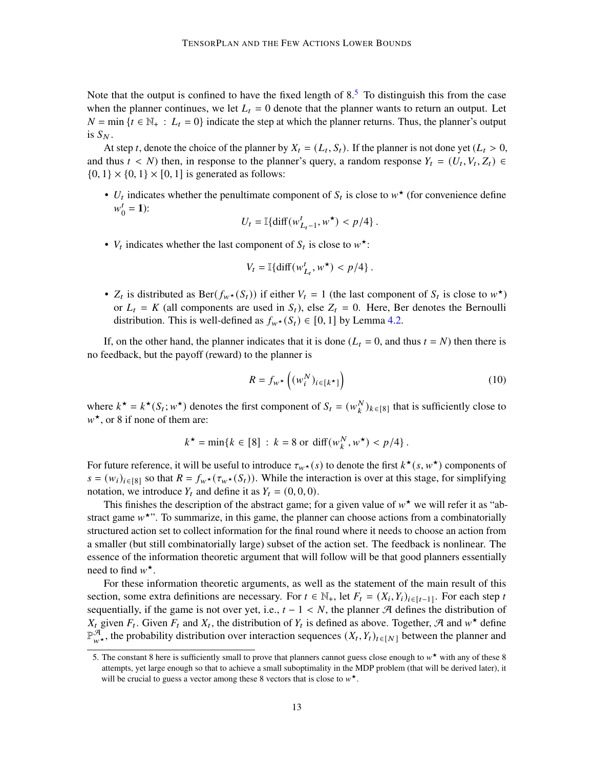Note that the output is confined to have the fixed length of 8.[5] To distinguish this from the case when the planner continues, we let $L_t = 0$ denote that the planner wants to return an output. Let $N = \min\{t \in \mathbb{N}_+ : L_t = 0\}$ indicate the step at which the planner returns. Thus, the planner's output is $S_N$.

At step $t$, denote the choice of the planner by $X_t = (L_t, S_t)$. If the planner is not done yet ($L_t > 0$, and thus $t < N$) then, in response to the planner's query, a random response $Y_t = (U_t, V_t, Z_t) \in \{0,1\} \times \{0,1\} \times [0,1]$ is generated as follows:

- $U_t$ indicates whether the penultimate component of $S_t$ is close to $w^\star$ (for convenience define $w_0^t = \mathbf{1}$):
$$U_t = \mathbb{I}\{\mathrm{diff}(w_{L_t-1}^t, w^\star) < p/4\}\,.$$
- $V_t$ indicates whether the last component of $S_t$ is close to $w^\star$:
$$V_t = \mathbb{I}\{\mathrm{diff}(w_{L_t}^t, w^\star) < p/4\}\,.$$
- $Z_t$ is distributed as $\mathrm{Ber}(f_{w^\star}(S_t))$ if either $V_t = 1$ (the last component of $S_t$ is close to $w^\star$) or $L_t = K$ (all components are used in $S_t$), else $Z_t = 0$. Here, Ber denotes the Bernoulli distribution. This is well-defined as $f_{w^\star}(S_t) \in [0,1]$ by Lemma 4.2.

If, on the other hand, the planner indicates that it is done ($L_t = 0$, and thus $t = N$) then there is no feedback, but the payoff (reward) to the planner is

$$R = f_{w^\star}\left((w_i^N)_{i\in[k^\star]}\right) \tag{10}$$

where $k^\star = k^\star(S_t; w^\star)$ denotes the first component of $S_t = (w_k^N)_{k\in[8]}$ that is sufficiently close to $w^\star$, or 8 if none of them are:

$$k^\star = \min\{k \in [8] \;:\; k = 8 \text{ or } \mathrm{diff}(w_k^N, w^\star) < p/4\}\,.$$

For future reference, it will be useful to introduce $\tau_{w^\star}(s)$ to denote the first $k^\star(s, w^\star)$ components of $s = (w_i)_{i\in[8]}$ so that $R = f_{w^\star}(\tau_{w^\star}(S_t))$. While the interaction is over at this stage, for simplifying notation, we introduce $Y_t$ and define it as $Y_t = (0,0,0)$.

This finishes the description of the abstract game; for a given value of $w^\star$ we will refer it as "abstract game $w^\star$". To summarize, in this game, the planner can choose actions from a combinatorially structured action set to collect information for the final round where it needs to choose an action from a smaller (but still combinatorially large) subset of the action set. The feedback is nonlinear. The essence of the information theoretic argument that will follow will be that good planners essentially need to find $w^\star$.

For these information theoretic arguments, as well as the statement of the main result of this section, some extra definitions are necessary. For $t \in \mathbb{N}_+$, let $F_t = (X_i, Y_i)_{i\in[t-1]}$. For each step $t$ sequentially, if the game is not over yet, i.e., $t - 1 < N$, the planner $\mathcal{A}$ defines the distribution of $X_t$ given $F_t$. Given $F_t$ and $X_t$, the distribution of $Y_t$ is defined as above. Together, $\mathcal{A}$ and $w^\star$ define $\mathbb{P}_{w^\star}^{\mathcal{A}}$, the probability distribution over interaction sequences $(X_t, Y_t)_{t\in[N]}$ between the planner and

5. The constant 8 here is sufficiently small to prove that planners cannot guess close enough to $w^\star$ with any of these 8 attempts, yet large enough so that to achieve a small suboptimality in the MDP problem (that will be derived later), it will be crucial to guess a vector among these 8 vectors that is close to $w^\star$.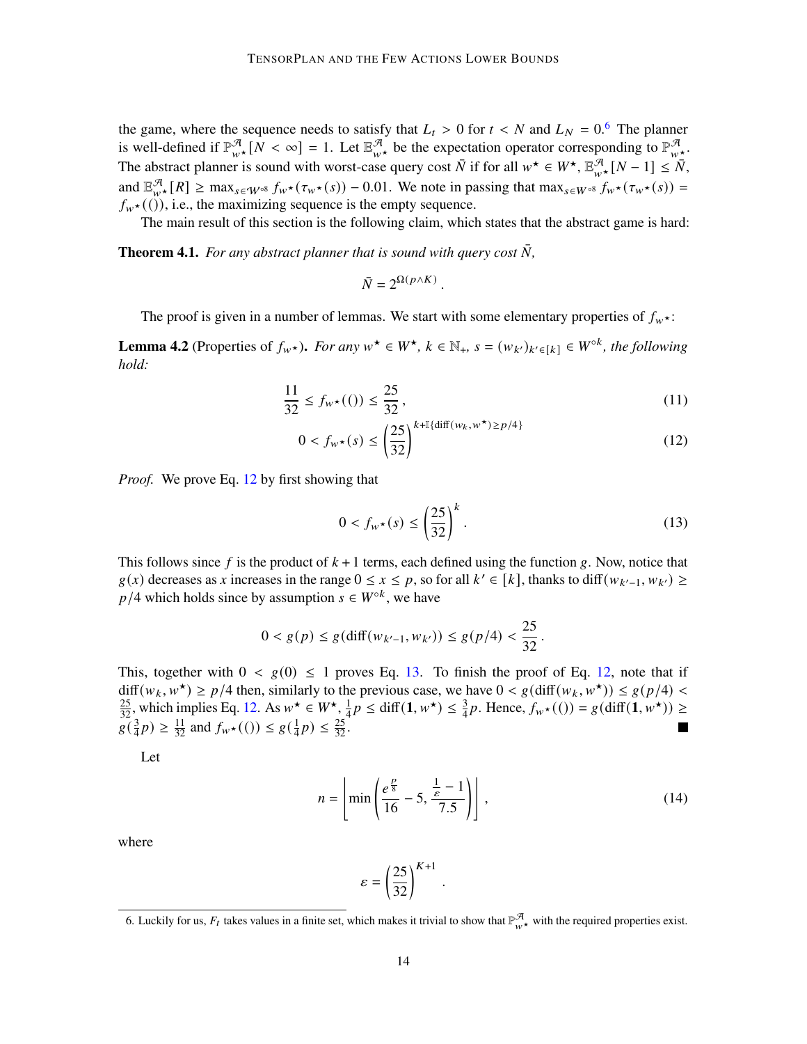the game, where the sequence needs to satisfy that $L_t > 0$ for $t < N$ and $L_N = 0$.[6] The planner is well-defined if $\mathbb{P}^{\mathcal{A}}_{w^\star}[N < \infty] = 1$. Let $\mathbb{E}^{\mathcal{A}}_{w^\star}$ be the expectation operator corresponding to $\mathbb{P}^{\mathcal{A}}_{w^\star}$. The abstract planner is sound with worst-case query cost $\bar{N}$ if for all $w^\star \in W^\star$, $\mathbb{E}^{\mathcal{A}}_{w^\star}[N-1] \le \bar{N}$, and $\mathbb{E}^{\mathcal{A}}_{w^\star}[R] \ge \max_{s \in W^{\circ 8}} f_{w^\star}(\tau_{w^\star}(s)) - 0.01$. We note in passing that $\max_{s \in W^{\circ 8}} f_{w^\star}(\tau_{w^\star}(s)) = f_{w^\star}(())$, i.e., the maximizing sequence is the empty sequence.

The main result of this section is the following claim, which states that the abstract game is hard:

**Theorem 4.1.** *For any abstract planner that is sound with query cost $\bar{N}$,*

$$\bar{N} = 2^{\Omega(p \wedge K)}\,.$$

The proof is given in a number of lemmas. We start with some elementary properties of $f_{w^\star}$:

**Lemma 4.2** (Properties of $f_{w^\star}$)**.** *For any $w^\star \in W^\star$, $k \in \mathbb{N}_+$, $s = (w_{k'})_{k' \in [k]} \in W^{\circ k}$, the following hold:*

$$\frac{11}{32} \le f_{w^\star}(()) \le \frac{25}{32}\,, \tag{11}$$

$$0 < f_{w^\star}(s) \le \left(\frac{25}{32}\right)^{k + \mathbb{I}\{\mathrm{diff}(w_k, w^\star) \ge p/4\}} \tag{12}$$

*Proof.* We prove Eq. 12 by first showing that

$$0 < f_{w^\star}(s) \le \left(\frac{25}{32}\right)^{k}\,. \tag{13}$$

This follows since $f$ is the product of $k+1$ terms, each defined using the function $g$. Now, notice that $g(x)$ decreases as $x$ increases in the range $0 \le x \le p$, so for all $k' \in [k]$, thanks to $\mathrm{diff}(w_{k'-1}, w_{k'}) \ge p/4$ which holds since by assumption $s \in W^{\circ k}$, we have

$$0 < g(p) \le g(\mathrm{diff}(w_{k'-1}, w_{k'})) \le g(p/4) < \frac{25}{32}\,.$$

This, together with $0 < g(0) \le 1$ proves Eq. 13. To finish the proof of Eq. 12, note that if $\mathrm{diff}(w_k, w^\star) \ge p/4$ then, similarly to the previous case, we have $0 < g(\mathrm{diff}(w_k, w^\star)) \le g(p/4) < \frac{25}{32}$, which implies Eq. 12. As $w^\star \in W^\star$, $\frac{1}{4}p \le \mathrm{diff}(\mathbf{1}, w^\star) \le \frac{3}{4}p$. Hence, $f_{w^\star}(()) = g(\mathrm{diff}(\mathbf{1}, w^\star)) \ge g(\frac{3}{4}p) \ge \frac{11}{32}$ and $f_{w^\star}(()) \le g(\frac{1}{4}p) \le \frac{25}{32}$. ∎

Let

$$n = \left\lfloor \min\left(\frac{e^{\frac{p}{8}}}{16} - 5, \frac{\frac{1}{\varepsilon} - 1}{7.5}\right) \right\rfloor\,, \tag{14}$$

where

$$\varepsilon = \left(\frac{25}{32}\right)^{K+1}\,.$$

6. Luckily for us, $F_t$ takes values in a finite set, which makes it trivial to show that $\mathbb{P}^{\mathcal{A}}_{w^\star}$ with the required properties exist.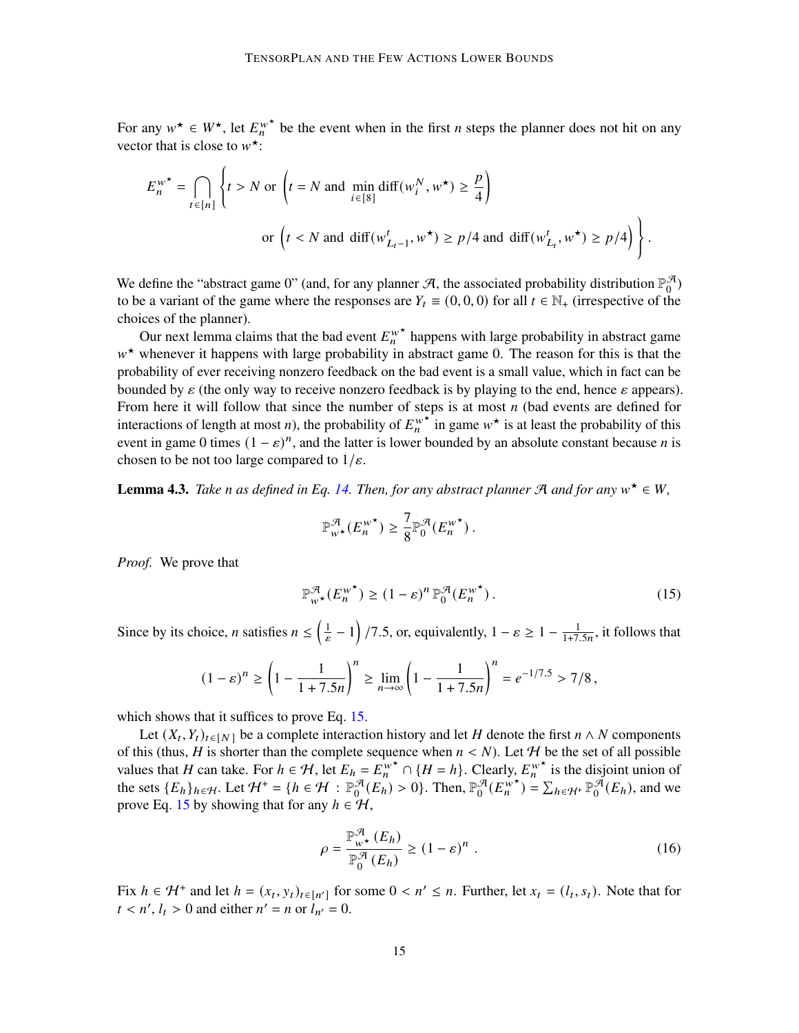For any $w^\star \in W^\star$, let $E_n^{w^\star}$ be the event when in the first $n$ steps the planner does not hit on any vector that is close to $w^\star$:

$$
E_n^{w^\star} = \bigcap_{t \in [n]} \left\{ t > N \text{ or } \left( t = N \text{ and } \min_{i \in [8]} \text{diff}(w_i^N, w^\star) \geq \frac{p}{4} \right) \right.
$$

$$
\left. \text{or } \left( t < N \text{ and } \text{diff}(w_{L_t-1}^t, w^\star) \geq p/4 \text{ and } \text{diff}(w_{L_t}^t, w^\star) \geq p/4 \right) \right\} .
$$

We define the "abstract game 0" (and, for any planner $\mathcal{A}$, the associated probability distribution $\mathbb{P}_0^{\mathcal{A}}$) to be a variant of the game where the responses are $Y_t \equiv (0, 0, 0)$ for all $t \in \mathbb{N}_+$ (irrespective of the choices of the planner).

Our next lemma claims that the bad event $E_n^{w^\star}$ happens with large probability in abstract game $w^\star$ whenever it happens with large probability in abstract game 0. The reason for this is that the probability of ever receiving nonzero feedback on the bad event is a small value, which in fact can be bounded by $\varepsilon$ (the only way to receive nonzero feedback is by playing to the end, hence $\varepsilon$ appears). From here it will follow that since the number of steps is at most $n$ (bad events are defined for interactions of length at most $n$), the probability of $E_n^{w^\star}$ in game $w^\star$ is at least the probability of this event in game 0 times $(1 - \varepsilon)^n$, and the latter is lower bounded by an absolute constant because $n$ is chosen to be not too large compared to $1/\varepsilon$.

**Lemma 4.3.** *Take $n$ as defined in Eq. 14. Then, for any abstract planner $\mathcal{A}$ and for any $w^\star \in W$,*

$$
\mathbb{P}_{w^\star}^{\mathcal{A}}(E_n^{w^\star}) \geq \frac{7}{8} \mathbb{P}_0^{\mathcal{A}}(E_n^{w^\star}) .
$$

*Proof.* We prove that

$$
\mathbb{P}_{w^\star}^{\mathcal{A}}(E_n^{w^\star}) \geq (1 - \varepsilon)^n \, \mathbb{P}_0^{\mathcal{A}}(E_n^{w^\star}) . \tag{15}
$$

Since by its choice, $n$ satisfies $n \leq \left( \frac{1}{\varepsilon} - 1 \right) / 7.5$, or, equivalently, $1 - \varepsilon \geq 1 - \frac{1}{1 + 7.5n}$, it follows that

$$
(1 - \varepsilon)^n \geq \left( 1 - \frac{1}{1 + 7.5n} \right)^n \geq \lim_{n \to \infty} \left( 1 - \frac{1}{1 + 7.5n} \right)^n = e^{-1/7.5} > 7/8 ,
$$

which shows that it suffices to prove Eq. 15.

Let $(X_t, Y_t)_{t \in [N]}$ be a complete interaction history and let $H$ denote the first $n \wedge N$ components of this (thus, $H$ is shorter than the complete sequence when $n < N$). Let $\mathcal{H}$ be the set of all possible values that $H$ can take. For $h \in \mathcal{H}$, let $E_h = E_n^{w^\star} \cap \{H = h\}$. Clearly, $E_n^{w^\star}$ is the disjoint union of the sets $\{E_h\}_{h \in \mathcal{H}}$. Let $\mathcal{H}^+ = \{h \in \mathcal{H} : \mathbb{P}_0^{\mathcal{A}}(E_h) > 0\}$. Then, $\mathbb{P}_0^{\mathcal{A}}(E_n^{w^\star}) = \sum_{h \in \mathcal{H}^+} \mathbb{P}_0^{\mathcal{A}}(E_h)$, and we prove Eq. 15 by showing that for any $h \in \mathcal{H}$,

$$
\rho = \frac{\mathbb{P}_{w^\star}^{\mathcal{A}}(E_h)}{\mathbb{P}_0^{\mathcal{A}}(E_h)} \geq (1 - \varepsilon)^n . \tag{16}
$$

Fix $h \in \mathcal{H}^+$ and let $h = (x_t, y_t)_{t \in [n']}$ for some $0 < n' \leq n$. Further, let $x_t = (l_t, s_t)$. Note that for $t < n'$, $l_t > 0$ and either $n' = n$ or $l_{n'} = 0$.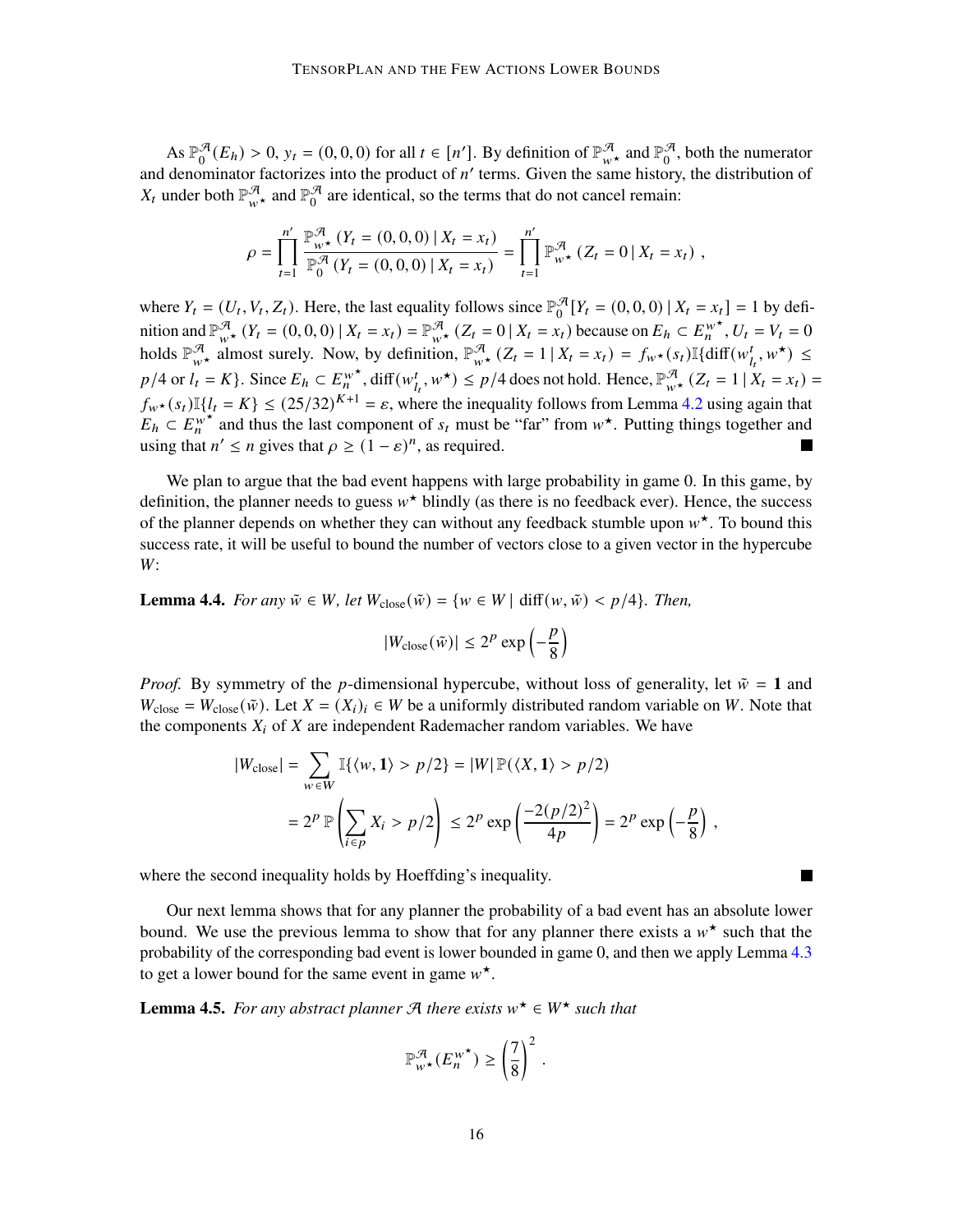As $\mathbb{P}_0^{\mathcal{A}}(E_h) > 0$, $y_t = (0,0,0)$ for all $t \in [n']$. By definition of $\mathbb{P}_{w^\star}^{\mathcal{A}}$ and $\mathbb{P}_0^{\mathcal{A}}$, both the numerator and denominator factorizes into the product of $n'$ terms. Given the same history, the distribution of $X_t$ under both $\mathbb{P}_{w^\star}^{\mathcal{A}}$ and $\mathbb{P}_0^{\mathcal{A}}$ are identical, so the terms that do not cancel remain:

$$\rho = \prod_{t=1}^{n'} \frac{\mathbb{P}_{w^\star}^{\mathcal{A}}(Y_t = (0,0,0) \mid X_t = x_t)}{\mathbb{P}_0^{\mathcal{A}}(Y_t = (0,0,0) \mid X_t = x_t)} = \prod_{t=1}^{n'} \mathbb{P}_{w^\star}^{\mathcal{A}}(Z_t = 0 \mid X_t = x_t) \ ,$$

where $Y_t = (U_t, V_t, Z_t)$. Here, the last equality follows since $\mathbb{P}_0^{\mathcal{A}}[Y_t = (0,0,0) \mid X_t = x_t] = 1$ by definition and $\mathbb{P}_{w^\star}^{\mathcal{A}}(Y_t = (0,0,0) \mid X_t = x_t) = \mathbb{P}_{w^\star}^{\mathcal{A}}(Z_t = 0 \mid X_t = x_t)$ because on $E_h \subset E_n^{w^\star}$, $U_t = V_t = 0$ holds $\mathbb{P}_{w^\star}^{\mathcal{A}}$ almost surely. Now, by definition, $\mathbb{P}_{w^\star}^{\mathcal{A}}(Z_t = 1 \mid X_t = x_t) = f_{w^\star}(s_t)\mathbb{I}\{\mathrm{diff}(w_{l_t}^t, w^\star) \le p/4 \text{ or } l_t = K\}$. Since $E_h \subset E_n^{w^\star}$, $\mathrm{diff}(w_{l_t}^t, w^\star) \le p/4$ does not hold. Hence, $\mathbb{P}_{w^\star}^{\mathcal{A}}(Z_t = 1 \mid X_t = x_t) = f_{w^\star}(s_t)\mathbb{I}\{l_t = K\} \le (25/32)^{K+1} = \varepsilon$, where the inequality follows from Lemma 4.2 using again that $E_h \subset E_n^{w^\star}$ and thus the last component of $s_t$ must be "far" from $w^\star$. Putting things together and using that $n' \le n$ gives that $\rho \ge (1-\varepsilon)^n$, as required. ■

We plan to argue that the bad event happens with large probability in game 0. In this game, by definition, the planner needs to guess $w^\star$ blindly (as there is no feedback ever). Hence, the success of the planner depends on whether they can without any feedback stumble upon $w^\star$. To bound this success rate, it will be useful to bound the number of vectors close to a given vector in the hypercube $W$:

**Lemma 4.4.** *For any $\tilde{w} \in W$, let $W_{\mathrm{close}}(\tilde{w}) = \{w \in W \mid \mathrm{diff}(w, \tilde{w}) < p/4\}$. Then,*

$$|W_{\mathrm{close}}(\tilde{w})| \le 2^p \exp\left(-\frac{p}{8}\right)$$

*Proof.* By symmetry of the $p$-dimensional hypercube, without loss of generality, let $\tilde{w} = \mathbf{1}$ and $W_{\mathrm{close}} = W_{\mathrm{close}}(\tilde{w})$. Let $X = (X_i)_i \in W$ be a uniformly distributed random variable on $W$. Note that the components $X_i$ of $X$ are independent Rademacher random variables. We have

$$\begin{aligned}
|W_{\mathrm{close}}| &= \sum_{w \in W} \mathbb{I}\{\langle w, \mathbf{1}\rangle > p/2\} = |W| \, \mathbb{P}(\langle X, \mathbf{1}\rangle > p/2) \\
&= 2^p \, \mathbb{P}\left(\sum_{i \in p} X_i > p/2\right) \le 2^p \exp\left(\frac{-2(p/2)^2}{4p}\right) = 2^p \exp\left(-\frac{p}{8}\right) \ ,
\end{aligned}$$

where the second inequality holds by Hoeffding's inequality. ■

Our next lemma shows that for any planner the probability of a bad event has an absolute lower bound. We use the previous lemma to show that for any planner there exists a $w^\star$ such that the probability of the corresponding bad event is lower bounded in game 0, and then we apply Lemma 4.3 to get a lower bound for the same event in game $w^\star$.

**Lemma 4.5.** *For any abstract planner $\mathcal{A}$ there exists $w^\star \in W^\star$ such that*

$$\mathbb{P}_{w^\star}^{\mathcal{A}}(E_n^{w^\star}) \ge \left(\frac{7}{8}\right)^2 .$$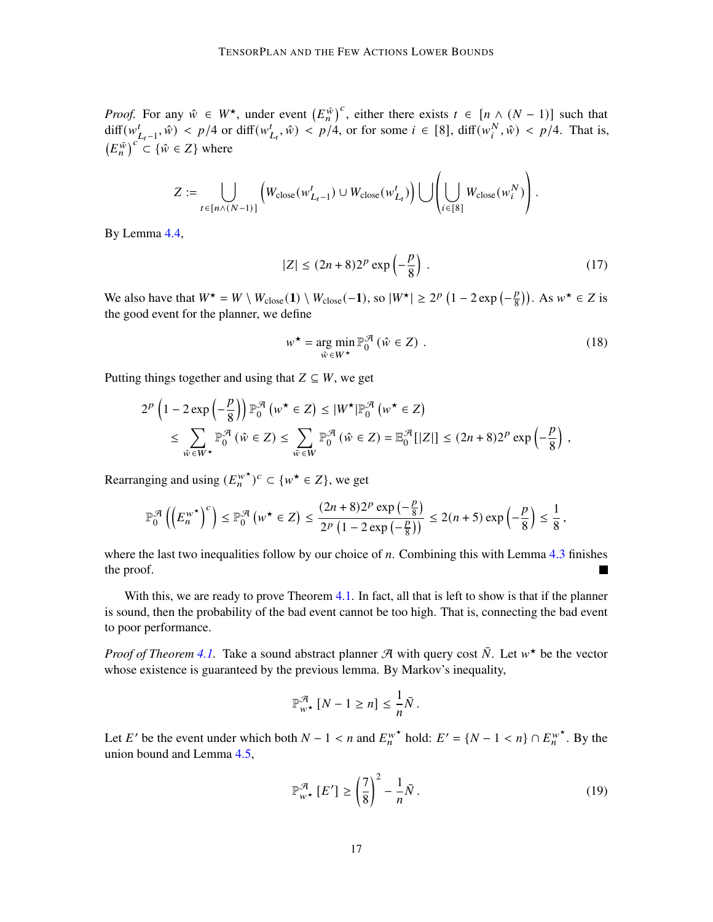*Proof.* For any $\hat{w} \in W^\star$, under event $\left(E_n^{\hat{w}}\right)^c$, either there exists $t \in [n \wedge (N-1)]$ such that $\text{diff}(w^t_{L_t-1}, \hat{w}) < p/4$ or $\text{diff}(w^t_{L_t}, \hat{w}) < p/4$, or for some $i \in [8]$, $\text{diff}(w^N_i, \hat{w}) < p/4$. That is, $\left(E_n^{\hat{w}}\right)^c \subset \{\hat{w} \in Z\}$ where

$$
Z := \bigcup_{t \in [n \wedge (N-1)]} \left( W_{\text{close}}(w^t_{L_t-1}) \cup W_{\text{close}}(w^t_{L_t}) \right) \bigcup \left( \bigcup_{i \in [8]} W_{\text{close}}(w^N_i) \right) .
$$

By Lemma 4.4,

$$
|Z| \leq (2n+8) 2^p \exp\left(-\frac{p}{8}\right) . \tag{17}
$$

We also have that $W^\star = W \setminus W_{\text{close}}(\mathbf{1}) \setminus W_{\text{close}}(-\mathbf{1})$, so $|W^\star| \geq 2^p \left(1 - 2\exp\left(-\frac{p}{8}\right)\right)$. As $w^\star \in Z$ is the good event for the planner, we define

$$
w^\star = \underset{\hat{w} \in W^\star}{\arg\min}\, \mathbb{P}^{\mathcal{A}}_0 \left(\hat{w} \in Z\right) . \tag{18}
$$

Putting things together and using that $Z \subseteq W$, we get

$$
\begin{aligned}
2^p \left(1 - 2\exp\left(-\frac{p}{8}\right)\right) \mathbb{P}^{\mathcal{A}}_0 \left(w^\star \in Z\right) &\leq |W^\star| \mathbb{P}^{\mathcal{A}}_0 \left(w^\star \in Z\right) \\
&\leq \sum_{\hat{w} \in W^\star} \mathbb{P}^{\mathcal{A}}_0 \left(\hat{w} \in Z\right) \leq \sum_{\hat{w} \in W} \mathbb{P}^{\mathcal{A}}_0 \left(\hat{w} \in Z\right) = \mathbb{E}^{\mathcal{A}}_0[|Z|] \leq (2n+8) 2^p \exp\left(-\frac{p}{8}\right) ,
\end{aligned}
$$

Rearranging and using $(E_n^{w^\star})^c \subset \{w^\star \in Z\}$, we get

$$
\mathbb{P}^{\mathcal{A}}_0 \left(\left(E_n^{w^\star}\right)^c\right) \leq \mathbb{P}^{\mathcal{A}}_0 \left(w^\star \in Z\right) \leq \frac{(2n+8) 2^p \exp\left(-\frac{p}{8}\right)}{2^p \left(1 - 2\exp\left(-\frac{p}{8}\right)\right)} \leq 2(n+5) \exp\left(-\frac{p}{8}\right) \leq \frac{1}{8} ,
$$

where the last two inequalities follow by our choice of $n$. Combining this with Lemma 4.3 finishes the proof. ∎

With this, we are ready to prove Theorem 4.1. In fact, all that is left to show is that if the planner is sound, then the probability of the bad event cannot be too high. That is, connecting the bad event to poor performance.

*Proof of Theorem 4.1.* Take a sound abstract planner $\mathcal{A}$ with query cost $\bar{N}$. Let $w^\star$ be the vector whose existence is guaranteed by the previous lemma. By Markov's inequality,

$$
\mathbb{P}^{\mathcal{A}}_{w^\star} \left[N - 1 \geq n\right] \leq \frac{1}{n} \bar{N} .
$$

Let $E'$ be the event under which both $N - 1 < n$ and $E_n^{w^\star}$ hold: $E' = \{N - 1 < n\} \cap E_n^{w^\star}$. By the union bound and Lemma 4.5,

$$
\mathbb{P}^{\mathcal{A}}_{w^\star} \left[E'\right] \geq \left(\frac{7}{8}\right)^2 - \frac{1}{n} \bar{N} . \tag{19}
$$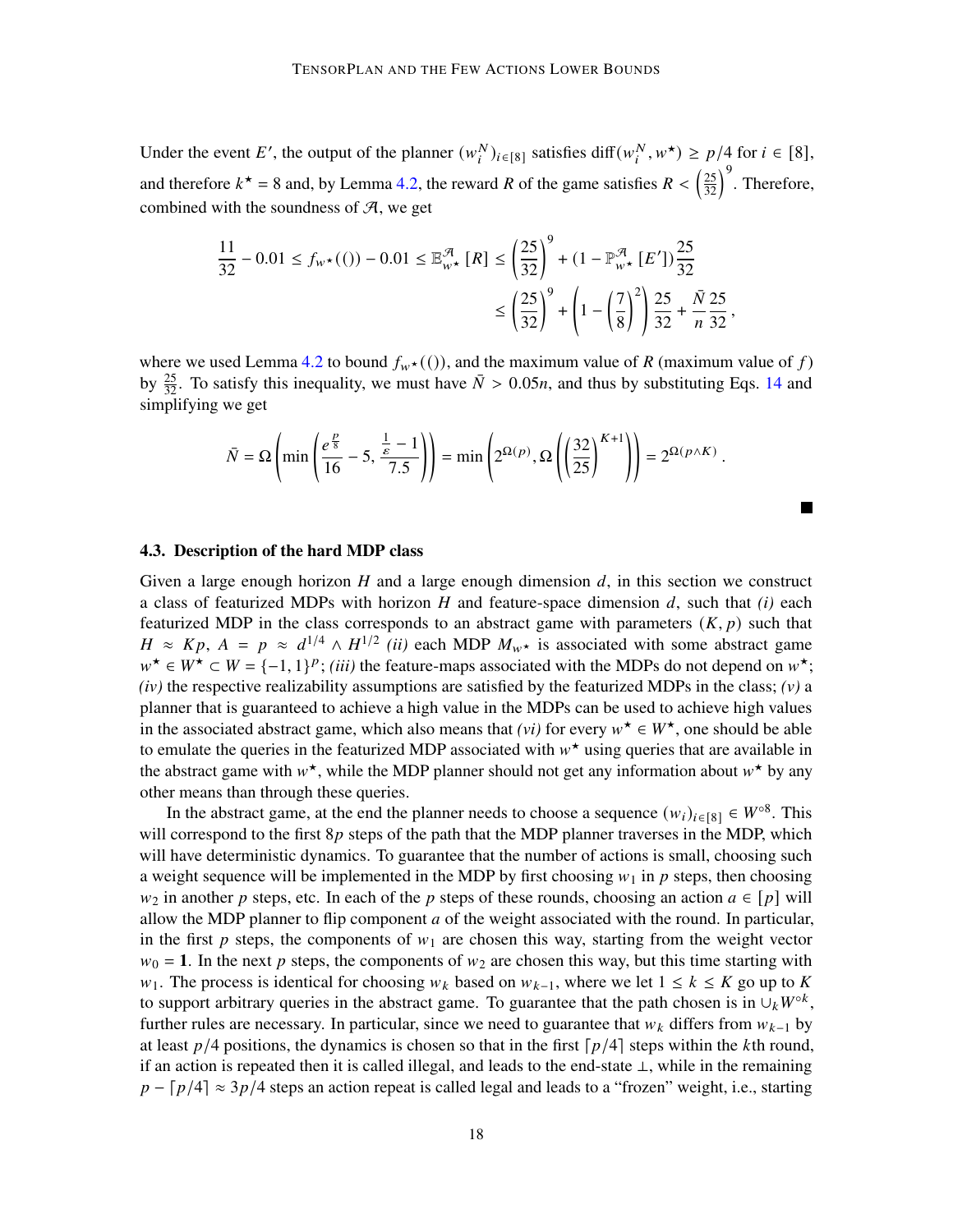Under the event $E'$, the output of the planner $(w_i^N)_{i\in[8]}$ satisfies $\text{diff}(w_i^N, w^\star) \geq p/4$ for $i \in [8]$, and therefore $k^\star = 8$ and, by Lemma 4.2, the reward $R$ of the game satisfies $R < \left(\frac{25}{32}\right)^9$. Therefore, combined with the soundness of $\mathcal{A}$, we get

$$
\begin{aligned}
\frac{11}{32} - 0.01 \leq f_{w^\star}(()) - 0.01 \leq \mathbb{E}^{\mathcal{A}}_{w^\star}[R] &\leq \left(\frac{25}{32}\right)^9 + (1 - \mathbb{P}^{\mathcal{A}}_{w^\star}[E'])\frac{25}{32} \\
&\leq \left(\frac{25}{32}\right)^9 + \left(1 - \left(\frac{7}{8}\right)^2\right)\frac{25}{32} + \frac{\bar{N}}{n}\frac{25}{32},
\end{aligned}
$$

where we used Lemma 4.2 to bound $f_{w^\star}(())$, and the maximum value of $R$ (maximum value of $f$) by $\frac{25}{32}$. To satisfy this inequality, we must have $\bar{N} > 0.05n$, and thus by substituting Eqs. 14 and simplifying we get

$$
\bar{N} = \Omega\left(\min\left(\frac{e^{\frac{p}{8}}}{16} - 5, \frac{\frac{1}{\varepsilon} - 1}{7.5}\right)\right) = \min\left(2^{\Omega(p)}, \Omega\left(\left(\frac{32}{25}\right)^{K+1}\right)\right) = 2^{\Omega(p \wedge K)}.
$$

■

### 4.3. Description of the hard MDP class

Given a large enough horizon $H$ and a large enough dimension $d$, in this section we construct a class of featurized MDPs with horizon $H$ and feature-space dimension $d$, such that *(i)* each featurized MDP in the class corresponds to an abstract game with parameters $(K, p)$ such that $H \approx Kp$, $A = p \approx d^{1/4} \wedge H^{1/2}$ *(ii)* each MDP $M_{w^\star}$ is associated with some abstract game $w^\star \in W^\star \subset W = \{-1, 1\}^p$; *(iii)* the feature-maps associated with the MDPs do not depend on $w^\star$; *(iv)* the respective realizability assumptions are satisfied by the featurized MDPs in the class; *(v)* a planner that is guaranteed to achieve a high value in the MDPs can be used to achieve high values in the associated abstract game, which also means that *(vi)* for every $w^\star \in W^\star$, one should be able to emulate the queries in the featurized MDP associated with $w^\star$ using queries that are available in the abstract game with $w^\star$, while the MDP planner should not get any information about $w^\star$ by any other means than through these queries.

In the abstract game, at the end the planner needs to choose a sequence $(w_i)_{i\in[8]} \in W^{\circ 8}$. This will correspond to the first $8p$ steps of the path that the MDP planner traverses in the MDP, which will have deterministic dynamics. To guarantee that the number of actions is small, choosing such a weight sequence will be implemented in the MDP by first choosing $w_1$ in $p$ steps, then choosing $w_2$ in another $p$ steps, etc. In each of the $p$ steps of these rounds, choosing an action $a \in [p]$ will allow the MDP planner to flip component $a$ of the weight associated with the round. In particular, in the first $p$ steps, the components of $w_1$ are chosen this way, starting from the weight vector $w_0 = \mathbf{1}$. In the next $p$ steps, the components of $w_2$ are chosen this way, but this time starting with $w_1$. The process is identical for choosing $w_k$ based on $w_{k-1}$, where we let $1 \leq k \leq K$ go up to $K$ to support arbitrary queries in the abstract game. To guarantee that the path chosen is in $\cup_k W^{\circ k}$, further rules are necessary. In particular, since we need to guarantee that $w_k$ differs from $w_{k-1}$ by at least $p/4$ positions, the dynamics is chosen so that in the first $\lceil p/4 \rceil$ steps within the $k$th round, if an action is repeated then it is called illegal, and leads to the end-state $\perp$, while in the remaining $p - \lceil p/4 \rceil \approx 3p/4$ steps an action repeat is called legal and leads to a "frozen" weight, i.e., starting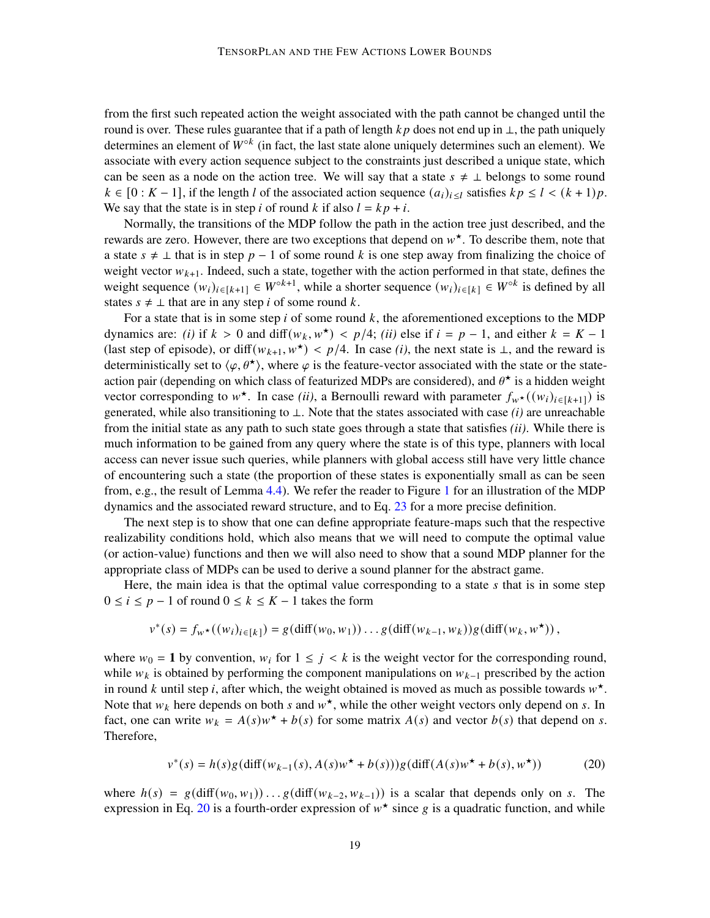from the first such repeated action the weight associated with the path cannot be changed until the round is over. These rules guarantee that if a path of length $kp$ does not end up in $\perp$, the path uniquely determines an element of $W^{\circ k}$ (in fact, the last state alone uniquely determines such an element). We associate with every action sequence subject to the constraints just described a unique state, which can be seen as a node on the action tree. We will say that a state $s \neq \perp$ belongs to some round $k \in [0 : K-1]$, if the length $l$ of the associated action sequence $(a_i)_{i \leq l}$ satisfies $kp \leq l < (k+1)p$. We say that the state is in step $i$ of round $k$ if also $l = kp + i$.

Normally, the transitions of the MDP follow the path in the action tree just described, and the rewards are zero. However, there are two exceptions that depend on $w^\star$. To describe them, note that a state $s \neq \perp$ that is in step $p-1$ of some round $k$ is one step away from finalizing the choice of weight vector $w_{k+1}$. Indeed, such a state, together with the action performed in that state, defines the weight sequence $(w_i)_{i \in [k+1]} \in W^{\circ k+1}$, while a shorter sequence $(w_i)_{i \in [k]} \in W^{\circ k}$ is defined by all states $s \neq \perp$ that are in any step $i$ of some round $k$.

For a state that is in some step $i$ of some round $k$, the aforementioned exceptions to the MDP dynamics are: *(i)* if $k > 0$ and $\text{diff}(w_k, w^\star) < p/4$; *(ii)* else if $i = p-1$, and either $k = K-1$ (last step of episode), or $\text{diff}(w_{k+1}, w^\star) < p/4$. In case *(i)*, the next state is $\perp$, and the reward is deterministically set to $\langle \varphi, \theta^\star \rangle$, where $\varphi$ is the feature-vector associated with the state or the state-action pair (depending on which class of featurized MDPs are considered), and $\theta^\star$ is a hidden weight vector corresponding to $w^\star$. In case *(ii)*, a Bernoulli reward with parameter $f_{w^\star}((w_i)_{i \in [k+1]})$ is generated, while also transitioning to $\perp$. Note that the states associated with case *(i)* are unreachable from the initial state as any path to such state goes through a state that satisfies *(ii)*. While there is much information to be gained from any query where the state is of this type, planners with local access can never issue such queries, while planners with global access still have very little chance of encountering such a state (the proportion of these states is exponentially small as can be seen from, e.g., the result of Lemma 4.4). We refer the reader to Figure 1 for an illustration of the MDP dynamics and the associated reward structure, and to Eq. 23 for a more precise definition.

The next step is to show that one can define appropriate feature-maps such that the respective realizability conditions hold, which also means that we will need to compute the optimal value (or action-value) functions and then we will also need to show that a sound MDP planner for the appropriate class of MDPs can be used to derive a sound planner for the abstract game.

Here, the main idea is that the optimal value corresponding to a state $s$ that is in some step $0 \leq i \leq p-1$ of round $0 \leq k \leq K-1$ takes the form

$$v^*(s) = f_{w^\star}((w_i)_{i \in [k]}) = g(\text{diff}(w_0, w_1)) \dots g(\text{diff}(w_{k-1}, w_k)) g(\text{diff}(w_k, w^\star)),$$

where $w_0 = \mathbf{1}$ by convention, $w_i$ for $1 \leq j < k$ is the weight vector for the corresponding round, while $w_k$ is obtained by performing the component manipulations on $w_{k-1}$ prescribed by the action in round $k$ until step $i$, after which, the weight obtained is moved as much as possible towards $w^\star$. Note that $w_k$ here depends on both $s$ and $w^\star$, while the other weight vectors only depend on $s$. In fact, one can write $w_k = A(s)w^\star + b(s)$ for some matrix $A(s)$ and vector $b(s)$ that depend on $s$. Therefore,

$$v^*(s) = h(s) g(\text{diff}(w_{k-1}(s), A(s)w^\star + b(s))) g(\text{diff}(A(s)w^\star + b(s), w^\star)) \tag{20}$$

where $h(s) = g(\text{diff}(w_0, w_1)) \dots g(\text{diff}(w_{k-2}, w_{k-1}))$ is a scalar that depends only on $s$. The expression in Eq. 20 is a fourth-order expression of $w^\star$ since $g$ is a quadratic function, and while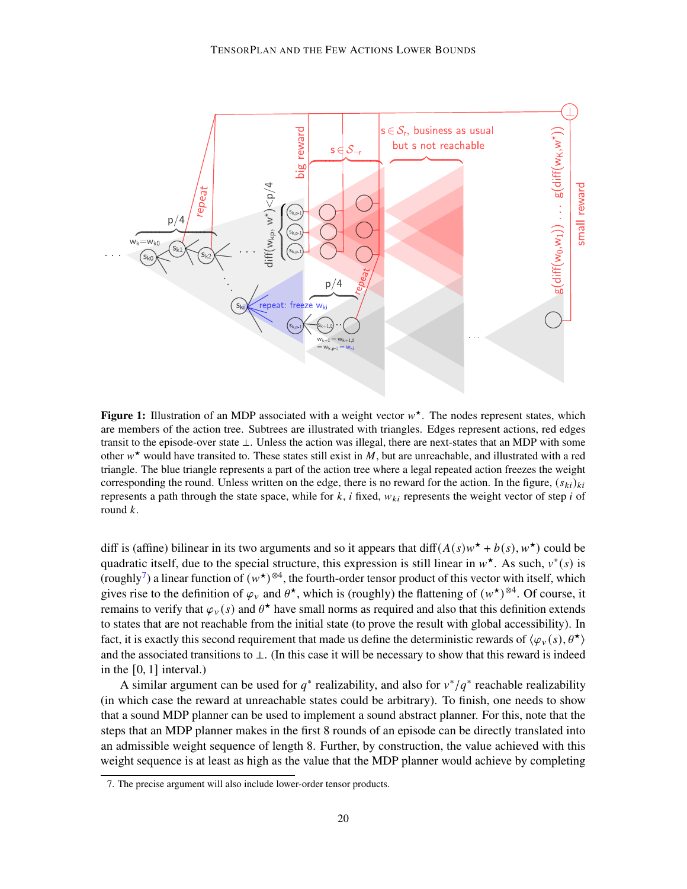**Figure 1:** Illustration of an MDP associated with a weight vector $w^\star$. The nodes represent states, which are members of the action tree. Subtrees are illustrated with triangles. Edges represent actions, red edges transit to the episode-over state $\perp$. Unless the action was illegal, there are next-states that an MDP with some other $w^\star$ would have transited to. These states still exist in $M$, but are unreachable, and illustrated with a red triangle. The blue triangle represents a part of the action tree where a legal repeated action freezes the weight corresponding the round. Unless written on the edge, there is no reward for the action. In the figure, $(s_{ki})_{ki}$ represents a path through the state space, while for $k, i$ fixed, $w_{ki}$ represents the weight vector of step $i$ of round $k$.

diff is (affine) bilinear in its two arguments and so it appears that $\text{diff}(A(s)w^\star + b(s), w^\star)$ could be quadratic itself, due to the special structure, this expression is still linear in $w^\star$. As such, $v^*(s)$ is (roughly[7]) a linear function of $(w^\star)^{\otimes 4}$, the fourth-order tensor product of this vector with itself, which gives rise to the definition of $\varphi_v$ and $\theta^\star$, which is (roughly) the flattening of $(w^\star)^{\otimes 4}$. Of course, it remains to verify that $\varphi_v(s)$ and $\theta^\star$ have small norms as required and also that this definition extends to states that are not reachable from the initial state (to prove the result with global accessibility). In fact, it is exactly this second requirement that made us define the deterministic rewards of $\langle \varphi_v(s), \theta^\star \rangle$ and the associated transitions to $\perp$. (In this case it will be necessary to show that this reward is indeed in the $[0, 1]$ interval.)

A similar argument can be used for $q^*$ realizability, and also for $v^*/q^*$ reachable realizability (in which case the reward at unreachable states could be arbitrary). To finish, one needs to show that a sound MDP planner can be used to implement a sound abstract planner. For this, note that the steps that an MDP planner makes in the first 8 rounds of an episode can be directly translated into an admissible weight sequence of length 8. Further, by construction, the value achieved with this weight sequence is at least as high as the value that the MDP planner would achieve by completing

7. The precise argument will also include lower-order tensor products.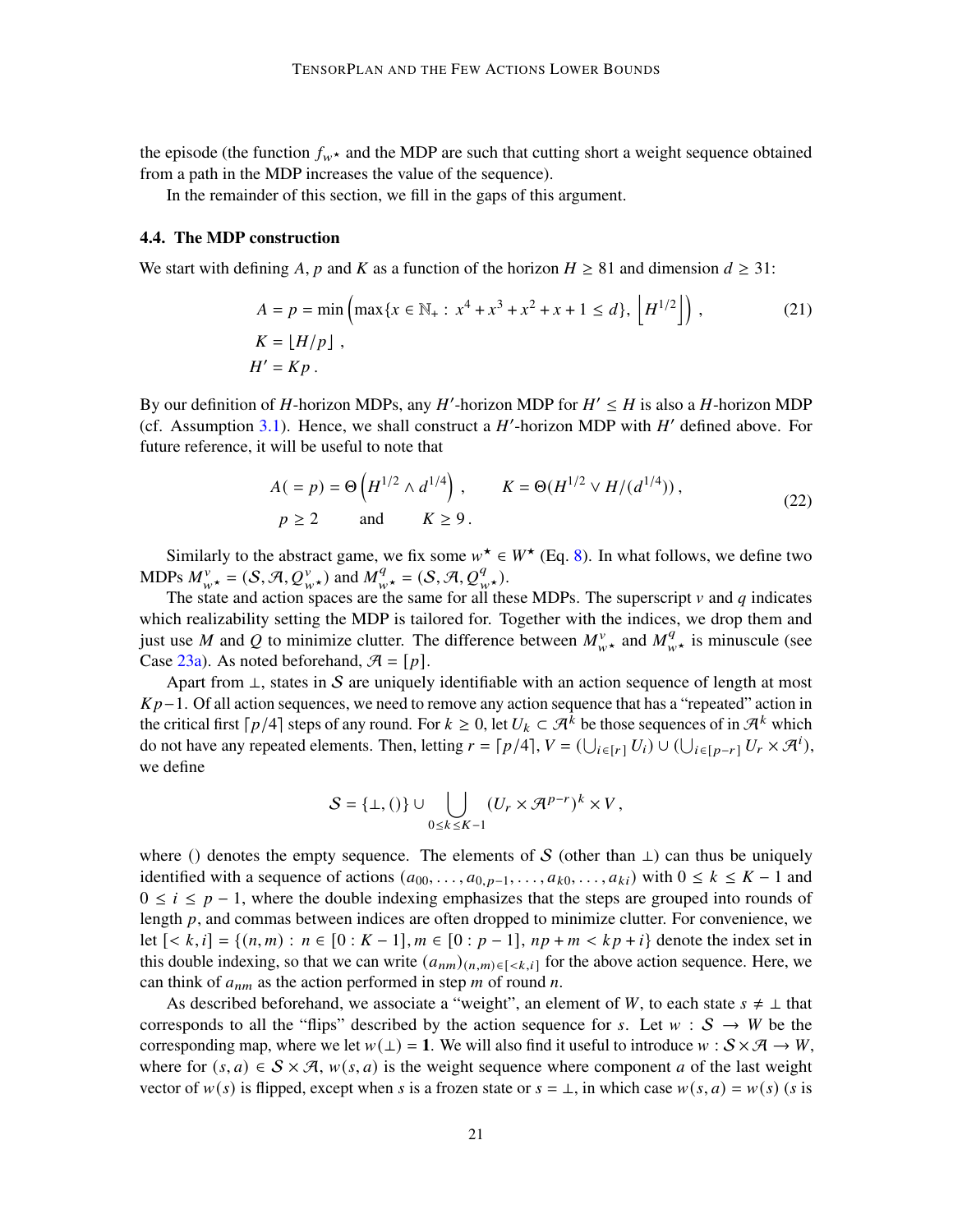the episode (the function $f_{w^\star}$ and the MDP are such that cutting short a weight sequence obtained from a path in the MDP increases the value of the sequence).

In the remainder of this section, we fill in the gaps of this argument.

### 4.4. The MDP construction

We start with defining $A$, $p$ and $K$ as a function of the horizon $H \geq 81$ and dimension $d \geq 31$:

$$
\begin{aligned}
A = p &= \min\left(\max\{x \in \mathbb{N}_+ : x^4 + x^3 + x^2 + x + 1 \leq d\},\ \left\lfloor H^{1/2} \right\rfloor\right), \qquad (21)\\
K &= \lfloor H/p \rfloor\,, \\
H' &= Kp\,.
\end{aligned}
$$

By our definition of $H$-horizon MDPs, any $H'$-horizon MDP for $H' \leq H$ is also a $H$-horizon MDP (cf. Assumption 3.1). Hence, we shall construct a $H'$-horizon MDP with $H'$ defined above. For future reference, it will be useful to note that

$$
\begin{aligned}
A(=p) &= \Theta\left(H^{1/2} \wedge d^{1/4}\right), \qquad K = \Theta(H^{1/2} \vee H/(d^{1/4}))\,, \\
p &\geq 2 \qquad \text{and} \qquad K \geq 9\,.
\end{aligned} \qquad (22)
$$

Similarly to the abstract game, we fix some $w^\star \in W^\star$ (Eq. 8). In what follows, we define two MDPs $M^v_{w^\star} = (\mathcal{S}, \mathcal{A}, Q^v_{w^\star})$ and $M^q_{w^\star} = (\mathcal{S}, \mathcal{A}, Q^q_{w^\star})$.

The state and action spaces are the same for all these MDPs. The superscript $v$ and $q$ indicates which realizability setting the MDP is tailored for. Together with the indices, we drop them and just use $M$ and $Q$ to minimize clutter. The difference between $M^v_{w^\star}$ and $M^q_{w^\star}$ is minuscule (see Case 23a). As noted beforehand, $\mathcal{A} = [p]$.

Apart from $\perp$, states in $\mathcal{S}$ are uniquely identifiable with an action sequence of length at most $Kp-1$. Of all action sequences, we need to remove any action sequence that has a "repeated" action in the critical first $\lceil p/4 \rceil$ steps of any round. For $k \geq 0$, let $U_k \subset \mathcal{A}^k$ be those sequences of in $\mathcal{A}^k$ which do not have any repeated elements. Then, letting $r = \lceil p/4 \rceil$, $V = (\bigcup_{i \in [r]} U_i) \cup (\bigcup_{i \in [p-r]} U_r \times \mathcal{A}^i)$, we define

$$
\mathcal{S} = \{\perp, ()\} \cup \bigcup_{0 \leq k \leq K-1} (U_r \times \mathcal{A}^{p-r})^k \times V\,,
$$

where $()$ denotes the empty sequence. The elements of $\mathcal{S}$ (other than $\perp$) can thus be uniquely identified with a sequence of actions $(a_{00}, \ldots, a_{0,p-1}, \ldots, a_{k0}, \ldots, a_{ki})$ with $0 \leq k \leq K-1$ and $0 \leq i \leq p-1$, where the double indexing emphasizes that the steps are grouped into rounds of length $p$, and commas between indices are often dropped to minimize clutter. For convenience, we let $[<k, i] = \{(n, m) : n \in [0 : K-1], m \in [0 : p-1], np + m < kp + i\}$ denote the index set in this double indexing, so that we can write $(a_{nm})_{(n,m) \in [<k,i]}$ for the above action sequence. Here, we can think of $a_{nm}$ as the action performed in step $m$ of round $n$.

As described beforehand, we associate a "weight", an element of $W$, to each state $s \neq \perp$ that corresponds to all the "flips" described by the action sequence for $s$. Let $w : \mathcal{S} \to W$ be the corresponding map, where we let $w(\perp) = \mathbf{1}$. We will also find it useful to introduce $w : \mathcal{S} \times \mathcal{A} \to W$, where for $(s, a) \in \mathcal{S} \times \mathcal{A}$, $w(s, a)$ is the weight sequence where component $a$ of the last weight vector of $w(s)$ is flipped, except when $s$ is a frozen state or $s = \perp$, in which case $w(s, a) = w(s)$ ($s$ is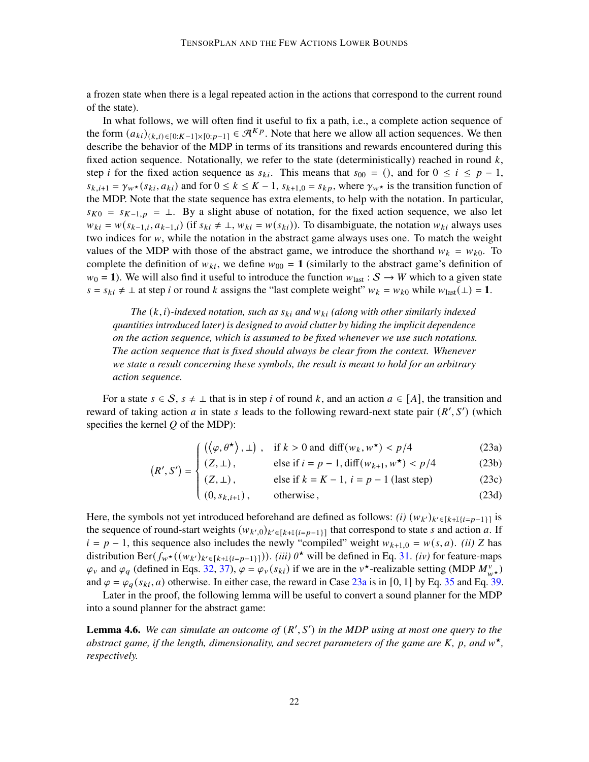a frozen state when there is a legal repeated action in the actions that correspond to the current round of the state).

In what follows, we will often find it useful to fix a path, i.e., a complete action sequence of the form $(a_{ki})_{(k,i)\in[0:K-1]\times[0:p-1]} \in \mathcal{A}^{Kp}$. Note that here we allow all action sequences. We then describe the behavior of the MDP in terms of its transitions and rewards encountered during this fixed action sequence. Notationally, we refer to the state (deterministically) reached in round $k$, step $i$ for the fixed action sequence as $s_{ki}$. This means that $s_{00} = ()$, and for $0 \le i \le p-1$, $s_{k,i+1} = \gamma_{w^\star}(s_{ki}, a_{ki})$ and for $0 \le k \le K-1$, $s_{k+1,0} = s_{kp}$, where $\gamma_{w^\star}$ is the transition function of the MDP. Note that the state sequence has extra elements, to help with the notation. In particular, $s_{K0} = s_{K-1,p} = \perp$. By a slight abuse of notation, for the fixed action sequence, we also let $w_{ki} = w(s_{k-1,i}, a_{k-1,i})$ (if $s_{ki} \neq \perp$, $w_{ki} = w(s_{ki})$). To disambiguate, the notation $w_{ki}$ always uses two indices for $w$, while the notation in the abstract game always uses one. To match the weight values of the MDP with those of the abstract game, we introduce the shorthand $w_k = w_{k0}$. To complete the definition of $w_{ki}$, we define $w_{00} = \mathbf{1}$ (similarly to the abstract game's definition of $w_0 = \mathbf{1}$). We will also find it useful to introduce the function $w_{\text{last}} : \mathcal{S} \to W$ which to a given state $s = s_{ki} \neq \perp$ at step $i$ or round $k$ assigns the "last complete weight" $w_k = w_{k0}$ while $w_{\text{last}}(\perp) = \mathbf{1}$.

> *The $(k,i)$-indexed notation, such as $s_{ki}$ and $w_{ki}$ (along with other similarly indexed quantities introduced later) is designed to avoid clutter by hiding the implicit dependence on the action sequence, which is assumed to be fixed whenever we use such notations. The action sequence that is fixed should always be clear from the context. Whenever we state a result concerning these symbols, the result is meant to hold for an arbitrary action sequence.*

For a state $s \in \mathcal{S}$, $s \neq \perp$ that is in step $i$ of round $k$, and an action $a \in [A]$, the transition and reward of taking action $a$ in state $s$ leads to the following reward-next state pair $(R', S')$ (which specifies the kernel $Q$ of the MDP):

$$
(R', S') = \begin{cases} \left(\langle \varphi, \theta^\star \rangle, \perp\right), & \text{if } k > 0 \text{ and } \operatorname{diff}(w_k, w^\star) < p/4 \quad (23a) \\ (Z, \perp), & \text{else if } i = p-1, \operatorname{diff}(w_{k+1}, w^\star) < p/4 \quad (23b) \\ (Z, \perp), & \text{else if } k = K-1,\ i = p-1 \text{ (last step)} \quad (23c) \\ (0, s_{k,i+1}), & \text{otherwise}, \quad (23d) \end{cases}
$$

Here, the symbols not yet introduced beforehand are defined as follows: *(i)* $(w_{k'})_{k' \in [k+\mathbb{I}\{i=p-1\}]}$ is the sequence of round-start weights $(w_{k',0})_{k' \in [k+\mathbb{I}\{i=p-1\}]}$ that correspond to state $s$ and action $a$. If $i = p-1$, this sequence also includes the newly "compiled" weight $w_{k+1,0} = w(s,a)$. *(ii)* $Z$ has distribution $\text{Ber}(f_{w^\star}((w_{k'})_{k' \in [k+\mathbb{I}\{i=p-1\}]}))$. *(iii)* $\theta^\star$ will be defined in Eq. 31. *(iv)* for feature-maps $\varphi_v$ and $\varphi_q$ (defined in Eqs. 32, 37), $\varphi = \varphi_v(s_{ki})$ if we are in the $v^\star$-realizable setting (MDP $M^v_{w^\star}$) and $\varphi = \varphi_q(s_{ki}, a)$ otherwise. In either case, the reward in Case 23a is in $[0,1]$ by Eq. 35 and Eq. 39.

Later in the proof, the following lemma will be useful to convert a sound planner for the MDP into a sound planner for the abstract game:

**Lemma 4.6.** *We can simulate an outcome of $(R', S')$ in the MDP using at most one query to the abstract game, if the length, dimensionality, and secret parameters of the game are $K$, $p$, and $w^\star$, respectively.*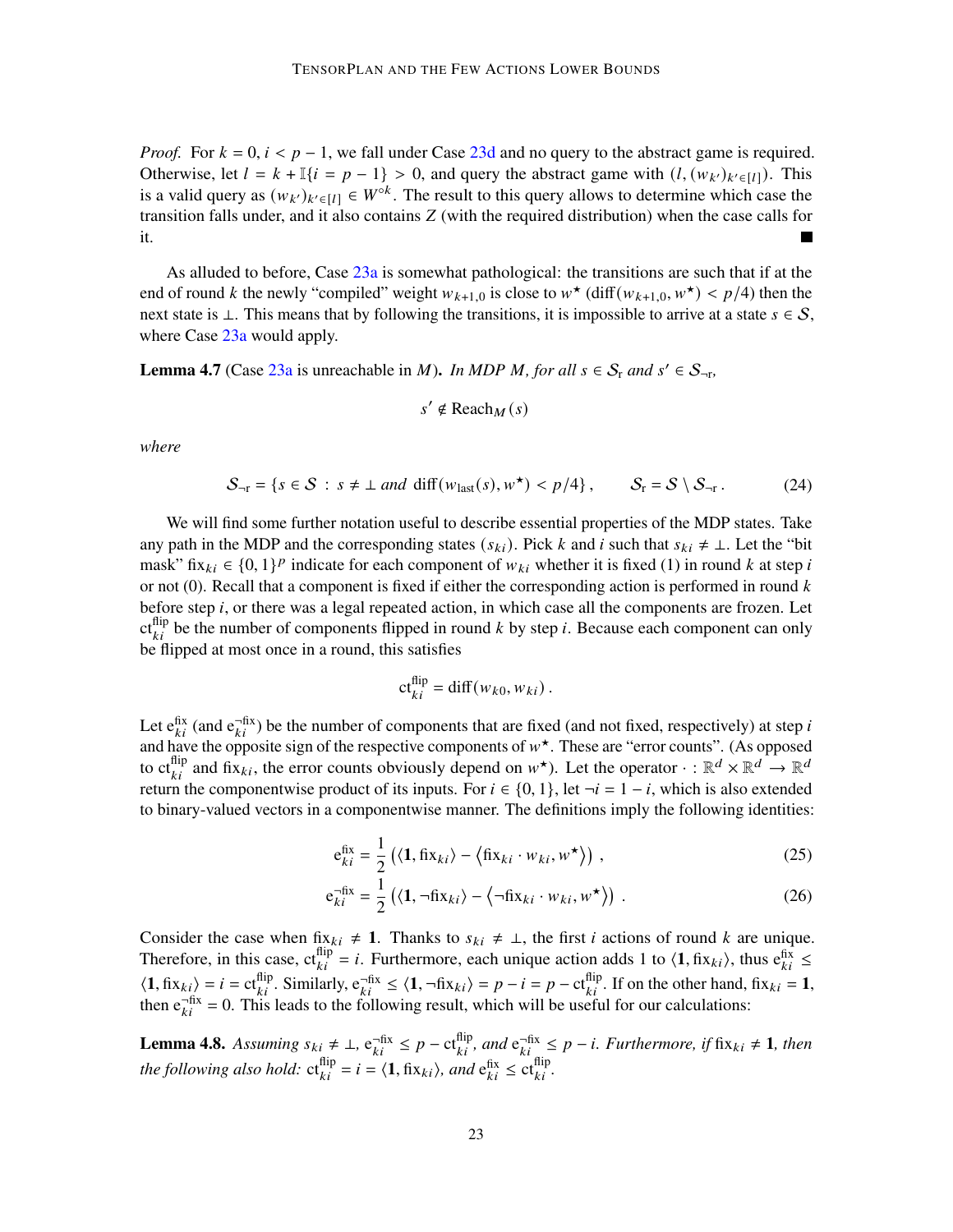*Proof.* For $k = 0, i < p - 1$, we fall under Case 23d and no query to the abstract game is required. Otherwise, let $l = k + \mathbb{I}\{i = p - 1\} > 0$, and query the abstract game with $(l, (w_{k'})_{k' \in [l]})$. This is a valid query as $(w_{k'})_{k' \in [l]} \in W^{\circ k}$. The result to this query allows to determine which case the transition falls under, and it also contains $Z$ (with the required distribution) when the case calls for it. ∎

As alluded to before, Case 23a is somewhat pathological: the transitions are such that if at the end of round $k$ the newly "compiled" weight $w_{k+1,0}$ is close to $w^\star$ ($\operatorname{diff}(w_{k+1,0}, w^\star) < p/4$) then the next state is $\perp$. This means that by following the transitions, it is impossible to arrive at a state $s \in \mathcal{S}$, where Case 23a would apply.

**Lemma 4.7** (Case 23a is unreachable in $M$)**.** *In MDP $M$, for all $s \in \mathcal{S}_{\mathrm{r}}$ and $s' \in \mathcal{S}_{\neg\mathrm{r}}$,*

$$
s' \notin \operatorname{Reach}_M(s)
$$

*where*

$$
\mathcal{S}_{\neg\mathrm{r}} = \{s \in \mathcal{S} \,:\, s \neq \perp \text{ and } \operatorname{diff}(w_{\mathrm{last}}(s), w^\star) < p/4\}\,, \qquad \mathcal{S}_{\mathrm{r}} = \mathcal{S} \setminus \mathcal{S}_{\neg\mathrm{r}}\,. \tag{24}
$$

We will find some further notation useful to describe essential properties of the MDP states. Take any path in the MDP and the corresponding states $(s_{ki})$. Pick $k$ and $i$ such that $s_{ki} \neq \perp$. Let the "bit mask" $\operatorname{fix}_{ki} \in \{0, 1\}^p$ indicate for each component of $w_{ki}$ whether it is fixed (1) in round $k$ at step $i$ or not (0). Recall that a component is fixed if either the corresponding action is performed in round $k$ before step $i$, or there was a legal repeated action, in which case all the components are frozen. Let $\mathrm{ct}^{\mathrm{flip}}_{ki}$ be the number of components flipped in round $k$ by step $i$. Because each component can only be flipped at most once in a round, this satisfies

$$
\mathrm{ct}^{\mathrm{flip}}_{ki} = \operatorname{diff}(w_{k0}, w_{ki})\,.
$$

Let $\mathrm{e}^{\mathrm{fix}}_{ki}$ (and $\mathrm{e}^{\neg\mathrm{fix}}_{ki}$) be the number of components that are fixed (and not fixed, respectively) at step $i$ and have the opposite sign of the respective components of $w^\star$. These are "error counts". (As opposed to $\mathrm{ct}^{\mathrm{flip}}_{ki}$ and $\operatorname{fix}_{ki}$, the error counts obviously depend on $w^\star$). Let the operator $\cdot : \mathbb{R}^d \times \mathbb{R}^d \to \mathbb{R}^d$ return the componentwise product of its inputs. For $i \in \{0, 1\}$, let $\neg i = 1 - i$, which is also extended to binary-valued vectors in a componentwise manner. The definitions imply the following identities:

$$
\mathrm{e}^{\mathrm{fix}}_{ki} = \frac{1}{2}\left(\langle \mathbf{1}, \operatorname{fix}_{ki}\rangle - \langle \operatorname{fix}_{ki} \cdot w_{ki}, w^\star\rangle\right)\,, \tag{25}
$$

$$
\mathrm{e}^{\neg\mathrm{fix}}_{ki} = \frac{1}{2}\left(\langle \mathbf{1}, \neg\operatorname{fix}_{ki}\rangle - \langle \neg\operatorname{fix}_{ki} \cdot w_{ki}, w^\star\rangle\right)\,. \tag{26}
$$

Consider the case when $\operatorname{fix}_{ki} \neq \mathbf{1}$. Thanks to $s_{ki} \neq \perp$, the first $i$ actions of round $k$ are unique. Therefore, in this case, $\mathrm{ct}^{\mathrm{flip}}_{ki} = i$. Furthermore, each unique action adds 1 to $\langle \mathbf{1}, \operatorname{fix}_{ki}\rangle$, thus $\mathrm{e}^{\mathrm{fix}}_{ki} \leq \langle \mathbf{1}, \operatorname{fix}_{ki}\rangle = i = \mathrm{ct}^{\mathrm{flip}}_{ki}$. Similarly, $\mathrm{e}^{\neg\mathrm{fix}}_{ki} \leq \langle \mathbf{1}, \neg\operatorname{fix}_{ki}\rangle = p - i = p - \mathrm{ct}^{\mathrm{flip}}_{ki}$. If on the other hand, $\operatorname{fix}_{ki} = \mathbf{1}$, then $\mathrm{e}^{\neg\mathrm{fix}}_{ki} = 0$. This leads to the following result, which will be useful for our calculations:

**Lemma 4.8.** *Assuming $s_{ki} \neq \perp$, $\mathrm{e}^{\neg\mathrm{fix}}_{ki} \leq p - \mathrm{ct}^{\mathrm{flip}}_{ki}$, and $\mathrm{e}^{\neg\mathrm{fix}}_{ki} \leq p - i$. Furthermore, if $\operatorname{fix}_{ki} \neq \mathbf{1}$, then the following also hold: $\mathrm{ct}^{\mathrm{flip}}_{ki} = i = \langle \mathbf{1}, \operatorname{fix}_{ki}\rangle$, and $\mathrm{e}^{\mathrm{fix}}_{ki} \leq \mathrm{ct}^{\mathrm{flip}}_{ki}$.*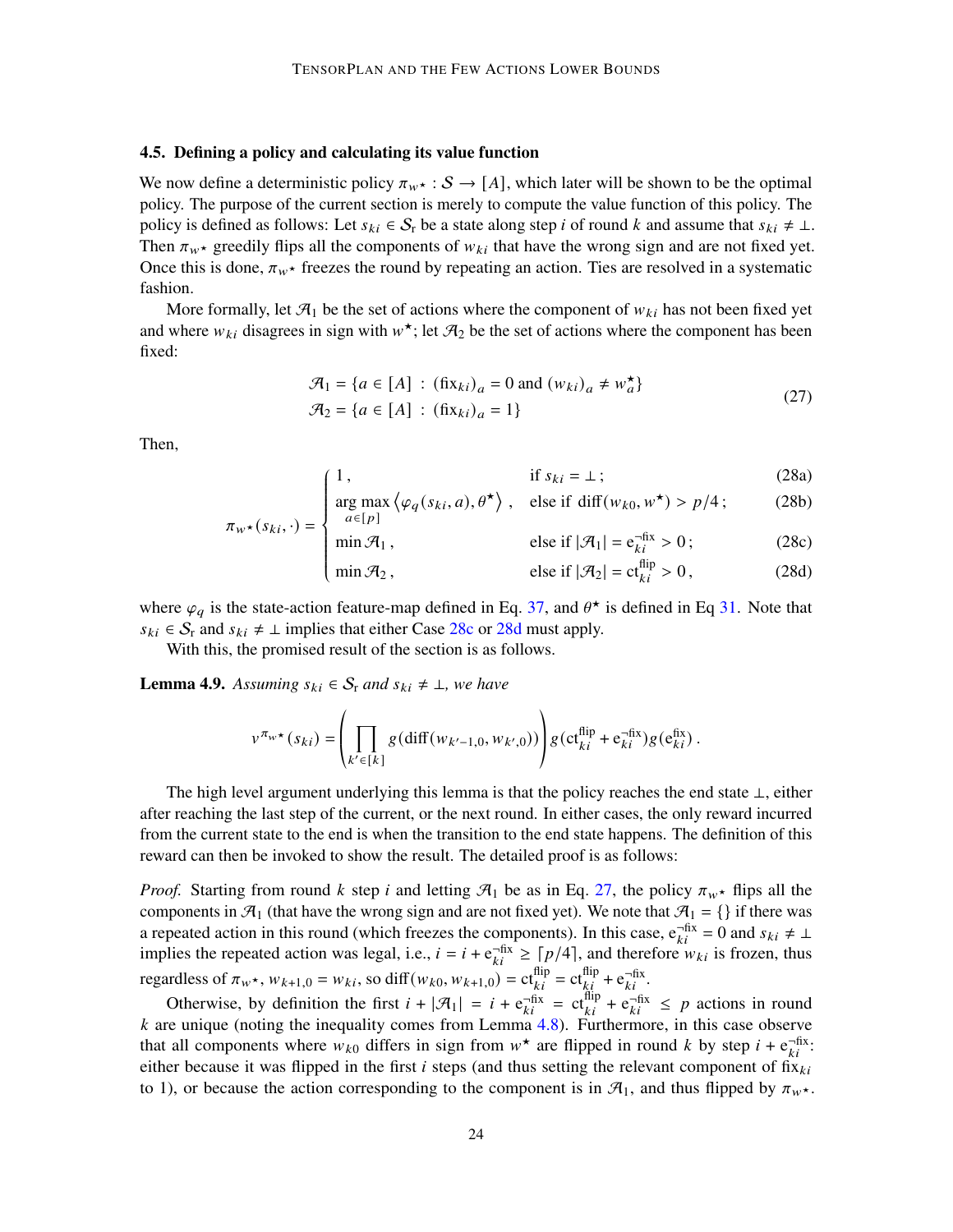### 4.5. Defining a policy and calculating its value function

We now define a deterministic policy $\pi_{w^\star} : \mathcal{S} \to [A]$, which later will be shown to be the optimal policy. The purpose of the current section is merely to compute the value function of this policy. The policy is defined as follows: Let $s_{ki} \in \mathcal{S}_\mathrm{r}$ be a state along step $i$ of round $k$ and assume that $s_{ki} \neq \perp$. Then $\pi_{w^\star}$ greedily flips all the components of $w_{ki}$ that have the wrong sign and are not fixed yet. Once this is done, $\pi_{w^\star}$ freezes the round by repeating an action. Ties are resolved in a systematic fashion.

More formally, let $\mathcal{A}_1$ be the set of actions where the component of $w_{ki}$ has not been fixed yet and where $w_{ki}$ disagrees in sign with $w^\star$; let $\mathcal{A}_2$ be the set of actions where the component has been fixed:

$$
\begin{aligned}
\mathcal{A}_1 &= \{a \in [A] \;:\; (\mathrm{fix}_{ki})_a = 0 \text{ and } (w_{ki})_a \neq w^\star_a\} \\
\mathcal{A}_2 &= \{a \in [A] \;:\; (\mathrm{fix}_{ki})_a = 1\}
\end{aligned}
\tag{27}
$$

Then,

$$
\pi_{w^\star}(s_{ki}, \cdot) =
\begin{cases}
1\,, & \text{if } s_{ki} = \perp\,; & \text{(28a)}\\
\arg\max_{a \in [p]} \left\langle \varphi_q(s_{ki}, a), \theta^\star \right\rangle\,, & \text{else if } \mathrm{diff}(w_{k0}, w^\star) > p/4\,; & \text{(28b)}\\
\min \mathcal{A}_1\,, & \text{else if } |\mathcal{A}_1| = \mathrm{e}^{\neg\mathrm{fix}}_{ki} > 0\,; & \text{(28c)}\\
\min \mathcal{A}_2\,, & \text{else if } |\mathcal{A}_2| = \mathrm{ct}^{\mathrm{flip}}_{ki} > 0\,, & \text{(28d)}
\end{cases}
$$

where $\varphi_q$ is the state-action feature-map defined in Eq. 37, and $\theta^\star$ is defined in Eq 31. Note that $s_{ki} \in \mathcal{S}_\mathrm{r}$ and $s_{ki} \neq \perp$ implies that either Case 28c or 28d must apply.

With this, the promised result of the section is as follows.

**Lemma 4.9.** *Assuming $s_{ki} \in \mathcal{S}_\mathrm{r}$ and $s_{ki} \neq \perp$, we have*

$$
v^{\pi_{w^\star}}(s_{ki}) = \left( \prod_{k' \in [k]} g(\mathrm{diff}(w_{k'-1,0}, w_{k',0})) \right) g(\mathrm{ct}^{\mathrm{flip}}_{ki} + \mathrm{e}^{\neg\mathrm{fix}}_{ki}) g(\mathrm{e}^{\mathrm{fix}}_{ki})\,.
$$

The high level argument underlying this lemma is that the policy reaches the end state $\perp$, either after reaching the last step of the current, or the next round. In either cases, the only reward incurred from the current state to the end is when the transition to the end state happens. The definition of this reward can then be invoked to show the result. The detailed proof is as follows:

*Proof.* Starting from round $k$ step $i$ and letting $\mathcal{A}_1$ be as in Eq. 27, the policy $\pi_{w^\star}$ flips all the components in $\mathcal{A}_1$ (that have the wrong sign and are not fixed yet). We note that $\mathcal{A}_1 = \{\}$ if there was a repeated action in this round (which freezes the components). In this case, $\mathrm{e}^{\neg\mathrm{fix}}_{ki} = 0$ and $s_{ki} \neq \perp$ implies the repeated action was legal, i.e., $i = i + \mathrm{e}^{\neg\mathrm{fix}}_{ki} \geq \lceil p/4 \rceil$, and therefore $w_{ki}$ is frozen, thus regardless of $\pi_{w^\star}$, $w_{k+1,0} = w_{ki}$, so $\mathrm{diff}(w_{k0}, w_{k+1,0}) = \mathrm{ct}^{\mathrm{flip}}_{ki} = \mathrm{ct}^{\mathrm{flip}}_{ki} + \mathrm{e}^{\neg\mathrm{fix}}_{ki}$.

Otherwise, by definition the first $i + |\mathcal{A}_1| = i + \mathrm{e}^{\neg\mathrm{fix}}_{ki} = \mathrm{ct}^{\mathrm{flip}}_{ki} + \mathrm{e}^{\neg\mathrm{fix}}_{ki} \leq p$ actions in round $k$ are unique (noting the inequality comes from Lemma 4.8). Furthermore, in this case observe that all components where $w_{k0}$ differs in sign from $w^\star$ are flipped in round $k$ by step $i + \mathrm{e}^{\neg\mathrm{fix}}_{ki}$: either because it was flipped in the first $i$ steps (and thus setting the relevant component of $\mathrm{fix}_{ki}$ to 1), or because the action corresponding to the component is in $\mathcal{A}_1$, and thus flipped by $\pi_{w^\star}$.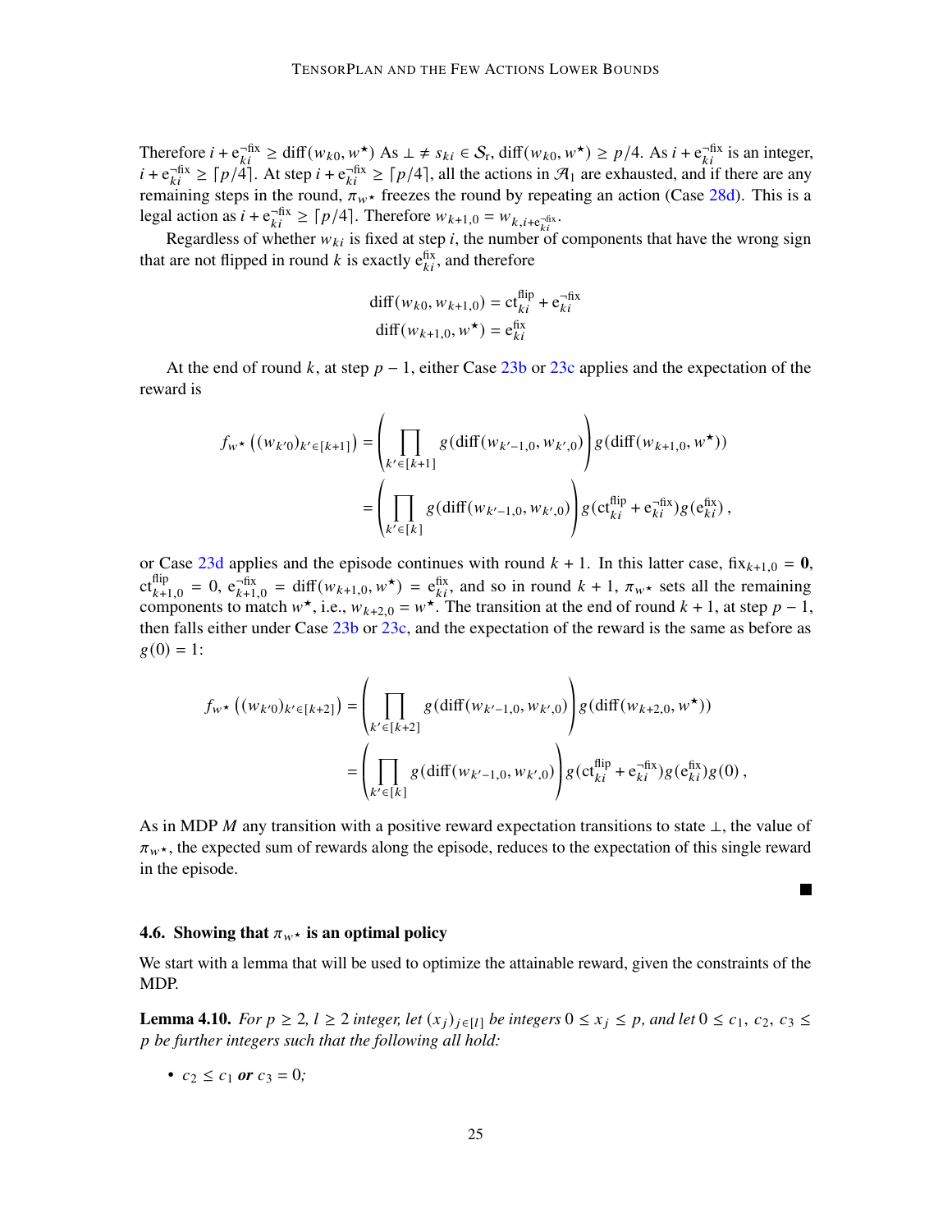Therefore $i + \mathrm{e}^{\neg\mathrm{fix}}_{ki} \geq \mathrm{diff}(w_{k0}, w^\star)$ As $\perp \neq s_{ki} \in \mathcal{S}_\mathrm{r}$, $\mathrm{diff}(w_{k0}, w^\star) \geq p/4$. As $i + \mathrm{e}^{\neg\mathrm{fix}}_{ki}$ is an integer, $i + \mathrm{e}^{\neg\mathrm{fix}}_{ki} \geq \lceil p/4 \rceil$. At step $i + \mathrm{e}^{\neg\mathrm{fix}}_{ki} \geq \lceil p/4 \rceil$, all the actions in $\mathcal{A}_1$ are exhausted, and if there are any remaining steps in the round, $\pi_{w^\star}$ freezes the round by repeating an action (Case 28d). This is a legal action as $i + \mathrm{e}^{\neg\mathrm{fix}}_{ki} \geq \lceil p/4 \rceil$. Therefore $w_{k+1,0} = w_{k,i+\mathrm{e}^{\neg\mathrm{fix}}_{ki}}$.

Regardless of whether $w_{ki}$ is fixed at step $i$, the number of components that have the wrong sign that are not flipped in round $k$ is exactly $\mathrm{e}^{\mathrm{fix}}_{ki}$, and therefore

$$
\begin{aligned}
\mathrm{diff}(w_{k0}, w_{k+1,0}) &= \mathrm{ct}^{\mathrm{flip}}_{ki} + \mathrm{e}^{\neg\mathrm{fix}}_{ki} \\
\mathrm{diff}(w_{k+1,0}, w^\star) &= \mathrm{e}^{\mathrm{fix}}_{ki}
\end{aligned}
$$

At the end of round $k$, at step $p-1$, either Case 23b or 23c applies and the expectation of the reward is

$$
\begin{aligned}
f_{w^\star}\left((w_{k'0})_{k' \in [k+1]}\right) &= \left(\prod_{k' \in [k+1]} g(\mathrm{diff}(w_{k'-1,0}, w_{k',0})\right) g(\mathrm{diff}(w_{k+1,0}, w^\star)) \\
&= \left(\prod_{k' \in [k]} g(\mathrm{diff}(w_{k'-1,0}, w_{k',0})\right) g(\mathrm{ct}^{\mathrm{flip}}_{ki} + \mathrm{e}^{\neg\mathrm{fix}}_{ki}) g(\mathrm{e}^{\mathrm{fix}}_{ki}) ,
\end{aligned}
$$

or Case 23d applies and the episode continues with round $k+1$. In this latter case, $\mathrm{fix}_{k+1,0} = \mathbf{0}$, $\mathrm{ct}^{\mathrm{flip}}_{k+1,0} = 0$, $\mathrm{e}^{\neg\mathrm{fix}}_{k+1,0} = \mathrm{diff}(w_{k+1,0}, w^\star) = \mathrm{e}^{\mathrm{fix}}_{ki}$, and so in round $k+1$, $\pi_{w^\star}$ sets all the remaining components to match $w^\star$, i.e., $w_{k+2,0} = w^\star$. The transition at the end of round $k+1$, at step $p-1$, then falls either under Case 23b or 23c, and the expectation of the reward is the same as before as $g(0) = 1$:

$$
\begin{aligned}
f_{w^\star}\left((w_{k'0})_{k' \in [k+2]}\right) &= \left(\prod_{k' \in [k+2]} g(\mathrm{diff}(w_{k'-1,0}, w_{k',0})\right) g(\mathrm{diff}(w_{k+2,0}, w^\star)) \\
&= \left(\prod_{k' \in [k]} g(\mathrm{diff}(w_{k'-1,0}, w_{k',0})\right) g(\mathrm{ct}^{\mathrm{flip}}_{ki} + \mathrm{e}^{\neg\mathrm{fix}}_{ki}) g(\mathrm{e}^{\mathrm{fix}}_{ki}) g(0) ,
\end{aligned}
$$

As in MDP $M$ any transition with a positive reward expectation transitions to state $\perp$, the value of $\pi_{w^\star}$, the expected sum of rewards along the episode, reduces to the expectation of this single reward in the episode.

■

### 4.6. Showing that $\pi_{w^\star}$ is an optimal policy

We start with a lemma that will be used to optimize the attainable reward, given the constraints of the MDP.

**Lemma 4.10.** *For $p \geq 2$, $l \geq 2$ integer, let $(x_j)_{j \in [l]}$ be integers $0 \leq x_j \leq p$, and let $0 \leq c_1, c_2, c_3 \leq p$ be further integers such that the following all hold:*

- $c_2 \leq c_1$ ***or*** $c_3 = 0$*;*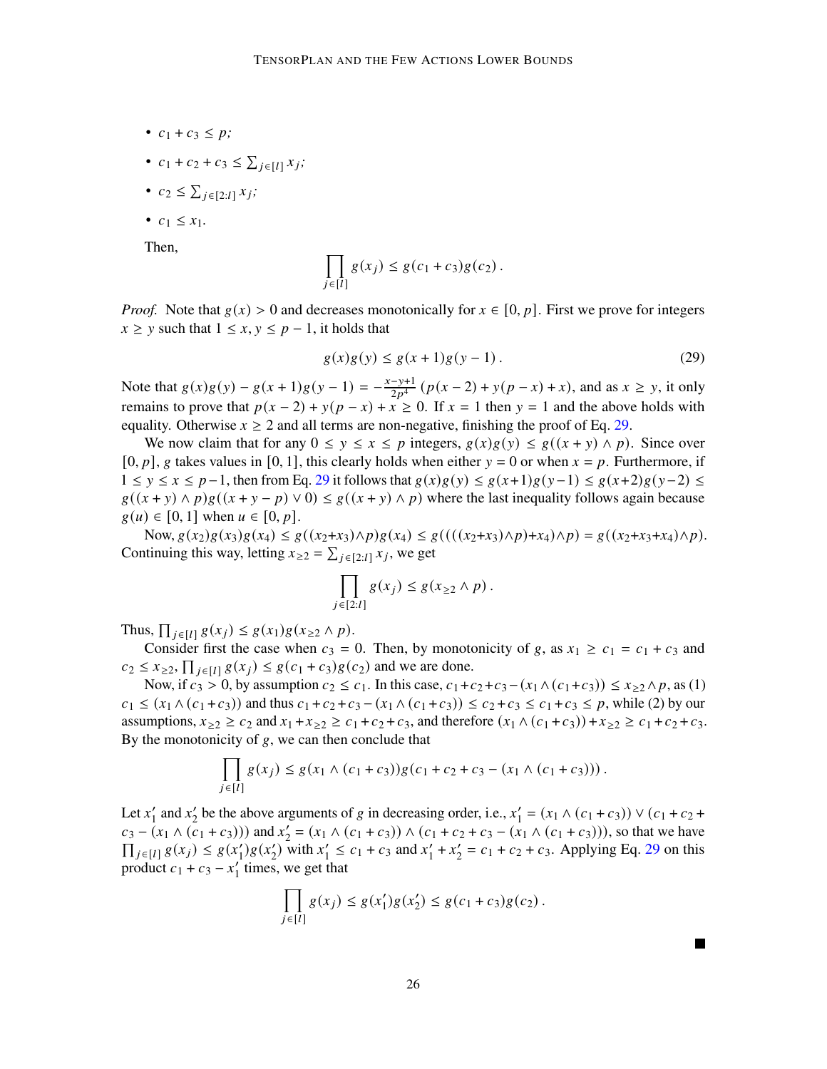- $c_1 + c_3 \leq p$;
- $c_1 + c_2 + c_3 \leq \sum_{j \in [l]} x_j$;
- $c_2 \leq \sum_{j \in [2:l]} x_j$;
- $c_1 \leq x_1$.

Then,

$$\prod_{j \in [l]} g(x_j) \leq g(c_1 + c_3) g(c_2) \,.$$

*Proof.* Note that $g(x) > 0$ and decreases monotonically for $x \in [0, p]$. First we prove for integers $x \geq y$ such that $1 \leq x, y \leq p - 1$, it holds that

$$g(x)g(y) \leq g(x+1)g(y-1) \,. \tag{29}$$

Note that $g(x)g(y) - g(x+1)g(y-1) = -\frac{x-y+1}{2p^4}\left(p(x-2) + y(p-x) + x\right)$, and as $x \geq y$, it only remains to prove that $p(x-2) + y(p-x) + x \geq 0$. If $x = 1$ then $y = 1$ and the above holds with equality. Otherwise $x \geq 2$ and all terms are non-negative, finishing the proof of Eq. 29.

We now claim that for any $0 \leq y \leq x \leq p$ integers, $g(x)g(y) \leq g((x+y) \wedge p)$. Since over $[0, p]$, $g$ takes values in $[0, 1]$, this clearly holds when either $y = 0$ or when $x = p$. Furthermore, if $1 \leq y \leq x \leq p-1$, then from Eq. 29 it follows that $g(x)g(y) \leq g(x+1)g(y-1) \leq g(x+2)g(y-2) \leq g((x+y) \wedge p)g((x+y-p) \vee 0) \leq g((x+y) \wedge p)$ where the last inequality follows again because $g(u) \in [0, 1]$ when $u \in [0, p]$.

Now, $g(x_2)g(x_3)g(x_4) \leq g((x_2+x_3) \wedge p)g(x_4) \leq g((((x_2+x_3) \wedge p) + x_4) \wedge p) = g((x_2+x_3+x_4) \wedge p)$. Continuing this way, letting $x_{\geq 2} = \sum_{j \in [2:l]} x_j$, we get

$$\prod_{j \in [2:l]} g(x_j) \leq g(x_{\geq 2} \wedge p) \,.$$

Thus, $\prod_{j \in [l]} g(x_j) \leq g(x_1) g(x_{\geq 2} \wedge p)$.

Consider first the case when $c_3 = 0$. Then, by monotonicity of $g$, as $x_1 \geq c_1 = c_1 + c_3$ and $c_2 \leq x_{\geq 2}$, $\prod_{j \in [l]} g(x_j) \leq g(c_1 + c_3) g(c_2)$ and we are done.

Now, if $c_3 > 0$, by assumption $c_2 \leq c_1$. In this case, $c_1 + c_2 + c_3 - (x_1 \wedge (c_1 + c_3)) \leq x_{\geq 2} \wedge p$, as (1) $c_1 \leq (x_1 \wedge (c_1 + c_3))$ and thus $c_1 + c_2 + c_3 - (x_1 \wedge (c_1 + c_3)) \leq c_2 + c_3 \leq c_1 + c_3 \leq p$, while (2) by our assumptions, $x_{\geq 2} \geq c_2$ and $x_1 + x_{\geq 2} \geq c_1 + c_2 + c_3$, and therefore $(x_1 \wedge (c_1 + c_3)) + x_{\geq 2} \geq c_1 + c_2 + c_3$. By the monotonicity of $g$, we can then conclude that

$$\prod_{j \in [l]} g(x_j) \leq g(x_1 \wedge (c_1 + c_3)) g(c_1 + c_2 + c_3 - (x_1 \wedge (c_1 + c_3))) \,.$$

Let $x_1'$ and $x_2'$ be the above arguments of $g$ in decreasing order, i.e., $x_1' = (x_1 \wedge (c_1 + c_3)) \vee (c_1 + c_2 + c_3 - (x_1 \wedge (c_1 + c_3)))$ and $x_2' = (x_1 \wedge (c_1 + c_3)) \wedge (c_1 + c_2 + c_3 - (x_1 \wedge (c_1 + c_3)))$, so that we have $\prod_{j \in [l]} g(x_j) \leq g(x_1') g(x_2')$ with $x_1' \leq c_1 + c_3$ and $x_1' + x_2' = c_1 + c_2 + c_3$. Applying Eq. 29 on this product $c_1 + c_3 - x_1'$ times, we get that

$$\prod_{j \in [l]} g(x_j) \leq g(x_1') g(x_2') \leq g(c_1 + c_3) g(c_2) \,.$$

■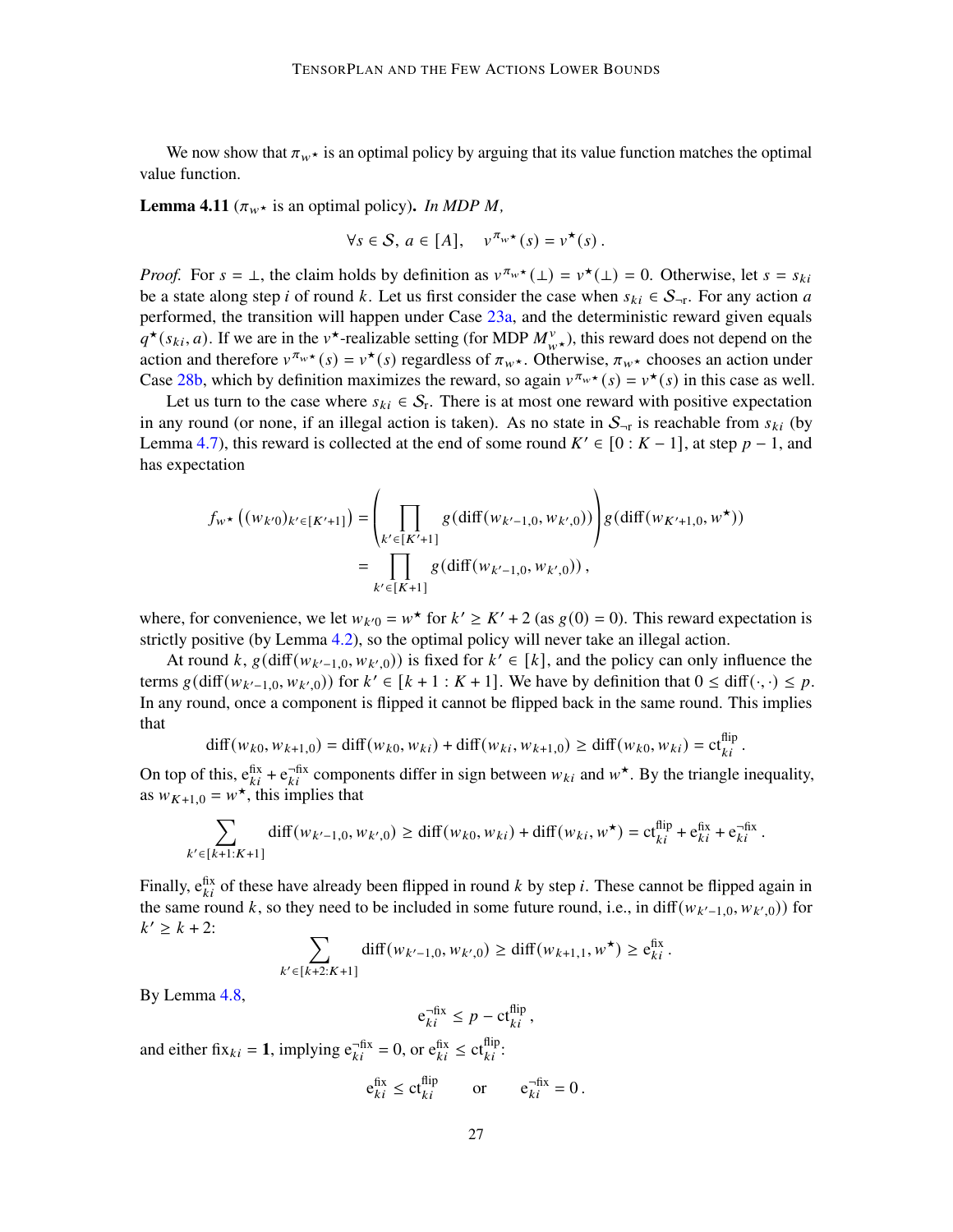We now show that $\pi_{w^\star}$ is an optimal policy by arguing that its value function matches the optimal value function.

**Lemma 4.11** ($\pi_{w^\star}$ is an optimal policy)**.** *In MDP $M$,*

$$\forall s \in \mathcal{S},\, a \in [A], \quad v^{\pi_{w^\star}}(s) = v^\star(s)\,.$$

*Proof.* For $s = \perp$, the claim holds by definition as $v^{\pi_{w^\star}}(\perp) = v^\star(\perp) = 0$. Otherwise, let $s = s_{ki}$ be a state along step $i$ of round $k$. Let us first consider the case when $s_{ki} \in \mathcal{S}_{\neg\mathrm{r}}$. For any action $a$ performed, the transition will happen under Case 23a, and the deterministic reward given equals $q^\star(s_{ki}, a)$. If we are in the $v^\star$-realizable setting (for MDP $M^v_{w^\star}$), this reward does not depend on the action and therefore $v^{\pi_{w^\star}}(s) = v^\star(s)$ regardless of $\pi_{w^\star}$. Otherwise, $\pi_{w^\star}$ chooses an action under Case 28b, which by definition maximizes the reward, so again $v^{\pi_{w^\star}}(s) = v^\star(s)$ in this case as well.

Let us turn to the case where $s_{ki} \in \mathcal{S}_{\mathrm{r}}$. There is at most one reward with positive expectation in any round (or none, if an illegal action is taken). As no state in $\mathcal{S}_{\neg\mathrm{r}}$ is reachable from $s_{ki}$ (by Lemma 4.7), this reward is collected at the end of some round $K' \in [0 : K-1]$, at step $p-1$, and has expectation

$$\begin{aligned}
f_{w^\star}\left((w_{k'0})_{k' \in [K'+1]}\right) &= \left(\prod_{k' \in [K'+1]} g(\mathrm{diff}(w_{k'-1,0}, w_{k',0}))\right) g(\mathrm{diff}(w_{K'+1,0}, w^\star)) \\
&= \prod_{k' \in [K+1]} g(\mathrm{diff}(w_{k'-1,0}, w_{k',0}))\,,
\end{aligned}$$

where, for convenience, we let $w_{k'0} = w^\star$ for $k' \geq K'+2$ (as $g(0) = 0$). This reward expectation is strictly positive (by Lemma 4.2), so the optimal policy will never take an illegal action.

At round $k$, $g(\mathrm{diff}(w_{k'-1,0}, w_{k',0}))$ is fixed for $k' \in [k]$, and the policy can only influence the terms $g(\mathrm{diff}(w_{k'-1,0}, w_{k',0}))$ for $k' \in [k+1 : K+1]$. We have by definition that $0 \leq \mathrm{diff}(\cdot,\cdot) \leq p$. In any round, once a component is flipped it cannot be flipped back in the same round. This implies that

$$\mathrm{diff}(w_{k0}, w_{k+1,0}) = \mathrm{diff}(w_{k0}, w_{ki}) + \mathrm{diff}(w_{ki}, w_{k+1,0}) \geq \mathrm{diff}(w_{k0}, w_{ki}) = \mathrm{ct}^{\mathrm{flip}}_{ki}\,.$$

On top of this, $\mathrm{e}^{\mathrm{fix}}_{ki} + \mathrm{e}^{\neg\mathrm{fix}}_{ki}$ components differ in sign between $w_{ki}$ and $w^\star$. By the triangle inequality, as $w_{K+1,0} = w^\star$, this implies that

$$\sum_{k' \in [k+1:K+1]} \mathrm{diff}(w_{k'-1,0}, w_{k',0}) \geq \mathrm{diff}(w_{k0}, w_{ki}) + \mathrm{diff}(w_{ki}, w^\star) = \mathrm{ct}^{\mathrm{flip}}_{ki} + \mathrm{e}^{\mathrm{fix}}_{ki} + \mathrm{e}^{\neg\mathrm{fix}}_{ki}\,.$$

Finally, $\mathrm{e}^{\mathrm{fix}}_{ki}$ of these have already been flipped in round $k$ by step $i$. These cannot be flipped again in the same round $k$, so they need to be included in some future round, i.e., in $\mathrm{diff}(w_{k'-1,0}, w_{k',0})$ for $k' \geq k+2$:

$$\sum_{k' \in [k+2:K+1]} \mathrm{diff}(w_{k'-1,0}, w_{k',0}) \geq \mathrm{diff}(w_{k+1,1}, w^\star) \geq \mathrm{e}^{\mathrm{fix}}_{ki}\,.$$

By Lemma 4.8,

$$\mathrm{e}^{\neg\mathrm{fix}}_{ki} \leq p - \mathrm{ct}^{\mathrm{flip}}_{ki}\,,$$

and either $\mathrm{fix}_{ki} = \mathbf{1}$, implying $\mathrm{e}^{\neg\mathrm{fix}}_{ki} = 0$, or $\mathrm{e}^{\mathrm{fix}}_{ki} \leq \mathrm{ct}^{\mathrm{flip}}_{ki}$:

$$\mathrm{e}^{\mathrm{fix}}_{ki} \leq \mathrm{ct}^{\mathrm{flip}}_{ki} \qquad \text{or} \qquad \mathrm{e}^{\neg\mathrm{fix}}_{ki} = 0\,.$$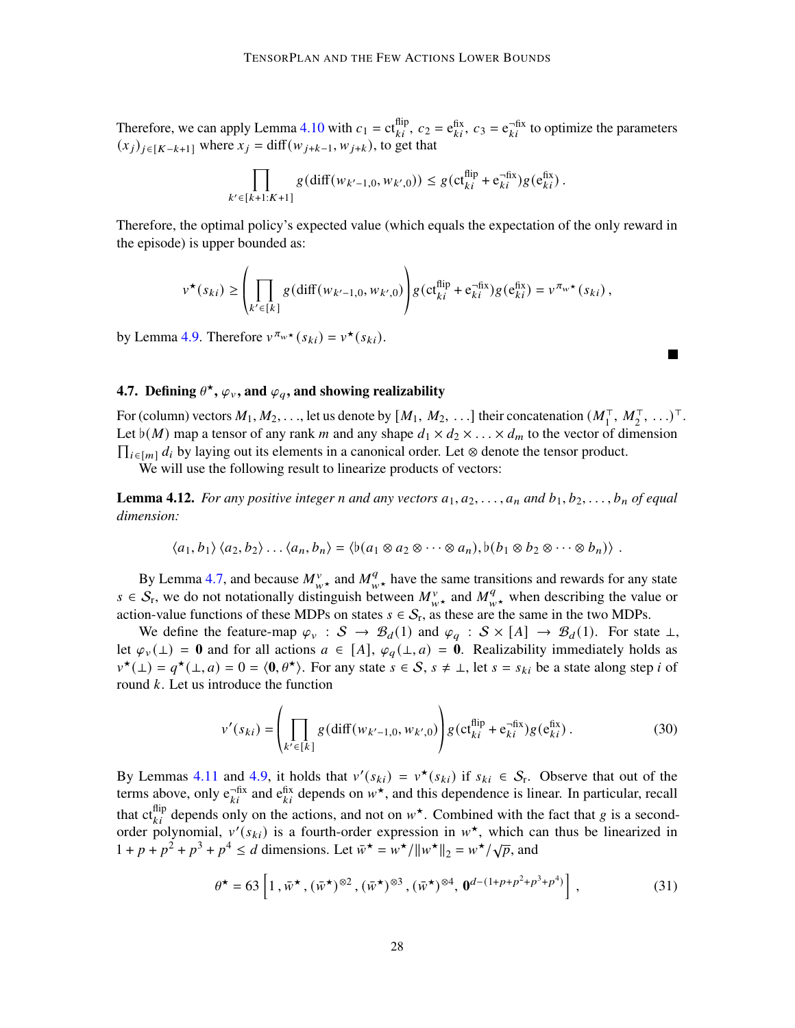Therefore, we can apply Lemma 4.10 with $c_1 = \mathrm{ct}^{\mathrm{flip}}_{ki}$, $c_2 = \mathrm{e}^{\mathrm{fix}}_{ki}$, $c_3 = \mathrm{e}^{\neg\mathrm{fix}}_{ki}$ to optimize the parameters $(x_j)_{j\in[K-k+1]}$ where $x_j = \mathrm{diff}(w_{j+k-1}, w_{j+k})$, to get that

$$\prod_{k'\in[k+1:K+1]} g(\mathrm{diff}(w_{k'-1,0}, w_{k',0})) \le g(\mathrm{ct}^{\mathrm{flip}}_{ki} + \mathrm{e}^{\neg\mathrm{fix}}_{ki}) g(\mathrm{e}^{\mathrm{fix}}_{ki}) \,.$$

Therefore, the optimal policy's expected value (which equals the expectation of the only reward in the episode) is upper bounded as:

$$v^\star(s_{ki}) \ge \left(\prod_{k'\in[k]} g(\mathrm{diff}(w_{k'-1,0}, w_{k',0}))\right) g(\mathrm{ct}^{\mathrm{flip}}_{ki} + \mathrm{e}^{\neg\mathrm{fix}}_{ki}) g(\mathrm{e}^{\mathrm{fix}}_{ki}) = v^{\pi_{w^\star}}(s_{ki}) \,,$$

by Lemma 4.9. Therefore $v^{\pi_{w^\star}}(s_{ki}) = v^\star(s_{ki})$. ∎

### 4.7. Defining $\theta^\star$, $\varphi_v$, and $\varphi_q$, and showing realizability

For (column) vectors $M_1, M_2, \ldots$, let us denote by $[M_1, M_2, \ldots]$ their concatenation $(M_1^\top, M_2^\top, \ldots)^\top$. Let $\flat(M)$ map a tensor of any rank $m$ and any shape $d_1 \times d_2 \times \ldots \times d_m$ to the vector of dimension $\prod_{i\in[m]} d_i$ by laying out its elements in a canonical order. Let $\otimes$ denote the tensor product.

We will use the following result to linearize products of vectors:

**Lemma 4.12.** *For any positive integer n and any vectors $a_1, a_2, \ldots, a_n$ and $b_1, b_2, \ldots, b_n$ of equal dimension:*

$$\langle a_1, b_1\rangle \langle a_2, b_2\rangle \ldots \langle a_n, b_n\rangle = \langle \flat(a_1 \otimes a_2 \otimes \cdots \otimes a_n), \flat(b_1 \otimes b_2 \otimes \cdots \otimes b_n)\rangle \,.$$

By Lemma 4.7, and because $M^v_{w^\star}$ and $M^q_{w^\star}$ have the same transitions and rewards for any state $s \in \mathcal{S}_\mathrm{r}$, we do not notationally distinguish between $M^v_{w^\star}$ and $M^q_{w^\star}$ when describing the value or action-value functions of these MDPs on states $s \in \mathcal{S}_\mathrm{r}$, as these are the same in the two MDPs.

We define the feature-map $\varphi_v : \mathcal{S} \to \mathcal{B}_d(1)$ and $\varphi_q : \mathcal{S} \times [A] \to \mathcal{B}_d(1)$. For state $\perp$, let $\varphi_v(\perp) = \mathbf{0}$ and for all actions $a \in [A]$, $\varphi_q(\perp, a) = \mathbf{0}$. Realizability immediately holds as $v^\star(\perp) = q^\star(\perp, a) = 0 = \langle \mathbf{0}, \theta^\star\rangle$. For any state $s \in \mathcal{S}$, $s \ne \perp$, let $s = s_{ki}$ be a state along step $i$ of round $k$. Let us introduce the function

$$v'(s_{ki}) = \left(\prod_{k'\in[k]} g(\mathrm{diff}(w_{k'-1,0}, w_{k',0}))\right) g(\mathrm{ct}^{\mathrm{flip}}_{ki} + \mathrm{e}^{\neg\mathrm{fix}}_{ki}) g(\mathrm{e}^{\mathrm{fix}}_{ki}) \,. \tag{30}$$

By Lemmas 4.11 and 4.9, it holds that $v'(s_{ki}) = v^\star(s_{ki})$ if $s_{ki} \in \mathcal{S}_\mathrm{r}$. Observe that out of the terms above, only $\mathrm{e}^{\neg\mathrm{fix}}_{ki}$ and $\mathrm{e}^{\mathrm{fix}}_{ki}$ depends on $w^\star$, and this dependence is linear. In particular, recall that $\mathrm{ct}^{\mathrm{flip}}_{ki}$ depends only on the actions, and not on $w^\star$. Combined with the fact that $g$ is a second-order polynomial, $v'(s_{ki})$ is a fourth-order expression in $w^\star$, which can thus be linearized in $1 + p + p^2 + p^3 + p^4 \le d$ dimensions. Let $\bar{w}^\star = w^\star/\|w^\star\|_2 = w^\star/\sqrt{p}$, and

$$\theta^\star = 63\left[1\,, \bar{w}^\star\,, (\bar{w}^\star)^{\otimes 2}\,, (\bar{w}^\star)^{\otimes 3}\,, (\bar{w}^\star)^{\otimes 4},\ \mathbf{0}^{d-(1+p+p^2+p^3+p^4)}\right]\,, \tag{31}$$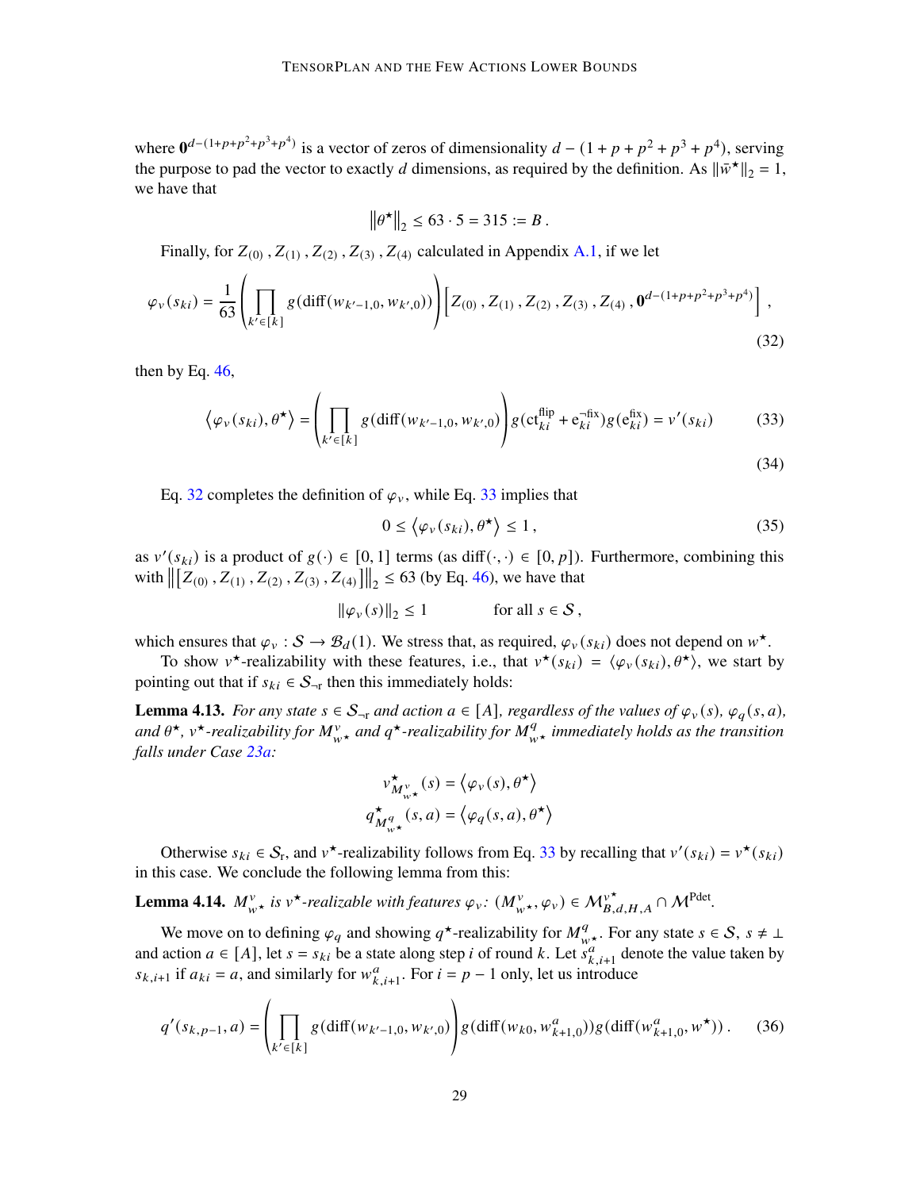where $\mathbf{0}^{d-(1+p+p^2+p^3+p^4)}$ is a vector of zeros of dimensionality $d-(1+p+p^2+p^3+p^4)$, serving the purpose to pad the vector to exactly $d$ dimensions, as required by the definition. As $\|\bar{w}^\star\|_2 = 1$, we have that

$$\left\|\theta^\star\right\|_2 \le 63 \cdot 5 = 315 := B\,.$$

Finally, for $Z_{(0)}, Z_{(1)}, Z_{(2)}, Z_{(3)}, Z_{(4)}$ calculated in Appendix A.1, if we let

$$\varphi_v(s_{ki}) = \frac{1}{63}\left(\prod_{k'\in[k]} g(\mathrm{diff}(w_{k'-1,0}, w_{k',0}))\right)\left[Z_{(0)}, Z_{(1)}, Z_{(2)}, Z_{(3)}, Z_{(4)}, \mathbf{0}^{d-(1+p+p^2+p^3+p^4)}\right], \tag{32}$$

then by Eq. 46,

$$\left\langle \varphi_v(s_{ki}), \theta^\star\right\rangle = \left(\prod_{k'\in[k]} g(\mathrm{diff}(w_{k'-1,0}, w_{k',0})\right) g(\mathrm{ct}^{\mathrm{flip}}_{ki} + \mathrm{e}^{\neg\mathrm{fix}}_{ki}) g(\mathrm{e}^{\mathrm{fix}}_{ki}) = v'(s_{ki}) \tag{33}$$

$$\tag{34}$$

Eq. 32 completes the definition of $\varphi_v$, while Eq. 33 implies that

$$0 \le \left\langle \varphi_v(s_{ki}), \theta^\star\right\rangle \le 1\,, \tag{35}$$

as $v'(s_{ki})$ is a product of $g(\cdot) \in [0,1]$ terms (as $\mathrm{diff}(\cdot,\cdot) \in [0,p]$). Furthermore, combining this with $\left\|\left[Z_{(0)}, Z_{(1)}, Z_{(2)}, Z_{(3)}, Z_{(4)}\right]\right\|_2 \le 63$ (by Eq. 46), we have that

$$\|\varphi_v(s)\|_2 \le 1 \qquad \text{for all } s \in \mathcal{S}\,,$$

which ensures that $\varphi_v : \mathcal{S} \to \mathcal{B}_d(1)$. We stress that, as required, $\varphi_v(s_{ki})$ does not depend on $w^\star$.

To show $v^\star$-realizability with these features, i.e., that $v^\star(s_{ki}) = \langle \varphi_v(s_{ki}), \theta^\star\rangle$, we start by pointing out that if $s_{ki} \in \mathcal{S}_{\neg\mathrm{r}}$ then this immediately holds:

**Lemma 4.13.** *For any state $s \in \mathcal{S}_{\neg\mathrm{r}}$ and action $a \in [A]$, regardless of the values of $\varphi_v(s)$, $\varphi_q(s,a)$, and $\theta^\star$, $v^\star$-realizability for $M^v_{w^\star}$ and $q^\star$-realizability for $M^q_{w^\star}$ immediately holds as the transition falls under Case 23a:*

$$v^\star_{M^v_{w^\star}}(s) = \left\langle \varphi_v(s), \theta^\star\right\rangle$$
$$q^\star_{M^q_{w^\star}}(s,a) = \left\langle \varphi_q(s,a), \theta^\star\right\rangle$$

Otherwise $s_{ki} \in \mathcal{S}_{\mathrm{r}}$, and $v^\star$-realizability follows from Eq. 33 by recalling that $v'(s_{ki}) = v^\star(s_{ki})$ in this case. We conclude the following lemma from this:

**Lemma 4.14.** *$M^v_{w^\star}$ is $v^\star$-realizable with features $\varphi_v$: $(M^v_{w^\star}, \varphi_v) \in \mathcal{M}^{v^\star}_{B,d,H,A} \cap \mathcal{M}^{\mathrm{Pdet}}$.*

We move on to defining $\varphi_q$ and showing $q^\star$-realizability for $M^q_{w^\star}$. For any state $s \in \mathcal{S}$, $s \ne \perp$ and action $a \in [A]$, let $s = s_{ki}$ be a state along step $i$ of round $k$. Let $s^a_{k,i+1}$ denote the value taken by $s_{k,i+1}$ if $a_{ki} = a$, and similarly for $w^a_{k,i+1}$. For $i = p-1$ only, let us introduce

$$q'(s_{k,p-1}, a) = \left(\prod_{k'\in[k]} g(\mathrm{diff}(w_{k'-1,0}, w_{k',0})\right) g(\mathrm{diff}(w_{k0}, w^a_{k+1,0})) g(\mathrm{diff}(w^a_{k+1,0}, w^\star))\,. \tag{36}$$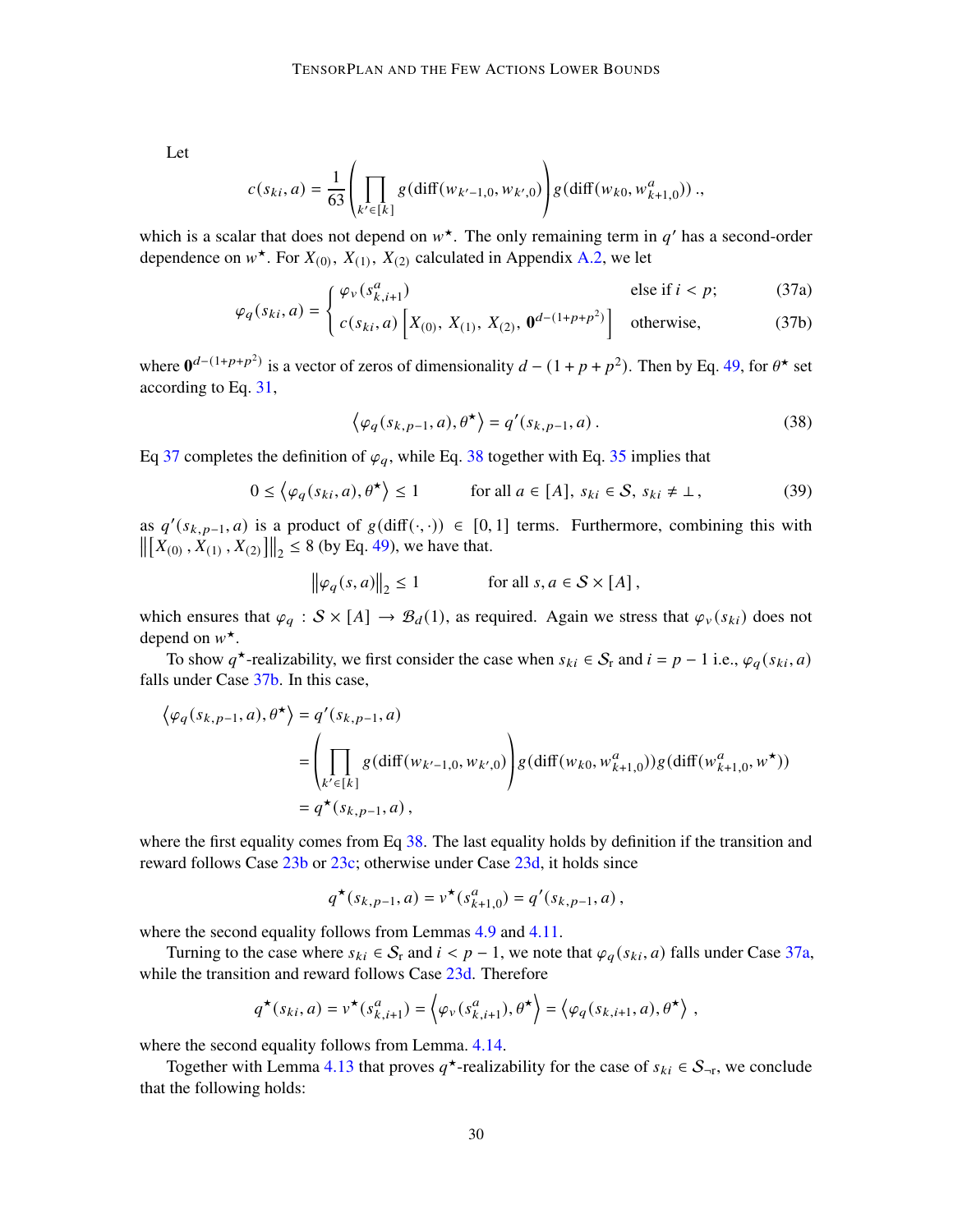Let

$$c(s_{ki}, a) = \frac{1}{63}\left(\prod_{k' \in [k]} g(\mathrm{diff}(w_{k'-1,0}, w_{k',0})\right) g(\mathrm{diff}(w_{k0}, w^{a}_{k+1,0}))\ .,$$

which is a scalar that does not depend on $w^\star$. The only remaining term in $q'$ has a second-order dependence on $w^\star$. For $X_{(0)}$, $X_{(1)}$, $X_{(2)}$ calculated in Appendix A.2, we let

$$\varphi_q(s_{ki}, a) = \begin{cases} \varphi_v(s^{a}_{k,i+1}) & \text{else if } i < p; \quad (37a) \\ c(s_{ki}, a)\left[X_{(0)},\ X_{(1)},\ X_{(2)},\ \mathbf{0}^{d-(1+p+p^2)}\right] & \text{otherwise,} \quad (37b) \end{cases}$$

where $\mathbf{0}^{d-(1+p+p^2)}$ is a vector of zeros of dimensionality $d - (1 + p + p^2)$. Then by Eq. 49, for $\theta^\star$ set according to Eq. 31,

$$\left\langle \varphi_q(s_{k,p-1}, a), \theta^\star \right\rangle = q'(s_{k,p-1}, a)\,. \tag{38}$$

Eq 37 completes the definition of $\varphi_q$, while Eq. 38 together with Eq. 35 implies that

$$0 \le \left\langle \varphi_q(s_{ki}, a), \theta^\star \right\rangle \le 1 \qquad \text{for all } a \in [A],\ s_{ki} \in \mathcal{S},\ s_{ki} \neq \perp\,, \tag{39}$$

as $q'(s_{k,p-1}, a)$ is a product of $g(\mathrm{diff}(\cdot,\cdot)) \in [0, 1]$ terms. Furthermore, combining this with $\left\|\left[X_{(0)}\,, X_{(1)}\,, X_{(2)}\right]\right\|_2 \le 8$ (by Eq. 49), we have that.

$$\left\|\varphi_q(s, a)\right\|_2 \le 1 \qquad \text{for all } s, a \in \mathcal{S} \times [A]\,,$$

which ensures that $\varphi_q : \mathcal{S} \times [A] \to \mathcal{B}_d(1)$, as required. Again we stress that $\varphi_v(s_{ki})$ does not depend on $w^\star$.

To show $q^\star$-realizability, we first consider the case when $s_{ki} \in \mathcal{S}_{\mathrm{r}}$ and $i = p - 1$ i.e., $\varphi_q(s_{ki}, a)$ falls under Case 37b. In this case,

$$\begin{aligned} \left\langle \varphi_q(s_{k,p-1}, a), \theta^\star \right\rangle &= q'(s_{k,p-1}, a) \\ &= \left(\prod_{k' \in [k]} g(\mathrm{diff}(w_{k'-1,0}, w_{k',0})\right) g(\mathrm{diff}(w_{k0}, w^{a}_{k+1,0})) g(\mathrm{diff}(w^{a}_{k+1,0}, w^\star)) \\ &= q^\star(s_{k,p-1}, a)\,, \end{aligned}$$

where the first equality comes from Eq 38. The last equality holds by definition if the transition and reward follows Case 23b or 23c; otherwise under Case 23d, it holds since

$$q^\star(s_{k,p-1}, a) = v^\star(s^{a}_{k+1,0}) = q'(s_{k,p-1}, a)\,,$$

where the second equality follows from Lemmas 4.9 and 4.11.

Turning to the case where $s_{ki} \in \mathcal{S}_{\mathrm{r}}$ and $i < p - 1$, we note that $\varphi_q(s_{ki}, a)$ falls under Case 37a, while the transition and reward follows Case 23d. Therefore

$$q^\star(s_{ki}, a) = v^\star(s^{a}_{k,i+1}) = \left\langle \varphi_v(s^{a}_{k,i+1}), \theta^\star \right\rangle = \left\langle \varphi_q(s_{k,i+1}, a), \theta^\star \right\rangle\,,$$

where the second equality follows from Lemma. 4.14.

Together with Lemma 4.13 that proves $q^\star$-realizability for the case of $s_{ki} \in \mathcal{S}_{\neg\mathrm{r}}$, we conclude that the following holds: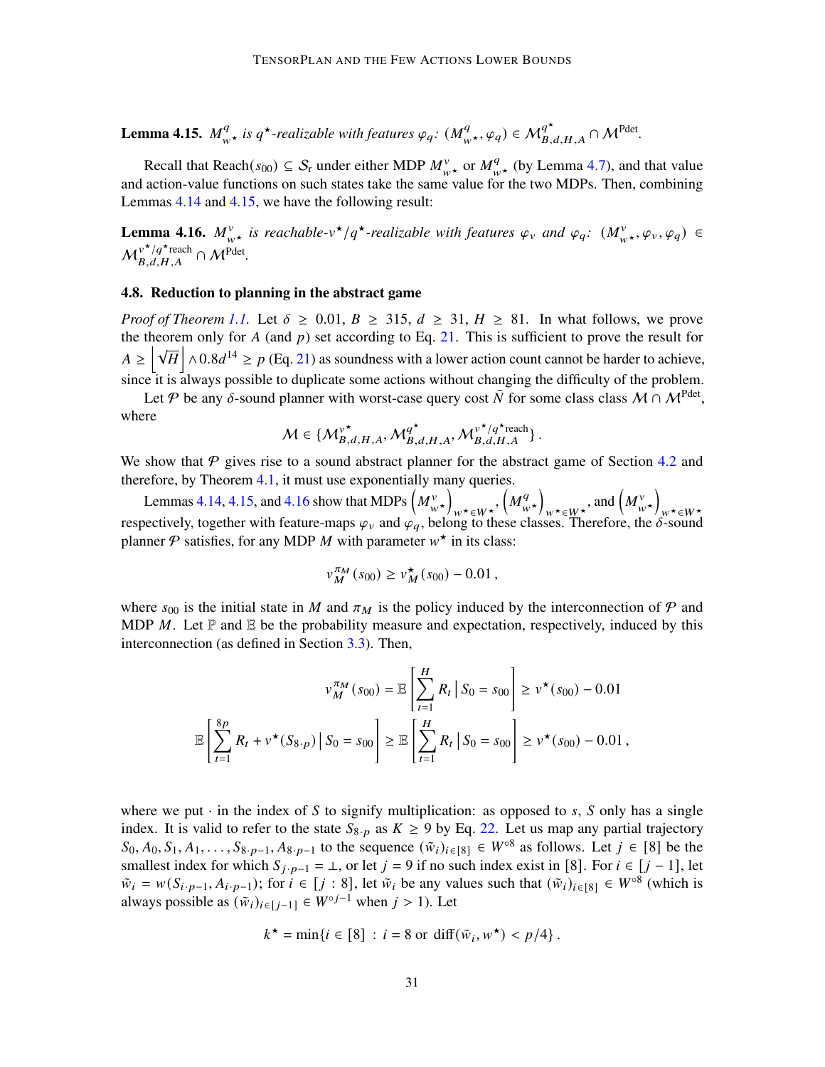**Lemma 4.15.** *$M^q_{w^\star}$ is $q^\star$-realizable with features $\varphi_q$: $(M^q_{w^\star}, \varphi_q) \in \mathcal{M}^{q^\star}_{B,d,H,A} \cap \mathcal{M}^{\text{Pdet}}$.*

Recall that $\text{Reach}(s_{00}) \subseteq \mathcal{S}_\text{r}$ under either MDP $M^v_{w^\star}$ or $M^q_{w^\star}$ (by Lemma 4.7), and that value and action-value functions on such states take the same value for the two MDPs. Then, combining Lemmas 4.14 and 4.15, we have the following result:

**Lemma 4.16.** *$M^v_{w^\star}$ is reachable-$v^\star/q^\star$-realizable with features $\varphi_v$ and $\varphi_q$: $(M^v_{w^\star}, \varphi_v, \varphi_q) \in \mathcal{M}^{v^\star/q^\star\text{reach}}_{B,d,H,A} \cap \mathcal{M}^{\text{Pdet}}$.*

### 4.8. Reduction to planning in the abstract game

*Proof of Theorem 1.1.* Let $\delta \geq 0.01$, $B \geq 315$, $d \geq 31$, $H \geq 81$. In what follows, we prove the theorem only for $A$ (and $p$) set according to Eq. 21. This is sufficient to prove the result for $A \geq \left\lfloor \sqrt{H} \right\rfloor \wedge 0.8d^{14} \geq p$ (Eq. 21) as soundness with a lower action count cannot be harder to achieve, since it is always possible to duplicate some actions without changing the difficulty of the problem.

Let $\mathcal{P}$ be any $\delta$-sound planner with worst-case query cost $\bar{N}$ for some class class $\mathcal{M} \cap \mathcal{M}^{\text{Pdet}}$, where

$$\mathcal{M} \in \{\mathcal{M}^{v^\star}_{B,d,H,A}, \mathcal{M}^{q^\star}_{B,d,H,A}, \mathcal{M}^{v^\star/q^\star\text{reach}}_{B,d,H,A}\}\,.$$

We show that $\mathcal{P}$ gives rise to a sound abstract planner for the abstract game of Section 4.2 and therefore, by Theorem 4.1, it must use exponentially many queries.

Lemmas 4.14, 4.15, and 4.16 show that MDPs $\left(M^v_{w^\star}\right)_{w^\star \in W^\star}$, $\left(M^q_{w^\star}\right)_{w^\star \in W^\star}$, and $\left(M^v_{w^\star}\right)_{w^\star \in W^\star}$ respectively, together with feature-maps $\varphi_v$ and $\varphi_q$, belong to these classes. Therefore, the $\delta$-sound planner $\mathcal{P}$ satisfies, for any MDP $M$ with parameter $w^\star$ in its class:

$$v^{\pi_M}_M(s_{00}) \geq v^\star_M(s_{00}) - 0.01\,,$$

where $s_{00}$ is the initial state in $M$ and $\pi_M$ is the policy induced by the interconnection of $\mathcal{P}$ and MDP $M$. Let $\mathbb{P}$ and $\mathbb{E}$ be the probability measure and expectation, respectively, induced by this interconnection (as defined in Section 3.3). Then,

$$v^{\pi_M}_M(s_{00}) = \mathbb{E}\left[\sum_{t=1}^{H} R_t \,\middle|\, S_0 = s_{00}\right] \geq v^\star(s_{00}) - 0.01$$

$$\mathbb{E}\left[\sum_{t=1}^{8p} R_t + v^\star(S_{8\cdot p}) \,\middle|\, S_0 = s_{00}\right] \geq \mathbb{E}\left[\sum_{t=1}^{H} R_t \,\middle|\, S_0 = s_{00}\right] \geq v^\star(s_{00}) - 0.01\,,$$

where we put $\cdot$ in the index of $S$ to signify multiplication: as opposed to $s$, $S$ only has a single index. It is valid to refer to the state $S_{8\cdot p}$ as $K \geq 9$ by Eq. 22. Let us map any partial trajectory $S_0, A_0, S_1, A_1, \ldots, S_{8\cdot p-1}, A_{8\cdot p-1}$ to the sequence $(\tilde{w}_i)_{i\in[8]} \in W^{\circ 8}$ as follows. Let $j \in [8]$ be the smallest index for which $S_{j\cdot p-1} = \perp$, or let $j = 9$ if no such index exist in $[8]$. For $i \in [j-1]$, let $\tilde{w}_i = w(S_{i\cdot p-1}, A_{i\cdot p-1})$; for $i \in [j:8]$, let $\tilde{w}_i$ be any values such that $(\tilde{w}_i)_{i\in[8]} \in W^{\circ 8}$ (which is always possible as $(\tilde{w}_i)_{i\in[j-1]} \in W^{\circ j-1}$ when $j > 1$). Let

$$k^\star = \min\{i \in [8] \,:\, i = 8 \text{ or } \text{diff}(\tilde{w}_i, w^\star) < p/4\}\,.$$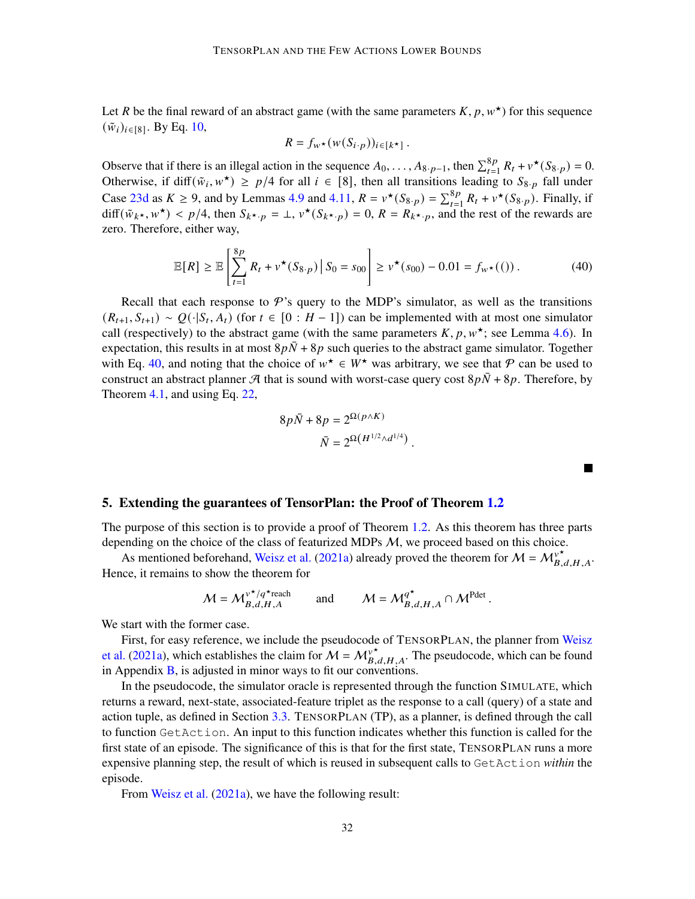Let $R$ be the final reward of an abstract game (with the same parameters $K, p, w^\star$) for this sequence $(\tilde{w}_i)_{i\in[8]}$. By Eq. 10,

$$R = f_{w^\star}(w(S_{i\cdot p}))_{i\in[k^\star]}\,.$$

Observe that if there is an illegal action in the sequence $A_0, \dots, A_{8\cdot p-1}$, then $\sum_{t=1}^{8p} R_t + v^\star(S_{8\cdot p}) = 0$. Otherwise, if $\mathrm{diff}(\tilde{w}_i, w^\star) \geq p/4$ for all $i \in [8]$, then all transitions leading to $S_{8\cdot p}$ fall under Case 23d as $K \geq 9$, and by Lemmas 4.9 and 4.11, $R = v^\star(S_{8\cdot p}) = \sum_{t=1}^{8p} R_t + v^\star(S_{8\cdot p})$. Finally, if $\mathrm{diff}(\tilde{w}_{k^\star}, w^\star) < p/4$, then $S_{k^\star\cdot p} = \perp$, $v^\star(S_{k^\star\cdot p}) = 0$, $R = R_{k^\star\cdot p}$, and the rest of the rewards are zero. Therefore, either way,

$$\mathbb{E}[R] \geq \mathbb{E}\left[\sum_{t=1}^{8p} R_t + v^\star(S_{8\cdot p}) \,\Big|\, S_0 = s_{00}\right] \geq v^\star(s_{00}) - 0.01 = f_{w^\star}(())\,. \tag{40}$$

Recall that each response to $\mathcal{P}$'s query to the MDP's simulator, as well as the transitions $(R_{t+1}, S_{t+1}) \sim Q(\cdot|S_t, A_t)$ (for $t \in [0 : H-1]$) can be implemented with at most one simulator call (respectively) to the abstract game (with the same parameters $K, p, w^\star$; see Lemma 4.6). In expectation, this results in at most $8p\bar{N} + 8p$ such queries to the abstract game simulator. Together with Eq. 40, and noting that the choice of $w^\star \in W^\star$ was arbitrary, we see that $\mathcal{P}$ can be used to construct an abstract planner $\mathcal{A}$ that is sound with worst-case query cost $8p\bar{N} + 8p$. Therefore, by Theorem 4.1, and using Eq. 22,

$$8p\bar{N} + 8p = 2^{\Omega(p\wedge K)}$$
$$\bar{N} = 2^{\Omega(H^{1/2}\wedge d^{1/4})}\,.$$

■

## 5. Extending the guarantees of TensorPlan: the Proof of Theorem 1.2

The purpose of this section is to provide a proof of Theorem 1.2. As this theorem has three parts depending on the choice of the class of featurized MDPs $\mathcal{M}$, we proceed based on this choice.

As mentioned beforehand, Weisz et al. (2021a) already proved the theorem for $\mathcal{M} = \mathcal{M}^{v^\star}_{B,d,H,A}$. Hence, it remains to show the theorem for

$$\mathcal{M} = \mathcal{M}^{v^\star/q^\star\text{reach}}_{B,d,H,A} \qquad \text{and} \qquad \mathcal{M} = \mathcal{M}^{q^\star}_{B,d,H,A} \cap \mathcal{M}^{\text{Pdet}}\,.$$

We start with the former case.

First, for easy reference, we include the pseudocode of TensorPlan, the planner from Weisz et al. (2021a), which establishes the claim for $\mathcal{M} = \mathcal{M}^{v^\star}_{B,d,H,A}$. The pseudocode, which can be found in Appendix B, is adjusted in minor ways to fit our conventions.

In the pseudocode, the simulator oracle is represented through the function Simulate, which returns a reward, next-state, associated-feature triplet as the response to a call (query) of a state and action tuple, as defined in Section 3.3. TensorPlan (TP), as a planner, is defined through the call to function `GetAction`. An input to this function indicates whether this function is called for the first state of an episode. The significance of this is that for the first state, TensorPlan runs a more expensive planning step, the result of which is reused in subsequent calls to `GetAction` *within* the episode.

From Weisz et al. (2021a), we have the following result: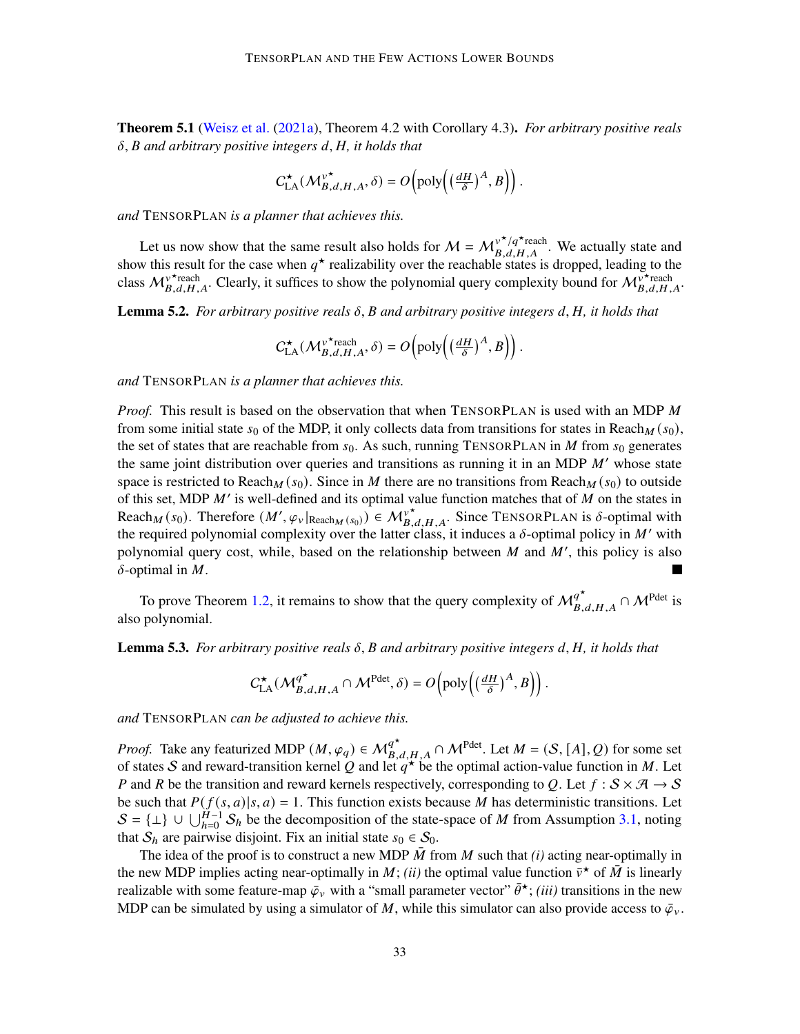**Theorem 5.1** (Weisz et al. (2021a), Theorem 4.2 with Corollary 4.3)**.** *For arbitrary positive reals $\delta, B$ and arbitrary positive integers $d, H$, it holds that*

$$C^{\star}_{\mathrm{LA}}(\mathcal{M}^{v^\star}_{B,d,H,A}, \delta) = O\left(\mathrm{poly}\left(\left(\tfrac{dH}{\delta}\right)^A, B\right)\right).$$

*and* TensorPlan *is a planner that achieves this.*

Let us now show that the same result also holds for $\mathcal{M} = \mathcal{M}^{v^\star/q^\star\text{reach}}_{B,d,H,A}$. We actually state and show this result for the case when $q^\star$ realizability over the reachable states is dropped, leading to the class $\mathcal{M}^{v^\star\text{reach}}_{B,d,H,A}$. Clearly, it suffices to show the polynomial query complexity bound for $\mathcal{M}^{v^\star\text{reach}}_{B,d,H,A}$.

**Lemma 5.2.** *For arbitrary positive reals $\delta, B$ and arbitrary positive integers $d, H$, it holds that*

$$C^{\star}_{\mathrm{LA}}(\mathcal{M}^{v^\star\text{reach}}_{B,d,H,A}, \delta) = O\left(\mathrm{poly}\left(\left(\tfrac{dH}{\delta}\right)^A, B\right)\right).$$

*and* TensorPlan *is a planner that achieves this.*

*Proof.* This result is based on the observation that when TensorPlan is used with an MDP $M$ from some initial state $s_0$ of the MDP, it only collects data from transitions for states in $\mathrm{Reach}_M(s_0)$, the set of states that are reachable from $s_0$. As such, running TensorPlan in $M$ from $s_0$ generates the same joint distribution over queries and transitions as running it in an MDP $M'$ whose state space is restricted to $\mathrm{Reach}_M(s_0)$. Since in $M$ there are no transitions from $\mathrm{Reach}_M(s_0)$ to outside of this set, MDP $M'$ is well-defined and its optimal value function matches that of $M$ on the states in $\mathrm{Reach}_M(s_0)$. Therefore $(M', \varphi_v|_{\mathrm{Reach}_M(s_0)}) \in \mathcal{M}^{v^\star}_{B,d,H,A}$. Since TensorPlan is $\delta$-optimal with the required polynomial complexity over the latter class, it induces a $\delta$-optimal policy in $M'$ with polynomial query cost, while, based on the relationship between $M$ and $M'$, this policy is also $\delta$-optimal in $M$. ∎

To prove Theorem 1.2, it remains to show that the query complexity of $\mathcal{M}^{q^\star}_{B,d,H,A} \cap \mathcal{M}^{\mathrm{Pdet}}$ is also polynomial.

**Lemma 5.3.** *For arbitrary positive reals $\delta, B$ and arbitrary positive integers $d, H$, it holds that*

$$C^{\star}_{\mathrm{LA}}(\mathcal{M}^{q^\star}_{B,d,H,A} \cap \mathcal{M}^{\mathrm{Pdet}}, \delta) = O\left(\mathrm{poly}\left(\left(\tfrac{dH}{\delta}\right)^A, B\right)\right).$$

*and* TensorPlan *can be adjusted to achieve this.*

*Proof.* Take any featurized MDP $(M, \varphi_q) \in \mathcal{M}^{q^\star}_{B,d,H,A} \cap \mathcal{M}^{\mathrm{Pdet}}$. Let $M = (\mathcal{S}, [A], Q)$ for some set of states $\mathcal{S}$ and reward-transition kernel $Q$ and let $q^\star$ be the optimal action-value function in $M$. Let $P$ and $R$ be the transition and reward kernels respectively, corresponding to $Q$. Let $f : \mathcal{S} \times \mathcal{A} \to \mathcal{S}$ be such that $P(f(s,a)|s,a) = 1$. This function exists because $M$ has deterministic transitions. Let $\mathcal{S} = \{\perp\} \cup \bigcup_{h=0}^{H-1} \mathcal{S}_h$ be the decomposition of the state-space of $M$ from Assumption 3.1, noting that $\mathcal{S}_h$ are pairwise disjoint. Fix an initial state $s_0 \in \mathcal{S}_0$.

The idea of the proof is to construct a new MDP $\bar{M}$ from $M$ such that *(i)* acting near-optimally in the new MDP implies acting near-optimally in $M$; *(ii)* the optimal value function $\bar{v}^\star$ of $\bar{M}$ is linearly realizable with some feature-map $\bar{\varphi}_v$ with a "small parameter vector" $\bar{\theta}^\star$; *(iii)* transitions in the new MDP can be simulated by using a simulator of $M$, while this simulator can also provide access to $\bar{\varphi}_v$.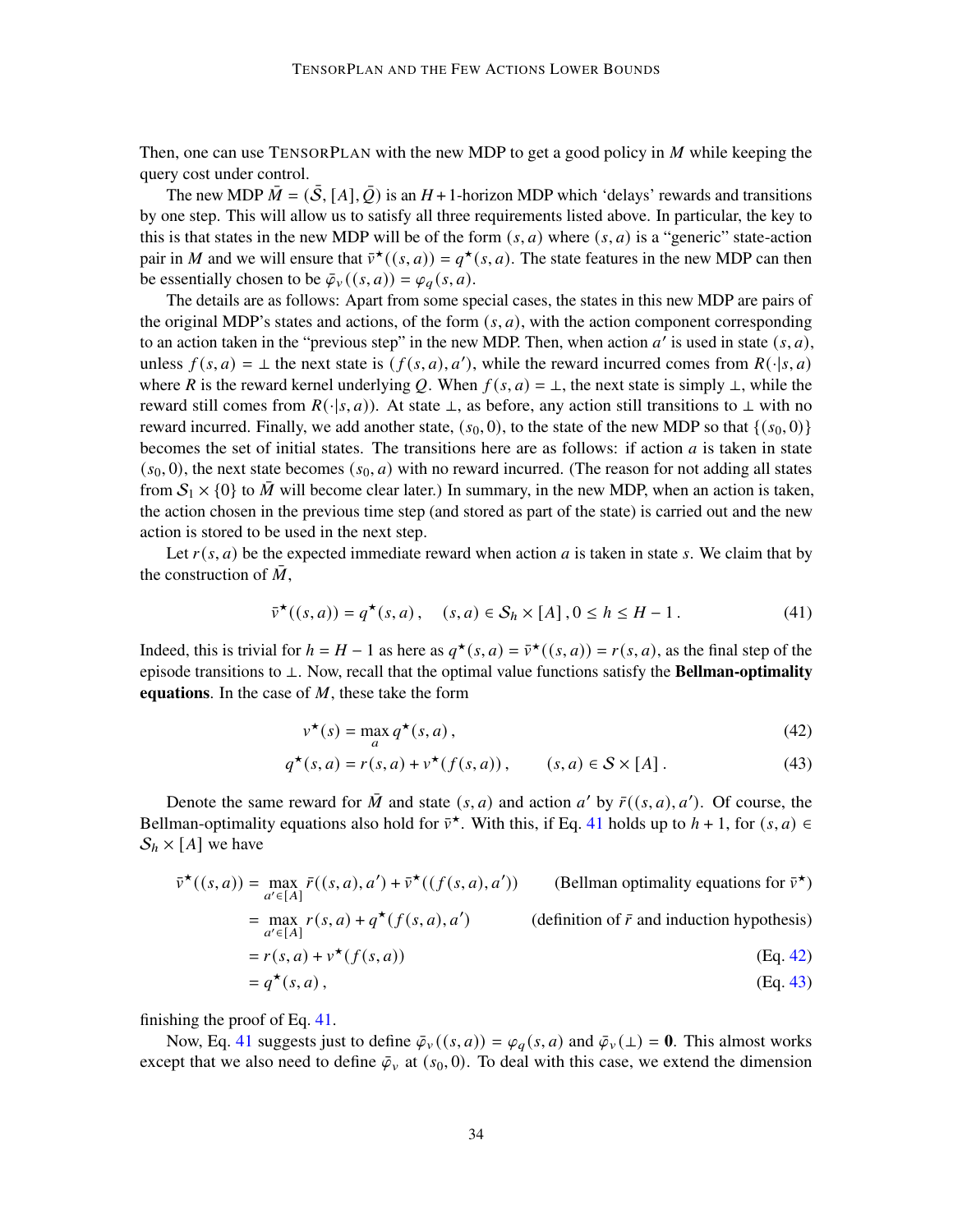Then, one can use TensorPlan with the new MDP to get a good policy in $M$ while keeping the query cost under control.

The new MDP $\bar{M} = (\bar{\mathcal{S}}, [A], \bar{Q})$ is an $H+1$-horizon MDP which 'delays' rewards and transitions by one step. This will allow us to satisfy all three requirements listed above. In particular, the key to this is that states in the new MDP will be of the form $(s, a)$ where $(s, a)$ is a "generic" state-action pair in $M$ and we will ensure that $\bar{v}^\star((s, a)) = q^\star(s, a)$. The state features in the new MDP can then be essentially chosen to be $\bar{\varphi}_v((s, a)) = \varphi_q(s, a)$.

The details are as follows: Apart from some special cases, the states in this new MDP are pairs of the original MDP's states and actions, of the form $(s, a)$, with the action component corresponding to an action taken in the "previous step" in the new MDP. Then, when action $a'$ is used in state $(s, a)$, unless $f(s, a) = \perp$ the next state is $(f(s, a), a')$, while the reward incurred comes from $R(\cdot|s, a)$ where $R$ is the reward kernel underlying $Q$. When $f(s, a) = \perp$, the next state is simply $\perp$, while the reward still comes from $R(\cdot|s, a))$. At state $\perp$, as before, any action still transitions to $\perp$ with no reward incurred. Finally, we add another state, $(s_0, 0)$, to the state of the new MDP so that $\{(s_0, 0)\}$ becomes the set of initial states. The transitions here are as follows: if action $a$ is taken in state $(s_0, 0)$, the next state becomes $(s_0, a)$ with no reward incurred. (The reason for not adding all states from $\mathcal{S}_1 \times \{0\}$ to $\bar{M}$ will become clear later.) In summary, in the new MDP, when an action is taken, the action chosen in the previous time step (and stored as part of the state) is carried out and the new action is stored to be used in the next step.

Let $r(s, a)$ be the expected immediate reward when action $a$ is taken in state $s$. We claim that by the construction of $\bar{M}$,

$$\bar{v}^\star((s, a)) = q^\star(s, a)\,, \quad (s, a) \in \mathcal{S}_h \times [A]\,, 0 \le h \le H-1\,. \tag{41}$$

Indeed, this is trivial for $h = H-1$ as here as $q^\star(s, a) = \bar{v}^\star((s, a)) = r(s, a)$, as the final step of the episode transitions to $\perp$. Now, recall that the optimal value functions satisfy the **Bellman-optimality equations**. In the case of $M$, these take the form

$$v^\star(s) = \max_a q^\star(s, a)\,, \tag{42}$$

$$q^\star(s, a) = r(s, a) + v^\star(f(s, a))\,, \qquad (s, a) \in \mathcal{S} \times [A]\,. \tag{43}$$

Denote the same reward for $\bar{M}$ and state $(s, a)$ and action $a'$ by $\bar{r}((s, a), a')$. Of course, the Bellman-optimality equations also hold for $\bar{v}^\star$. With this, if Eq. 41 holds up to $h+1$, for $(s, a) \in \mathcal{S}_h \times [A]$ we have

$$\begin{aligned}
\bar{v}^\star((s, a)) &= \max_{a' \in [A]} \bar{r}((s, a), a') + \bar{v}^\star((f(s, a), a')) && \text{(Bellman optimality equations for } \bar{v}^\star\text{)} \\
&= \max_{a' \in [A]} r(s, a) + q^\star(f(s, a), a') && \text{(definition of } \bar{r} \text{ and induction hypothesis)} \\
&= r(s, a) + v^\star(f(s, a)) && \text{(Eq. 42)} \\
&= q^\star(s, a)\,, && \text{(Eq. 43)}
\end{aligned}$$

finishing the proof of Eq. 41.

Now, Eq. 41 suggests just to define $\bar{\varphi}_v((s, a)) = \varphi_q(s, a)$ and $\bar{\varphi}_v(\perp) = \mathbf{0}$. This almost works except that we also need to define $\bar{\varphi}_v$ at $(s_0, 0)$. To deal with this case, we extend the dimension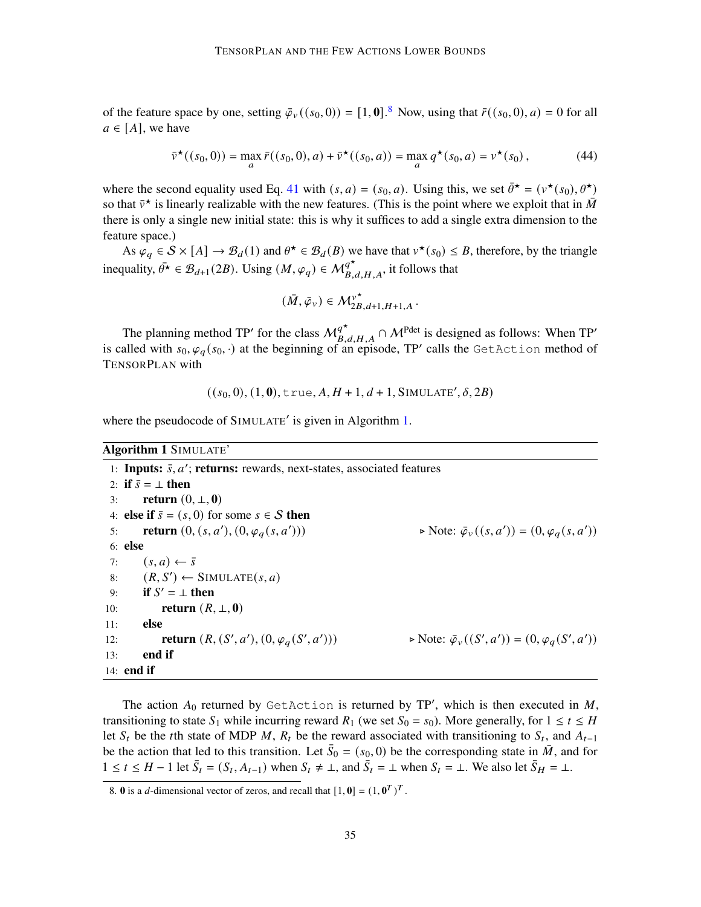of the feature space by one, setting $\bar{\varphi}_v((s_0, 0)) = [1, \mathbf{0}]$.[8] Now, using that $\bar{r}((s_0, 0), a) = 0$ for all $a \in [A]$, we have

$$\bar{v}^\star((s_0, 0)) = \max_a \bar{r}((s_0, 0), a) + \bar{v}^\star((s_0, a)) = \max_a q^\star(s_0, a) = v^\star(s_0)\,, \tag{44}$$

where the second equality used Eq. 41 with $(s, a) = (s_0, a)$. Using this, we set $\bar{\theta}^\star = (v^\star(s_0), \theta^\star)$ so that $\bar{v}^\star$ is linearly realizable with the new features. (This is the point where we exploit that in $\bar{M}$ there is only a single new initial state: this is why it suffices to add a single extra dimension to the feature space.)

As $\varphi_q \in \mathcal{S} \times [A] \to \mathcal{B}_d(1)$ and $\theta^\star \in \mathcal{B}_d(B)$ we have that $v^\star(s_0) \le B$, therefore, by the triangle inequality, $\bar{\theta}^\star \in \mathcal{B}_{d+1}(2B)$. Using $(M, \varphi_q) \in \mathcal{M}^{q^\star}_{B,d,H,A}$, it follows that

$$(\bar{M}, \bar{\varphi}_v) \in \mathcal{M}^{v^\star}_{2B,d+1,H+1,A}\,.$$

The planning method TP′ for the class $\mathcal{M}^{q^\star}_{B,d,H,A} \cap \mathcal{M}^{\text{Pdet}}$ is designed as follows: When TP′ is called with $s_0, \varphi_q(s_0, \cdot)$ at the beginning of an episode, TP′ calls the `GetAction` method of TensorPlan with

$$((s_0, 0), (1, \mathbf{0}), \texttt{true}, A, H + 1, d + 1, \text{Simulate}', \delta, 2B)$$

where the pseudocode of Simulate′ is given in Algorithm 1.

**Algorithm 1** Simulate'

```
1:  Inputs: s̄, a'; returns: rewards, next-states, associated features
2:  if s̄ = ⊥ then
3:      return (0, ⊥, 0)
4:  else if s̄ = (s, 0) for some s ∈ S then
5:      return (0, (s, a'), (0, φ_q(s, a')))          ▷ Note: φ̄_v((s, a')) = (0, φ_q(s, a'))
6:  else
7:      (s, a) ← s̄
8:      (R, S') ← Simulate(s, a)
9:      if S' = ⊥ then
10:         return (R, ⊥, 0)
11:     else
12:         return (R, (S', a'), (0, φ_q(S', a')))    ▷ Note: φ̄_v((S', a')) = (0, φ_q(S', a'))
13:     end if
14: end if
```

The action $A_0$ returned by `GetAction` is returned by TP′, which is then executed in $M$, transitioning to state $S_1$ while incurring reward $R_1$ (we set $S_0 = s_0$). More generally, for $1 \le t \le H$ let $S_t$ be the $t$th state of MDP $M$, $R_t$ be the reward associated with transitioning to $S_t$, and $A_{t-1}$ be the action that led to this transition. Let $\bar{S}_0 = (s_0, 0)$ be the corresponding state in $\bar{M}$, and for $1 \le t \le H - 1$ let $\bar{S}_t = (S_t, A_{t-1})$ when $S_t \ne \perp$, and $\bar{S}_t = \perp$ when $S_t = \perp$. We also let $\bar{S}_H = \perp$.

8. $\mathbf{0}$ is a $d$-dimensional vector of zeros, and recall that $[1, \mathbf{0}] = (1, \mathbf{0}^T)^T$.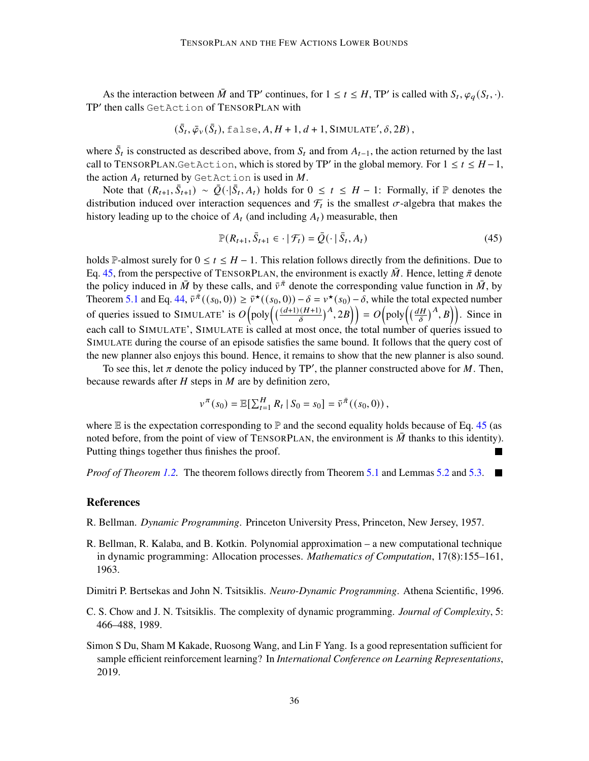As the interaction between $\bar{M}$ and TP′ continues, for $1 \le t \le H$, TP′ is called with $S_t, \varphi_q(S_t, \cdot)$. TP′ then calls `GetAction` of TensorPlan with

$$(\bar{S}_t, \bar{\varphi}_v(\bar{S}_t), \texttt{false}, A, H+1, d+1, \text{Simulate}', \delta, 2B)\,,$$

where $\bar{S}_t$ is constructed as described above, from $S_t$ and from $A_{t-1}$, the action returned by the last call to TensorPlan.`GetAction`, which is stored by TP′ in the global memory. For $1 \le t \le H-1$, the action $A_t$ returned by `GetAction` is used in $M$.

Note that $(R_{t+1}, \bar{S}_{t+1}) \sim \bar{Q}(\cdot|\bar{S}_t, A_t)$ holds for $0 \le t \le H-1$: Formally, if $\mathbb{P}$ denotes the distribution induced over interaction sequences and $\mathcal{F}_t$ is the smallest $\sigma$-algebra that makes the history leading up to the choice of $A_t$ (and including $A_t$) measurable, then

$$\mathbb{P}(R_{t+1}, \bar{S}_{t+1} \in \cdot \mid \mathcal{F}_t) = \bar{Q}(\cdot \mid \bar{S}_t, A_t) \tag{45}$$

holds $\mathbb{P}$-almost surely for $0 \le t \le H-1$. This relation follows directly from the definitions. Due to Eq. 45, from the perspective of TensorPlan, the environment is exactly $\bar{M}$. Hence, letting $\bar{\pi}$ denote the policy induced in $\bar{M}$ by these calls, and $\bar{v}^{\bar{\pi}}$ denote the corresponding value function in $\bar{M}$, by Theorem 5.1 and Eq. 44, $\bar{v}^{\bar{\pi}}((s_0, 0)) \ge \bar{v}^\star((s_0, 0)) - \delta = v^\star(s_0) - \delta$, while the total expected number of queries issued to Simulate′ is $O\Big(\text{poly}\Big(\big(\frac{(d+1)(H+1)}{\delta}\big)^A, 2B\Big)\Big) = O\Big(\text{poly}\Big(\big(\frac{dH}{\delta}\big)^A, B\Big)\Big)$. Since in each call to Simulate′, Simulate is called at most once, the total number of queries issued to Simulate during the course of an episode satisfies the same bound. It follows that the query cost of the new planner also enjoys this bound. Hence, it remains to show that the new planner is also sound.

To see this, let $\pi$ denote the policy induced by TP′, the planner constructed above for $M$. Then, because rewards after $H$ steps in $M$ are by definition zero,

$$v^\pi(s_0) = \mathbb{E}[\textstyle\sum_{t=1}^H R_t \mid S_0 = s_0] = \bar{v}^{\bar{\pi}}((s_0, 0))\,,$$

where $\mathbb{E}$ is the expectation corresponding to $\mathbb{P}$ and the second equality holds because of Eq. 45 (as noted before, from the point of view of TensorPlan, the environment is $\bar{M}$ thanks to this identity). Putting things together thus finishes the proof. ∎

*Proof of Theorem 1.2.* The theorem follows directly from Theorem 5.1 and Lemmas 5.2 and 5.3. ∎

## References

R. Bellman. *Dynamic Programming*. Princeton University Press, Princeton, New Jersey, 1957.

R. Bellman, R. Kalaba, and B. Kotkin. Polynomial approximation – a new computational technique in dynamic programming: Allocation processes. *Mathematics of Computation*, 17(8):155–161, 1963.

Dimitri P. Bertsekas and John N. Tsitsiklis. *Neuro-Dynamic Programming*. Athena Scientific, 1996.

C. S. Chow and J. N. Tsitsiklis. The complexity of dynamic programming. *Journal of Complexity*, 5: 466–488, 1989.

Simon S Du, Sham M Kakade, Ruosong Wang, and Lin F Yang. Is a good representation sufficient for sample efficient reinforcement learning? In *International Conference on Learning Representations*, 2019.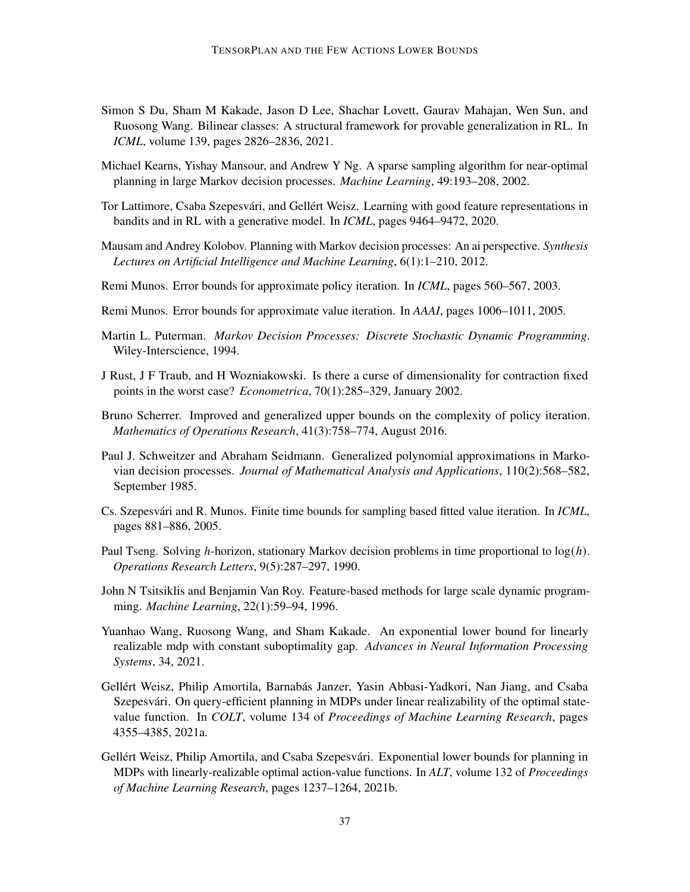Simon S Du, Sham M Kakade, Jason D Lee, Shachar Lovett, Gaurav Mahajan, Wen Sun, and Ruosong Wang. Bilinear classes: A structural framework for provable generalization in RL. In *ICML*, volume 139, pages 2826–2836, 2021.

Michael Kearns, Yishay Mansour, and Andrew Y Ng. A sparse sampling algorithm for near-optimal planning in large Markov decision processes. *Machine Learning*, 49:193–208, 2002.

Tor Lattimore, Csaba Szepesvári, and Gellért Weisz. Learning with good feature representations in bandits and in RL with a generative model. In *ICML*, pages 9464–9472, 2020.

Mausam and Andrey Kolobov. Planning with Markov decision processes: An ai perspective. *Synthesis Lectures on Artificial Intelligence and Machine Learning*, 6(1):1–210, 2012.

Remi Munos. Error bounds for approximate policy iteration. In *ICML*, pages 560–567, 2003.

Remi Munos. Error bounds for approximate value iteration. In *AAAI*, pages 1006–1011, 2005.

Martin L. Puterman. *Markov Decision Processes: Discrete Stochastic Dynamic Programming*. Wiley-Interscience, 1994.

J Rust, J F Traub, and H Wozniakowski. Is there a curse of dimensionality for contraction fixed points in the worst case? *Econometrica*, 70(1):285–329, January 2002.

Bruno Scherrer. Improved and generalized upper bounds on the complexity of policy iteration. *Mathematics of Operations Research*, 41(3):758–774, August 2016.

Paul J. Schweitzer and Abraham Seidmann. Generalized polynomial approximations in Markovian decision processes. *Journal of Mathematical Analysis and Applications*, 110(2):568–582, September 1985.

Cs. Szepesvári and R. Munos. Finite time bounds for sampling based fitted value iteration. In *ICML*, pages 881–886, 2005.

Paul Tseng. Solving $h$-horizon, stationary Markov decision problems in time proportional to $\log(h)$. *Operations Research Letters*, 9(5):287–297, 1990.

John N Tsitsiklis and Benjamin Van Roy. Feature-based methods for large scale dynamic programming. *Machine Learning*, 22(1):59–94, 1996.

Yuanhao Wang, Ruosong Wang, and Sham Kakade. An exponential lower bound for linearly realizable mdp with constant suboptimality gap. *Advances in Neural Information Processing Systems*, 34, 2021.

Gellért Weisz, Philip Amortila, Barnabás Janzer, Yasin Abbasi-Yadkori, Nan Jiang, and Csaba Szepesvári. On query-efficient planning in MDPs under linear realizability of the optimal state-value function. In *COLT*, volume 134 of *Proceedings of Machine Learning Research*, pages 4355–4385, 2021a.

Gellért Weisz, Philip Amortila, and Csaba Szepesvári. Exponential lower bounds for planning in MDPs with linearly-realizable optimal action-value functions. In *ALT*, volume 132 of *Proceedings of Machine Learning Research*, pages 1237–1264, 2021b.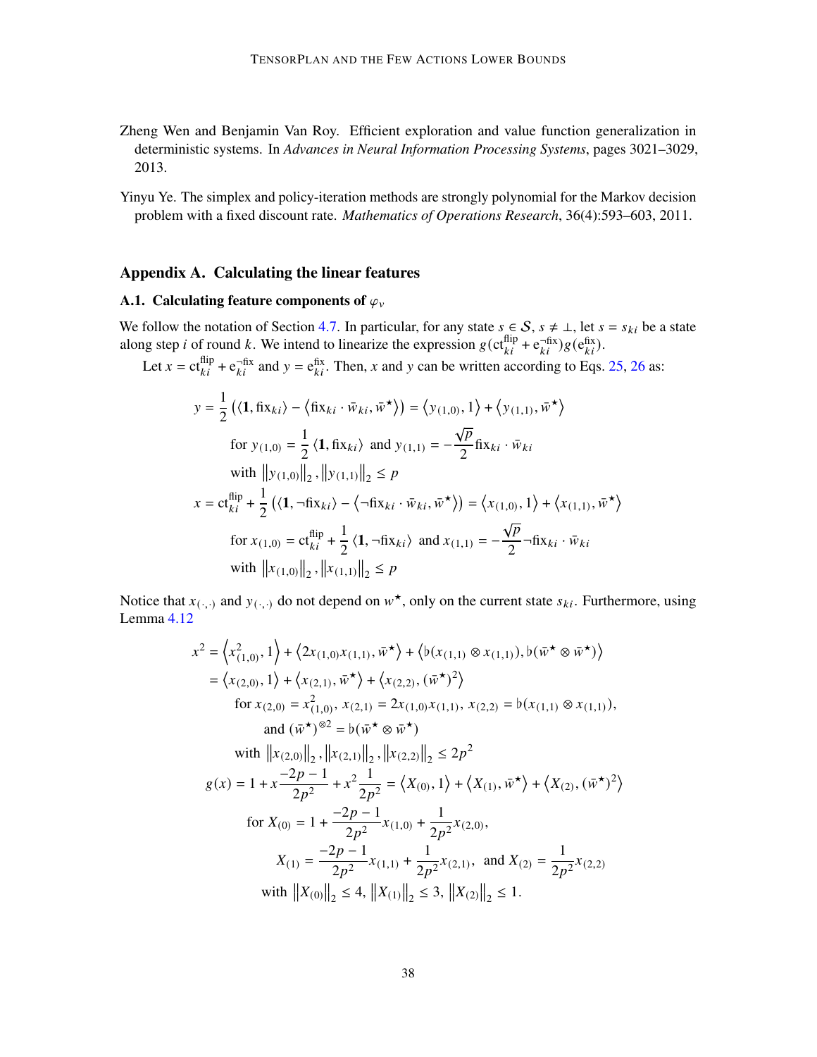Zheng Wen and Benjamin Van Roy. Efficient exploration and value function generalization in deterministic systems. In *Advances in Neural Information Processing Systems*, pages 3021–3029, 2013.

Yinyu Ye. The simplex and policy-iteration methods are strongly polynomial for the Markov decision problem with a fixed discount rate. *Mathematics of Operations Research*, 36(4):593–603, 2011.

## Appendix A. Calculating the linear features

### A.1. Calculating feature components of $\varphi_v$

We follow the notation of Section 4.7. In particular, for any state $s \in \mathcal{S}$, $s \neq \perp$, let $s = s_{ki}$ be a state along step $i$ of round $k$. We intend to linearize the expression $g(\mathrm{ct}^{\mathrm{flip}}_{ki} + \mathrm{e}^{\neg\mathrm{fix}}_{ki}) g(\mathrm{e}^{\mathrm{fix}}_{ki})$.

Let $x = \mathrm{ct}^{\mathrm{flip}}_{ki} + \mathrm{e}^{\neg\mathrm{fix}}_{ki}$ and $y = \mathrm{e}^{\mathrm{fix}}_{ki}$. Then, $x$ and $y$ can be written according to Eqs. 25, 26 as:

$$
\begin{aligned}
y &= \frac{1}{2}\left(\langle \mathbf{1}, \mathrm{fix}_{ki}\rangle - \langle \mathrm{fix}_{ki} \cdot \bar{w}_{ki}, \bar{w}^\star\rangle\right) = \langle y_{(1,0)}, 1\rangle + \langle y_{(1,1)}, \bar{w}^\star\rangle \\
&\quad \text{for } y_{(1,0)} = \frac{1}{2}\langle \mathbf{1}, \mathrm{fix}_{ki}\rangle \text{ and } y_{(1,1)} = -\frac{\sqrt{p}}{2}\mathrm{fix}_{ki} \cdot \bar{w}_{ki} \\
&\quad \text{with } \left\|y_{(1,0)}\right\|_2, \left\|y_{(1,1)}\right\|_2 \leq p \\
x &= \mathrm{ct}^{\mathrm{flip}}_{ki} + \frac{1}{2}\left(\langle \mathbf{1}, \neg\mathrm{fix}_{ki}\rangle - \langle \neg\mathrm{fix}_{ki} \cdot \bar{w}_{ki}, \bar{w}^\star\rangle\right) = \langle x_{(1,0)}, 1\rangle + \langle x_{(1,1)}, \bar{w}^\star\rangle \\
&\quad \text{for } x_{(1,0)} = \mathrm{ct}^{\mathrm{flip}}_{ki} + \frac{1}{2}\langle \mathbf{1}, \neg\mathrm{fix}_{ki}\rangle \text{ and } x_{(1,1)} = -\frac{\sqrt{p}}{2}\neg\mathrm{fix}_{ki} \cdot \bar{w}_{ki} \\
&\quad \text{with } \left\|x_{(1,0)}\right\|_2, \left\|x_{(1,1)}\right\|_2 \leq p
\end{aligned}
$$

Notice that $x_{(\cdot,\cdot)}$ and $y_{(\cdot,\cdot)}$ do not depend on $w^\star$, only on the current state $s_{ki}$. Furthermore, using Lemma 4.12

$$
\begin{aligned}
x^2 &= \langle x_{(1,0)}^2, 1\rangle + \langle 2x_{(1,0)}x_{(1,1)}, \bar{w}^\star\rangle + \langle \flat(x_{(1,1)} \otimes x_{(1,1)}), \flat(\bar{w}^\star \otimes \bar{w}^\star)\rangle \\
&= \langle x_{(2,0)}, 1\rangle + \langle x_{(2,1)}, \bar{w}^\star\rangle + \langle x_{(2,2)}, (\bar{w}^\star)^2\rangle \\
&\quad \text{for } x_{(2,0)} = x_{(1,0)}^2,\ x_{(2,1)} = 2x_{(1,0)}x_{(1,1)},\ x_{(2,2)} = \flat(x_{(1,1)} \otimes x_{(1,1)}), \\
&\qquad \text{and } (\bar{w}^\star)^{\otimes 2} = \flat(\bar{w}^\star \otimes \bar{w}^\star) \\
&\quad \text{with } \left\|x_{(2,0)}\right\|_2, \left\|x_{(2,1)}\right\|_2, \left\|x_{(2,2)}\right\|_2 \leq 2p^2 \\
g(x) &= 1 + x\frac{-2p-1}{2p^2} + x^2\frac{1}{2p^2} = \langle X_{(0)}, 1\rangle + \langle X_{(1)}, \bar{w}^\star\rangle + \langle X_{(2)}, (\bar{w}^\star)^2\rangle \\
&\quad \text{for } X_{(0)} = 1 + \frac{-2p-1}{2p^2}x_{(1,0)} + \frac{1}{2p^2}x_{(2,0)}, \\
&\qquad X_{(1)} = \frac{-2p-1}{2p^2}x_{(1,1)} + \frac{1}{2p^2}x_{(2,1)},\ \text{ and } X_{(2)} = \frac{1}{2p^2}x_{(2,2)} \\
&\quad \text{with } \left\|X_{(0)}\right\|_2 \leq 4,\ \left\|X_{(1)}\right\|_2 \leq 3,\ \left\|X_{(2)}\right\|_2 \leq 1.
\end{aligned}
$$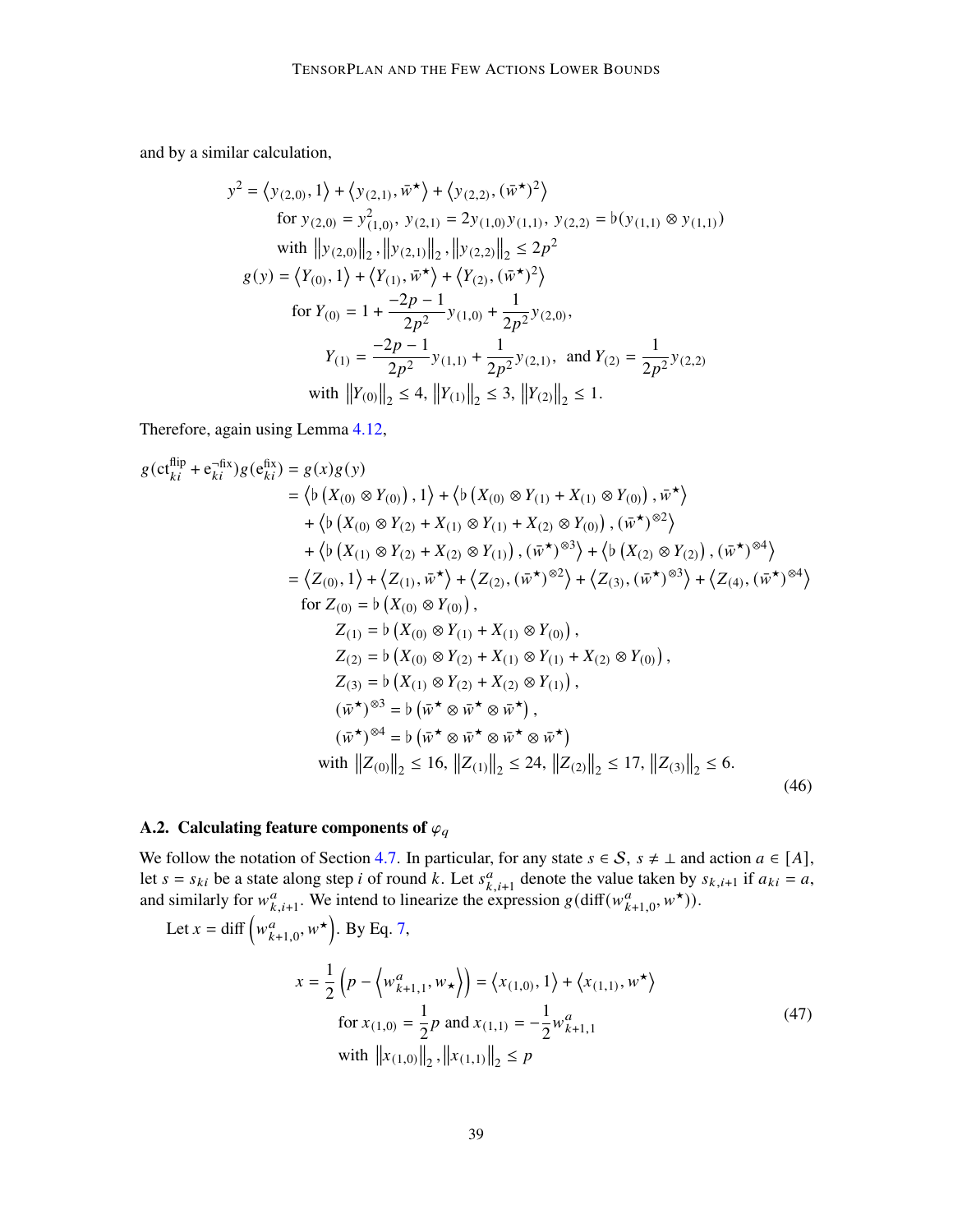and by a similar calculation,

$$
\begin{aligned}
y^2 &= \langle y_{(2,0)}, 1\rangle + \langle y_{(2,1)}, \bar{w}^\star\rangle + \langle y_{(2,2)}, (\bar{w}^\star)^2\rangle \\
&\quad \text{for } y_{(2,0)} = y_{(1,0)}^2,\ y_{(2,1)} = 2y_{(1,0)}y_{(1,1)},\ y_{(2,2)} = \flat(y_{(1,1)} \otimes y_{(1,1)}) \\
&\quad \text{with } \left\|y_{(2,0)}\right\|_2, \left\|y_{(2,1)}\right\|_2, \left\|y_{(2,2)}\right\|_2 \le 2p^2 \\
g(y) &= \langle Y_{(0)}, 1\rangle + \langle Y_{(1)}, \bar{w}^\star\rangle + \langle Y_{(2)}, (\bar{w}^\star)^2\rangle \\
&\quad \text{for } Y_{(0)} = 1 + \frac{-2p-1}{2p^2} y_{(1,0)} + \frac{1}{2p^2} y_{(2,0)}, \\
&\quad\quad Y_{(1)} = \frac{-2p-1}{2p^2} y_{(1,1)} + \frac{1}{2p^2} y_{(2,1)},\ \text{ and } Y_{(2)} = \frac{1}{2p^2} y_{(2,2)} \\
&\quad \text{with } \left\|Y_{(0)}\right\|_2 \le 4,\ \left\|Y_{(1)}\right\|_2 \le 3,\ \left\|Y_{(2)}\right\|_2 \le 1.
\end{aligned}
$$

Therefore, again using Lemma 4.12,

$$
\begin{aligned}
g(\mathrm{ct}_{ki}^{\mathrm{flip}} + \mathrm{e}_{ki}^{\neg\mathrm{fix}}) g(\mathrm{e}_{ki}^{\mathrm{fix}}) &= g(x)g(y) \\
&= \left\langle \flat\left(X_{(0)} \otimes Y_{(0)}\right), 1\right\rangle + \left\langle \flat\left(X_{(0)} \otimes Y_{(1)} + X_{(1)} \otimes Y_{(0)}\right), \bar{w}^\star\right\rangle \\
&\quad + \left\langle \flat\left(X_{(0)} \otimes Y_{(2)} + X_{(1)} \otimes Y_{(1)} + X_{(2)} \otimes Y_{(0)}\right), (\bar{w}^\star)^{\otimes 2}\right\rangle \\
&\quad + \left\langle \flat\left(X_{(1)} \otimes Y_{(2)} + X_{(2)} \otimes Y_{(1)}\right), (\bar{w}^\star)^{\otimes 3}\right\rangle + \left\langle \flat\left(X_{(2)} \otimes Y_{(2)}\right), (\bar{w}^\star)^{\otimes 4}\right\rangle \\
&= \langle Z_{(0)}, 1\rangle + \langle Z_{(1)}, \bar{w}^\star\rangle + \langle Z_{(2)}, (\bar{w}^\star)^{\otimes 2}\rangle + \langle Z_{(3)}, (\bar{w}^\star)^{\otimes 3}\rangle + \langle Z_{(4)}, (\bar{w}^\star)^{\otimes 4}\rangle \\
&\quad \text{for } Z_{(0)} = \flat\left(X_{(0)} \otimes Y_{(0)}\right), \\
&\quad\quad Z_{(1)} = \flat\left(X_{(0)} \otimes Y_{(1)} + X_{(1)} \otimes Y_{(0)}\right), \\
&\quad\quad Z_{(2)} = \flat\left(X_{(0)} \otimes Y_{(2)} + X_{(1)} \otimes Y_{(1)} + X_{(2)} \otimes Y_{(0)}\right), \\
&\quad\quad Z_{(3)} = \flat\left(X_{(1)} \otimes Y_{(2)} + X_{(2)} \otimes Y_{(1)}\right), \\
&\quad\quad (\bar{w}^\star)^{\otimes 3} = \flat\left(\bar{w}^\star \otimes \bar{w}^\star \otimes \bar{w}^\star\right), \\
&\quad\quad (\bar{w}^\star)^{\otimes 4} = \flat\left(\bar{w}^\star \otimes \bar{w}^\star \otimes \bar{w}^\star \otimes \bar{w}^\star\right) \\
&\quad \text{with } \left\|Z_{(0)}\right\|_2 \le 16,\ \left\|Z_{(1)}\right\|_2 \le 24,\ \left\|Z_{(2)}\right\|_2 \le 17,\ \left\|Z_{(3)}\right\|_2 \le 6.
\end{aligned}
\tag{46}
$$

### A.2. Calculating feature components of $\varphi_q$

We follow the notation of Section 4.7. In particular, for any state $s \in \mathcal{S}$, $s \neq \perp$ and action $a \in [A]$, let $s = s_{ki}$ be a state along step $i$ of round $k$. Let $s^a_{k,i+1}$ denote the value taken by $s_{k,i+1}$ if $a_{ki} = a$, and similarly for $w^a_{k,i+1}$. We intend to linearize the expression $g(\mathrm{diff}(w^a_{k+1,0}, w^\star))$.

Let $x = \mathrm{diff}\left(w^a_{k+1,0}, w^\star\right)$. By Eq. 7,

$$
\begin{aligned}
x = \frac{1}{2}\left(p - \left\langle w^a_{k+1,1}, w_\star\right\rangle\right) &= \langle x_{(1,0)}, 1\rangle + \langle x_{(1,1)}, w^\star\rangle \\
&\quad \text{for } x_{(1,0)} = \frac{1}{2}p \text{ and } x_{(1,1)} = -\frac{1}{2} w^a_{k+1,1} \\
&\quad \text{with } \left\|x_{(1,0)}\right\|_2, \left\|x_{(1,1)}\right\|_2 \le p
\end{aligned}
\tag{47}
$$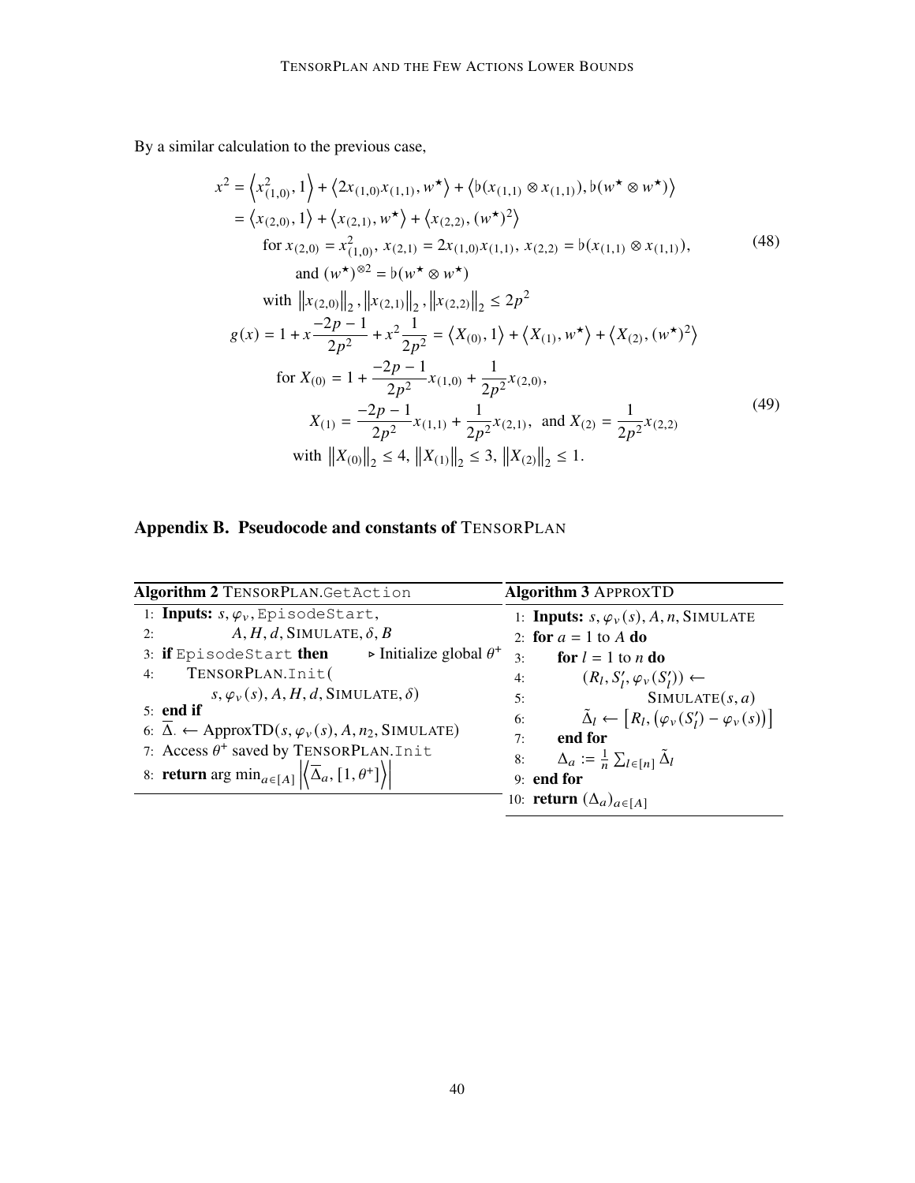By a similar calculation to the previous case,

$$
\begin{aligned}
x^2 &= \left\langle x_{(1,0)}^2, 1 \right\rangle + \left\langle 2x_{(1,0)}x_{(1,1)}, w^\star \right\rangle + \left\langle \flat(x_{(1,1)} \otimes x_{(1,1)}), \flat(w^\star \otimes w^\star) \right\rangle \\
&= \left\langle x_{(2,0)}, 1 \right\rangle + \left\langle x_{(2,1)}, w^\star \right\rangle + \left\langle x_{(2,2)}, (w^\star)^2 \right\rangle \\
&\quad \text{for } x_{(2,0)} = x_{(1,0)}^2,\ x_{(2,1)} = 2x_{(1,0)}x_{(1,1)},\ x_{(2,2)} = \flat(x_{(1,1)} \otimes x_{(1,1)}), \\
&\qquad \text{and } (w^\star)^{\otimes 2} = \flat(w^\star \otimes w^\star) \\
&\quad \text{with } \left\|x_{(2,0)}\right\|_2, \left\|x_{(2,1)}\right\|_2, \left\|x_{(2,2)}\right\|_2 \le 2p^2
\end{aligned} \tag{48}
$$

$$
\begin{aligned}
g(x) &= 1 + x\frac{-2p-1}{2p^2} + x^2\frac{1}{2p^2} = \left\langle X_{(0)}, 1 \right\rangle + \left\langle X_{(1)}, w^\star \right\rangle + \left\langle X_{(2)}, (w^\star)^2 \right\rangle \\
&\quad \text{for } X_{(0)} = 1 + \frac{-2p-1}{2p^2}x_{(1,0)} + \frac{1}{2p^2}x_{(2,0)}, \\
&\qquad X_{(1)} = \frac{-2p-1}{2p^2}x_{(1,1)} + \frac{1}{2p^2}x_{(2,1)},\ \text{ and } X_{(2)} = \frac{1}{2p^2}x_{(2,2)} \\
&\quad \text{with } \left\|X_{(0)}\right\|_2 \le 4,\ \left\|X_{(1)}\right\|_2 \le 3,\ \left\|X_{(2)}\right\|_2 \le 1.
\end{aligned} \tag{49}
$$

## Appendix B. Pseudocode and constants of TensorPlan

**Algorithm 2** TensorPlan.GetAction

```
1: Inputs: s, φ_v, EpisodeStart,
2:         A, H, d, SIMULATE, δ, B
3: if EpisodeStart then                    ▷ Initialize global θ⁺
4:     TensorPlan.Init(
           s, φ_v(s), A, H, d, SIMULATE, δ)
5: end if
6: Δ̄. ← ApproxTD(s, φ_v(s), A, n_2, SIMULATE)
7: Access θ⁺ saved by TensorPlan.Init
8: return arg min_{a∈[A]} |⟨Δ̄_a, [1, θ⁺]⟩|
```

**Algorithm 3** ApproxTD

```
1: Inputs: s, φ_v(s), A, n, SIMULATE
2: for a = 1 to A do
3:     for l = 1 to n do
4:         (R_l, S'_l, φ_v(S'_l)) ←
5:                 SIMULATE(s, a)
6:         Δ̃_l ← [R_l, (φ_v(S'_l) − φ_v(s))]
7:     end for
8:     Δ_a := (1/n) Σ_{l∈[n]} Δ̃_l
9: end for
10: return (Δ_a)_{a∈[A]}
```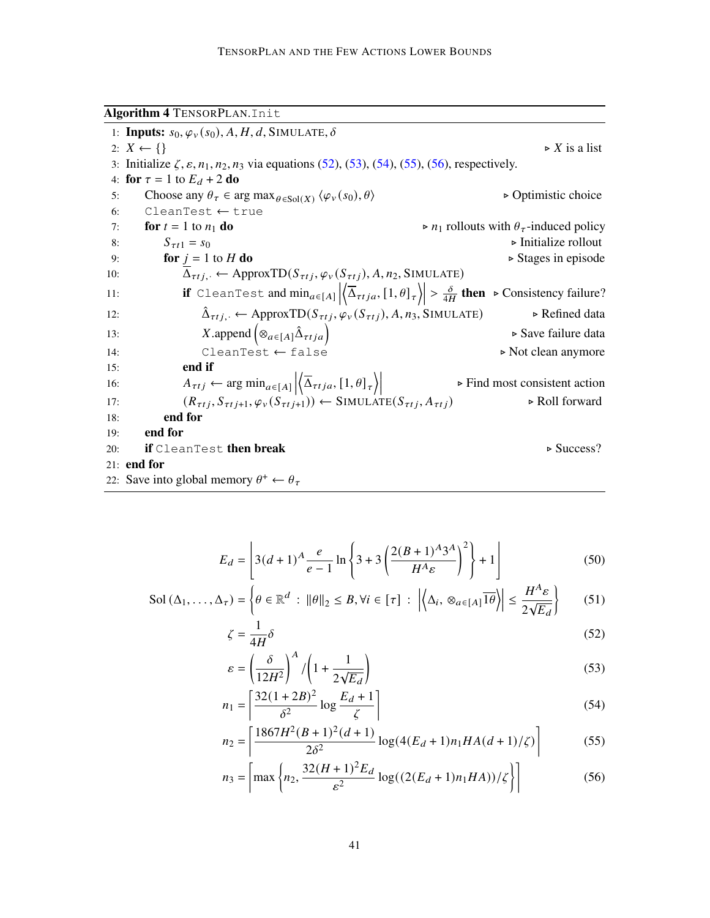**Algorithm 4** TensorPlan.Init

```
1: Inputs: s_0, φ_v(s_0), A, H, d, Simulate, δ
2: X ← {}                                                    ▷ X is a list
3: Initialize ζ, ε, n_1, n_2, n_3 via equations (52), (53), (54), (55), (56), respectively.
4: for τ = 1 to E_d + 2 do
5:     Choose any θ_τ ∈ arg max_{θ∈Sol(X)} ⟨φ_v(s_0), θ⟩       ▷ Optimistic choice
6:     CleanTest ← true
7:     for t = 1 to n_1 do                                    ▷ n_1 rollouts with θ_τ-induced policy
8:         S_{τt1} = s_0                                      ▷ Initialize rollout
9:         for j = 1 to H do                                  ▷ Stages in episode
10:            Δ̄_{τtj,·} ← ApproxTD(S_{τtj}, φ_v(S_{τtj}), A, n_2, Simulate)
11:            if CleanTest and min_{a∈[A]} |⟨Δ̄_{τtja}, [1,θ]_τ⟩| > δ/(4H) then   ▷ Consistency failure?
12:                Δ̂_{τtj,·} ← ApproxTD(S_{τtj}, φ_v(S_{τtj}), A, n_3, Simulate)   ▷ Refined data
13:                X.append(⊗_{a∈[A]} Δ̂_{τtja})                   ▷ Save failure data
14:                CleanTest ← false                           ▷ Not clean anymore
15:            end if
16:            A_{τtj} ← arg min_{a∈[A]} |⟨Δ̄_{τtja}, [1,θ]_τ⟩|        ▷ Find most consistent action
17:            (R_{τtj}, S_{τtj+1}, φ_v(S_{τtj+1})) ← Simulate(S_{τtj}, A_{τtj})   ▷ Roll forward
18:        end for
19:    end for
20:    if CleanTest then break                                ▷ Success?
21: end for
22: Save into global memory θ⁺ ← θ_τ
```

$$E_d = \left\lfloor 3(d+1)^A \frac{e}{e-1} \ln\left\{3 + 3\left(\frac{2(B+1)^A 3^A}{H^A \varepsilon}\right)^2\right\} + 1 \right\rfloor \tag{50}$$

$$\mathrm{Sol}\left(\Delta_1, \ldots, \Delta_\tau\right) = \left\{\theta \in \mathbb{R}^d \;:\; \|\theta\|_2 \le B, \forall i \in [\tau] \;:\; \left|\left\langle \Delta_i, \otimes_{a\in[A]} \overline{1\theta}\right\rangle\right| \le \frac{H^A \varepsilon}{2\sqrt{E_d}}\right\} \tag{51}$$

$$\zeta = \frac{1}{4H}\delta \tag{52}$$

$$\varepsilon = \left(\frac{\delta}{12H^2}\right)^A \Big/ \left(1 + \frac{1}{2\sqrt{E_d}}\right) \tag{53}$$

$$n_1 = \left\lceil \frac{32(1+2B)^2}{\delta^2} \log \frac{E_d + 1}{\zeta} \right\rceil \tag{54}$$

$$n_2 = \left\lceil \frac{1867H^2(B+1)^2(d+1)}{2\delta^2} \log(4(E_d+1)n_1 HA(d+1)/\zeta) \right\rceil \tag{55}$$

$$n_3 = \left\lceil \max\left\{n_2, \frac{32(H+1)^2 E_d}{\varepsilon^2} \log((2(E_d+1)n_1 HA))/\zeta\right\} \right\rceil \tag{56}$$